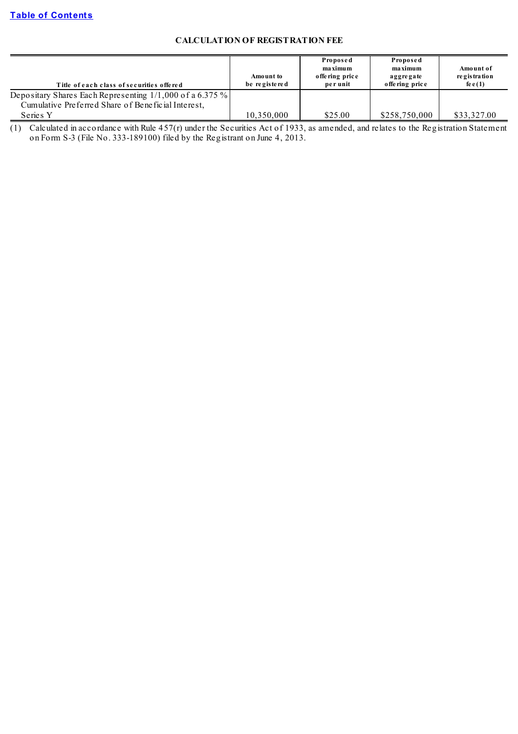Table of Contents

## CALCULATION OF REGISTRATION FEE

| Title of each class of securities offered | Amount to be registered | Proposed maximum offering price per unit | Proposed maximum aggregate offering price | Amount of registration fee(1) |
|---|---|---|---|---|
| Depositary Shares Each Representing 1/1,000 of a 6.375 % Cumulative Preferred Share of Beneficial Interest, Series Y | 10,350,000 | $25.00 | $258,750,000 | $33,327.00 |

(1) Calculated in accordance with Rule 457(r) under the Securities Act of 1933, as amended, and relates to the Registration Statement on Form S-3 (File No. 333-189100) filed by the Registrant on June 4, 2013.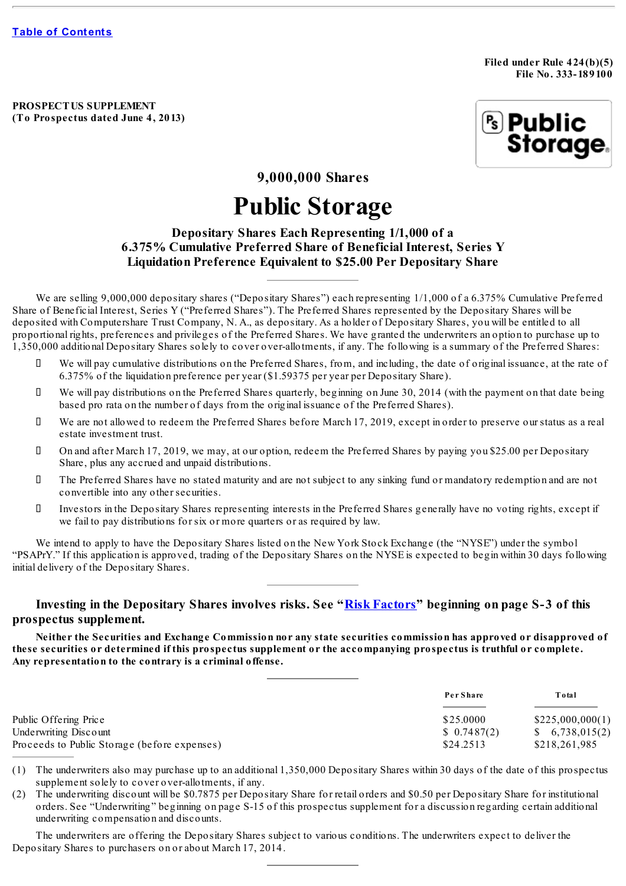[Table of Contents](#)

**Filed under Rule 424(b)(5)**
**File No. 333-189100**

**PROSPECTUS SUPPLEMENT**
**(To Prospectus dated June 4, 2013)**

Public Storage

## 9,000,000 Shares

# Public Storage

### Depositary Shares Each Representing 1/1,000 of a 6.375% Cumulative Preferred Share of Beneficial Interest, Series Y Liquidation Preference Equivalent to $25.00 Per Depositary Share

We are selling 9,000,000 depositary shares ("Depositary Shares") each representing 1/1,000 of a 6.375% Cumulative Preferred Share of Beneficial Interest, Series Y ("Preferred Shares"). The Preferred Shares represented by the Depositary Shares will be deposited with Computershare Trust Company, N. A., as depositary. As a holder of Depositary Shares, you will be entitled to all proportional rights, preferences and privileges of the Preferred Shares. We have granted the underwriters an option to purchase up to 1,350,000 additional Depositary Shares solely to cover over-allotments, if any. The following is a summary of the Preferred Shares:

- We will pay cumulative distributions on the Preferred Shares, from, and including, the date of original issuance, at the rate of 6.375% of the liquidation preference per year ($1.59375 per year per Depositary Share).
- We will pay distributions on the Preferred Shares quarterly, beginning on June 30, 2014 (with the payment on that date being based pro rata on the number of days from the original issuance of the Preferred Shares).
- We are not allowed to redeem the Preferred Shares before March 17, 2019, except in order to preserve our status as a real estate investment trust.
- On and after March 17, 2019, we may, at our option, redeem the Preferred Shares by paying you $25.00 per Depositary Share, plus any accrued and unpaid distributions.
- The Preferred Shares have no stated maturity and are not subject to any sinking fund or mandatory redemption and are not convertible into any other securities.
- Investors in the Depositary Shares representing interests in the Preferred Shares generally have no voting rights, except if we fail to pay distributions for six or more quarters or as required by law.

We intend to apply to have the Depositary Shares listed on the New York Stock Exchange (the "NYSE") under the symbol "PSAPrY." If this application is approved, trading of the Depositary Shares on the NYSE is expected to begin within 30 days following initial delivery of the Depositary Shares.

**Investing in the Depositary Shares involves risks. See "[Risk Factors](#)" beginning on page S-3 of this prospectus supplement.**

**Neither the Securities and Exchange Commission nor any state securities commission has approved or disapproved of these securities or determined if this prospectus supplement or the accompanying prospectus is truthful or complete. Any representation to the contrary is a criminal offense.**

| | Per Share | Total |
|---|---|---|
| Public Offering Price | $25.0000 | $225,000,000(1) |
| Underwriting Discount | $ 0.7487(2) | $ 6,738,015(2) |
| Proceeds to Public Storage (before expenses) | $24.2513 | $218,261,985 |

(1) The underwriters also may purchase up to an additional 1,350,000 Depositary Shares within 30 days of the date of this prospectus supplement solely to cover over-allotments, if any.

(2) The underwriting discount will be $0.7875 per Depositary Share for retail orders and $0.50 per Depositary Share for institutional orders. See "Underwriting" beginning on page S-15 of this prospectus supplement for a discussion regarding certain additional underwriting compensation and discounts.

The underwriters are offering the Depositary Shares subject to various conditions. The underwriters expect to deliver the Depositary Shares to purchasers on or about March 17, 2014.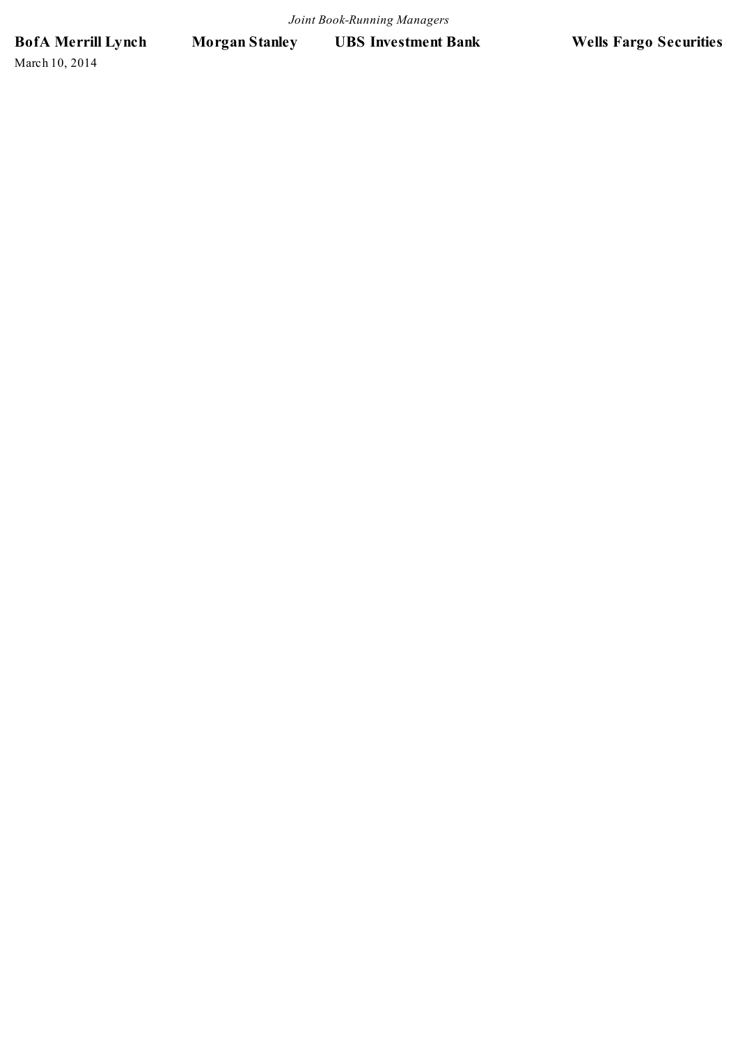*Joint Book-Running Managers*

**BofA Merrill Lynch** **Morgan Stanley** **UBS Investment Bank** **Wells Fargo Securities**

March 10, 2014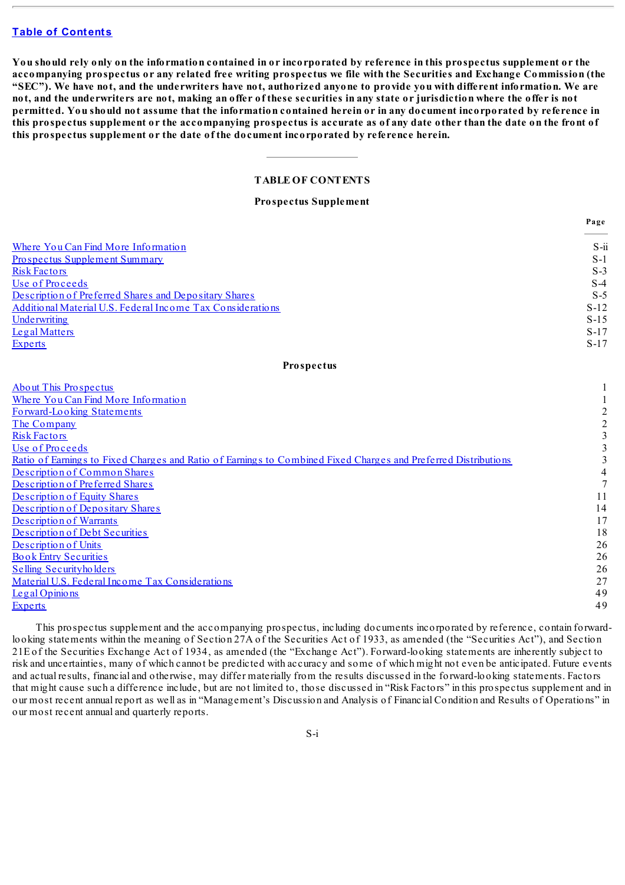Table of Contents

**You should rely only on the information contained in or incorporated by reference in this prospectus supplement or the accompanying prospectus or any related free writing prospectus we file with the Securities and Exchange Commission (the "SEC"). We have not, and the underwriters have not, authorized anyone to provide you with different information. We are not, and the underwriters are not, making an offer of these securities in any state or jurisdiction where the offer is not permitted. You should not assume that the information contained herein or in any document incorporated by reference in this prospectus supplement or the accompanying prospectus is accurate as of any date other than the date on the front of this prospectus supplement or the date of the document incorporated by reference herein.**

## TABLE OF CONTENTS

### Prospectus Supplement

| | Page |
|---|---|
| Where You Can Find More Information | S-ii |
| Prospectus Supplement Summary | S-1 |
| Risk Factors | S-3 |
| Use of Proceeds | S-4 |
| Description of Preferred Shares and Depositary Shares | S-5 |
| Additional Material U.S. Federal Income Tax Considerations | S-12 |
| Underwriting | S-15 |
| Legal Matters | S-17 |
| Experts | S-17 |

### Prospectus

| | |
|---|---|
| About This Prospectus | 1 |
| Where You Can Find More Information | 1 |
| Forward-Looking Statements | 2 |
| The Company | 2 |
| Risk Factors | 3 |
| Use of Proceeds | 3 |
| Ratio of Earnings to Fixed Charges and Ratio of Earnings to Combined Fixed Charges and Preferred Distributions | 3 |
| Description of Common Shares | 4 |
| Description of Preferred Shares | 7 |
| Description of Equity Shares | 11 |
| Description of Depositary Shares | 14 |
| Description of Warrants | 17 |
| Description of Debt Securities | 18 |
| Description of Units | 26 |
| Book Entry Securities | 26 |
| Selling Securityholders | 26 |
| Material U.S. Federal Income Tax Considerations | 27 |
| Legal Opinions | 49 |
| Experts | 49 |

This prospectus supplement and the accompanying prospectus, including documents incorporated by reference, contain forward-looking statements within the meaning of Section 27A of the Securities Act of 1933, as amended (the "Securities Act"), and Section 21E of the Securities Exchange Act of 1934, as amended (the "Exchange Act"). Forward-looking statements are inherently subject to risk and uncertainties, many of which cannot be predicted with accuracy and some of which might not even be anticipated. Future events and actual results, financial and otherwise, may differ materially from the results discussed in the forward-looking statements. Factors that might cause such a difference include, but are not limited to, those discussed in "Risk Factors" in this prospectus supplement and in our most recent annual report as well as in "Management's Discussion and Analysis of Financial Condition and Results of Operations" in our most recent annual and quarterly reports.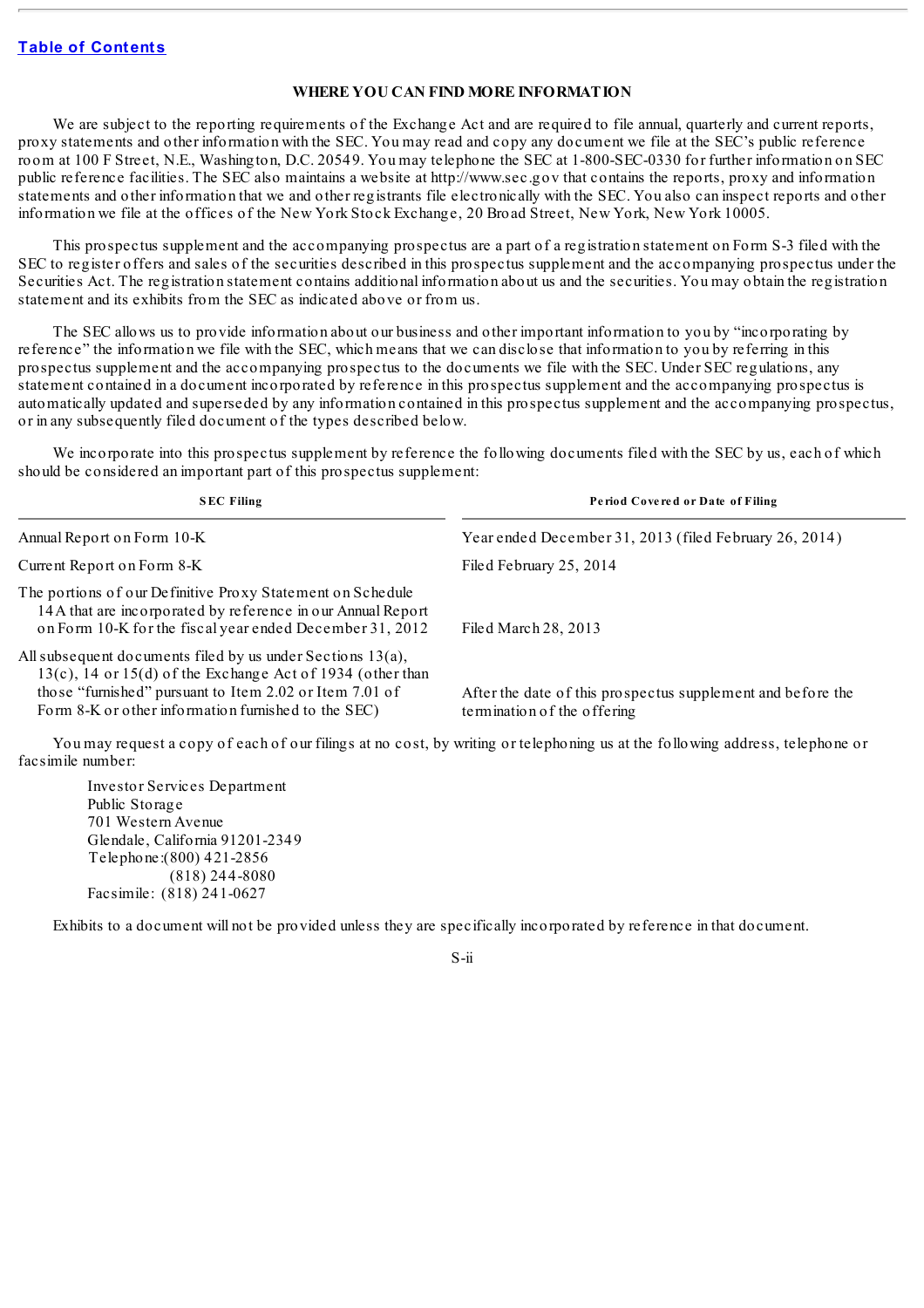## WHERE YOU CAN FIND MORE INFORMATION

We are subject to the reporting requirements of the Exchange Act and are required to file annual, quarterly and current reports, proxy statements and other information with the SEC. You may read and copy any document we file at the SEC's public reference room at 100 F Street, N.E., Washington, D.C. 20549. You may telephone the SEC at 1-800-SEC-0330 for further information on SEC public reference facilities. The SEC also maintains a website at http://www.sec.gov that contains the reports, proxy and information statements and other information that we and other registrants file electronically with the SEC. You also can inspect reports and other information we file at the offices of the New York Stock Exchange, 20 Broad Street, New York, New York 10005.

This prospectus supplement and the accompanying prospectus are a part of a registration statement on Form S-3 filed with the SEC to register offers and sales of the securities described in this prospectus supplement and the accompanying prospectus under the Securities Act. The registration statement contains additional information about us and the securities. You may obtain the registration statement and its exhibits from the SEC as indicated above or from us.

The SEC allows us to provide information about our business and other important information to you by "incorporating by reference" the information we file with the SEC, which means that we can disclose that information to you by referring in this prospectus supplement and the accompanying prospectus to the documents we file with the SEC. Under SEC regulations, any statement contained in a document incorporated by reference in this prospectus supplement and the accompanying prospectus is automatically updated and superseded by any information contained in this prospectus supplement and the accompanying prospectus, or in any subsequently filed document of the types described below.

We incorporate into this prospectus supplement by reference the following documents filed with the SEC by us, each of which should be considered an important part of this prospectus supplement:

| SEC Filing | Period Covered or Date of Filing |
|---|---|
| Annual Report on Form 10-K | Year ended December 31, 2013 (filed February 26, 2014) |
| Current Report on Form 8-K | Filed February 25, 2014 |
| The portions of our Definitive Proxy Statement on Schedule 14A that are incorporated by reference in our Annual Report on Form 10-K for the fiscal year ended December 31, 2012 | Filed March 28, 2013 |
| All subsequent documents filed by us under Sections 13(a), 13(c), 14 or 15(d) of the Exchange Act of 1934 (other than those "furnished" pursuant to Item 2.02 or Item 7.01 of Form 8-K or other information furnished to the SEC) | After the date of this prospectus supplement and before the termination of the offering |

You may request a copy of each of our filings at no cost, by writing or telephoning us at the following address, telephone or facsimile number:

Investor Services Department
Public Storage
701 Western Avenue
Glendale, California 91201-2349
Telephone:(800) 421-2856
(818) 244-8080
Facsimile: (818) 241-0627

Exhibits to a document will not be provided unless they are specifically incorporated by reference in that document.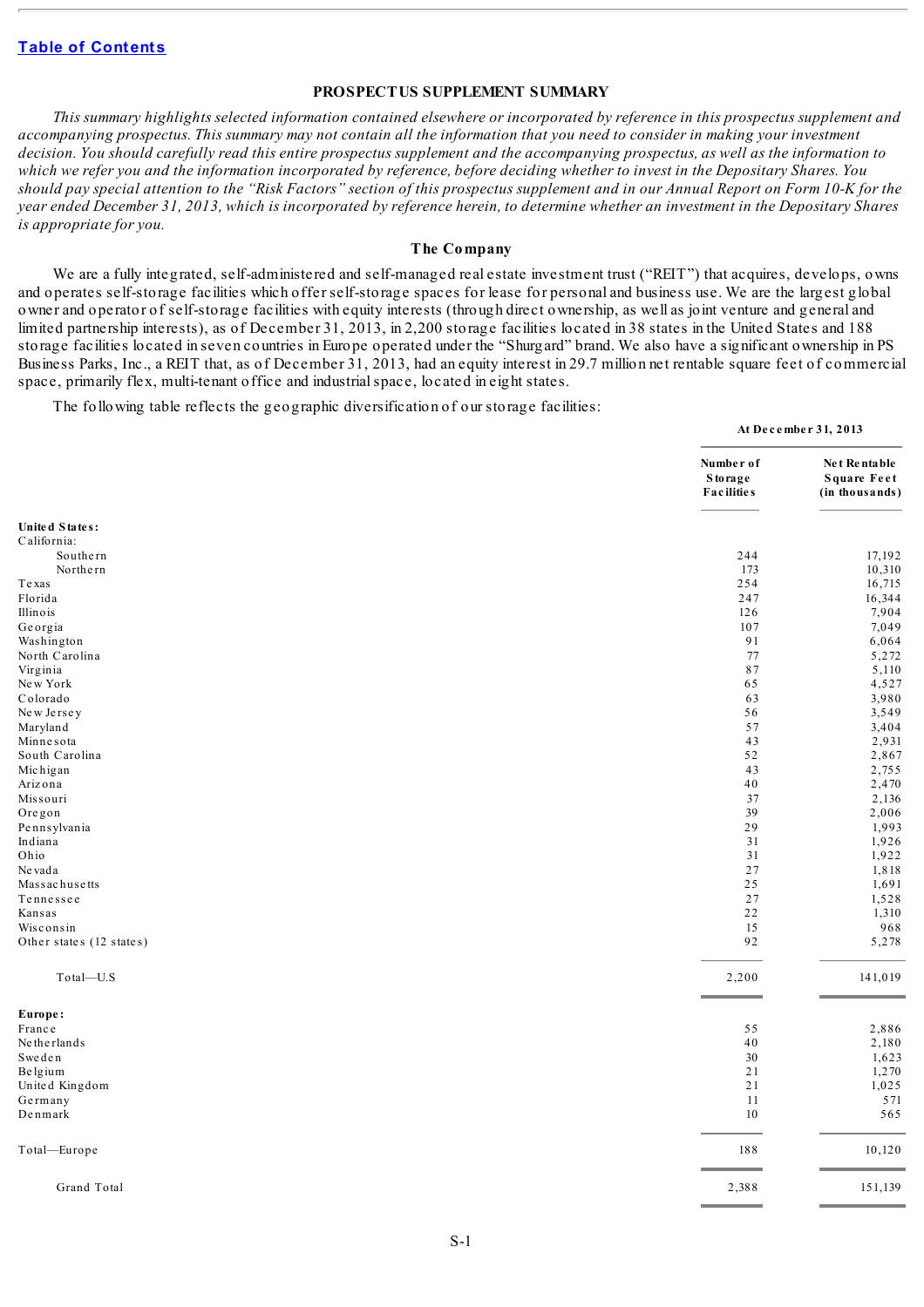Table of Contents

## PROSPECTUS SUPPLEMENT SUMMARY

*This summary highlights selected information contained elsewhere or incorporated by reference in this prospectus supplement and accompanying prospectus. This summary may not contain all the information that you need to consider in making your investment decision. You should carefully read this entire prospectus supplement and the accompanying prospectus, as well as the information to which we refer you and the information incorporated by reference, before deciding whether to invest in the Depositary Shares. You should pay special attention to the "Risk Factors" section of this prospectus supplement and in our Annual Report on Form 10-K for the year ended December 31, 2013, which is incorporated by reference herein, to determine whether an investment in the Depositary Shares is appropriate for you.*

### The Company

We are a fully integrated, self-administered and self-managed real estate investment trust ("REIT") that acquires, develops, owns and operates self-storage facilities which offer self-storage spaces for lease for personal and business use. We are the largest global owner and operator of self-storage facilities with equity interests (through direct ownership, as well as joint venture and general and limited partnership interests), as of December 31, 2013, in 2,200 storage facilities located in 38 states in the United States and 188 storage facilities located in seven countries in Europe operated under the "Shurgard" brand. We also have a significant ownership in PS Business Parks, Inc., a REIT that, as of December 31, 2013, had an equity interest in 29.7 million net rentable square feet of commercial space, primarily flex, multi-tenant office and industrial space, located in eight states.

The following table reflects the geographic diversification of our storage facilities:

| | At December 31, 2013 | |
|---|---|---|
| | **Number of Storage Facilities** | **Net Rentable Square Feet (in thousands)** |
| **United States:** | | |
| California: | | |
| Southern | 244 | 17,192 |
| Northern | 173 | 10,310 |
| Texas | 254 | 16,715 |
| Florida | 247 | 16,344 |
| Illinois | 126 | 7,904 |
| Georgia | 107 | 7,049 |
| Washington | 91 | 6,064 |
| North Carolina | 77 | 5,272 |
| Virginia | 87 | 5,110 |
| New York | 65 | 4,527 |
| Colorado | 63 | 3,980 |
| New Jersey | 56 | 3,549 |
| Maryland | 57 | 3,404 |
| Minnesota | 43 | 2,931 |
| South Carolina | 52 | 2,867 |
| Michigan | 43 | 2,755 |
| Arizona | 40 | 2,470 |
| Missouri | 37 | 2,136 |
| Oregon | 39 | 2,006 |
| Pennsylvania | 29 | 1,993 |
| Indiana | 31 | 1,926 |
| Ohio | 31 | 1,922 |
| Nevada | 27 | 1,818 |
| Massachusetts | 25 | 1,691 |
| Tennessee | 27 | 1,528 |
| Kansas | 22 | 1,310 |
| Wisconsin | 15 | 968 |
| Other states (12 states) | 92 | 5,278 |
| Total—U.S | 2,200 | 141,019 |
| **Europe:** | | |
| France | 55 | 2,886 |
| Netherlands | 40 | 2,180 |
| Sweden | 30 | 1,623 |
| Belgium | 21 | 1,270 |
| United Kingdom | 21 | 1,025 |
| Germany | 11 | 571 |
| Denmark | 10 | 565 |
| Total—Europe | 188 | 10,120 |
| Grand Total | 2,388 | 151,139 |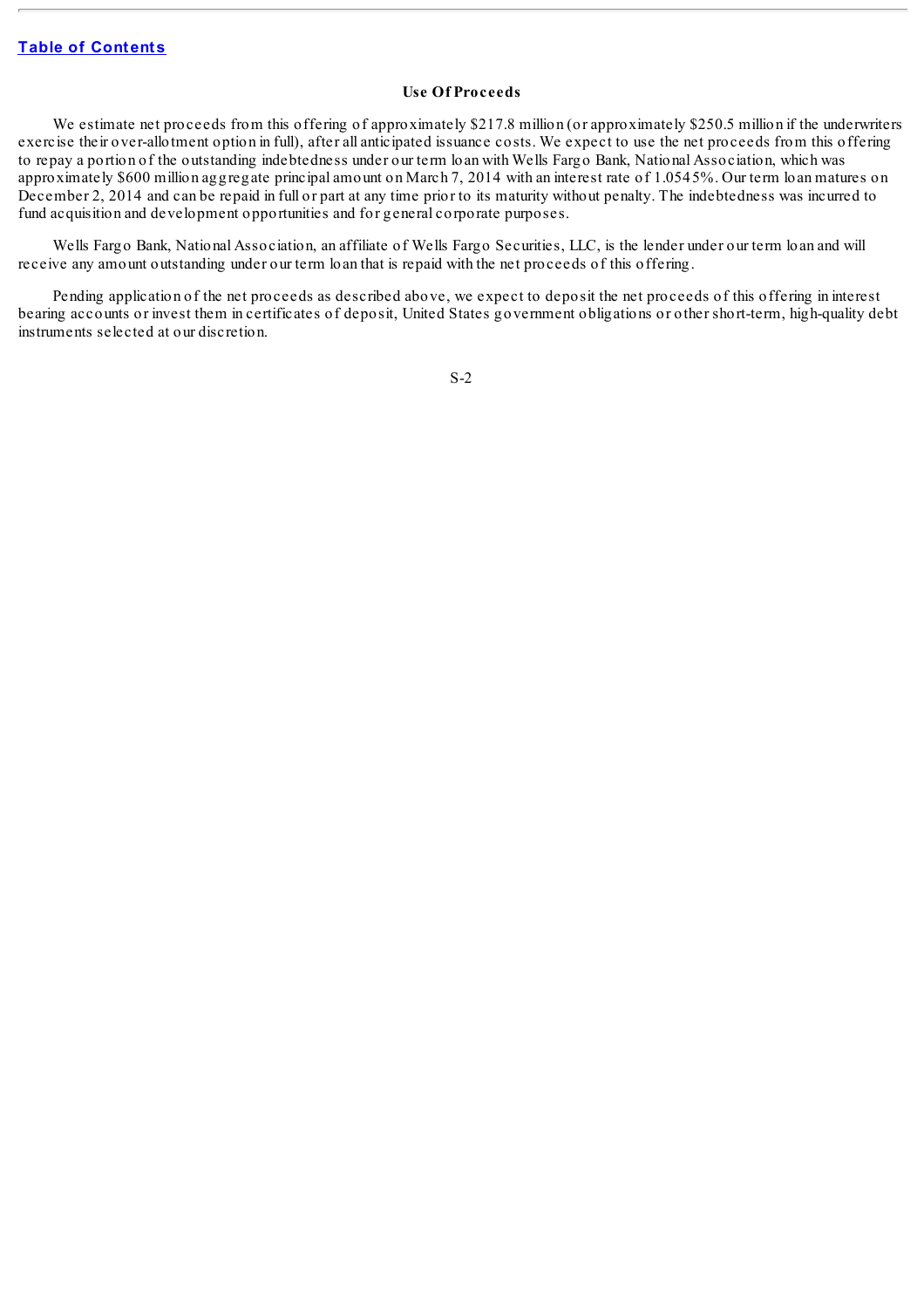[Table of Contents](#)

## Use Of Proceeds

We estimate net proceeds from this offering of approximately $217.8 million (or approximately $250.5 million if the underwriters exercise their over-allotment option in full), after all anticipated issuance costs. We expect to use the net proceeds from this offering to repay a portion of the outstanding indebtedness under our term loan with Wells Fargo Bank, National Association, which was approximately $600 million aggregate principal amount on March 7, 2014 with an interest rate of 1.0545%. Our term loan matures on December 2, 2014 and can be repaid in full or part at any time prior to its maturity without penalty. The indebtedness was incurred to fund acquisition and development opportunities and for general corporate purposes.

Wells Fargo Bank, National Association, an affiliate of Wells Fargo Securities, LLC, is the lender under our term loan and will receive any amount outstanding under our term loan that is repaid with the net proceeds of this offering.

Pending application of the net proceeds as described above, we expect to deposit the net proceeds of this offering in interest bearing accounts or invest them in certificates of deposit, United States government obligations or other short-term, high-quality debt instruments selected at our discretion.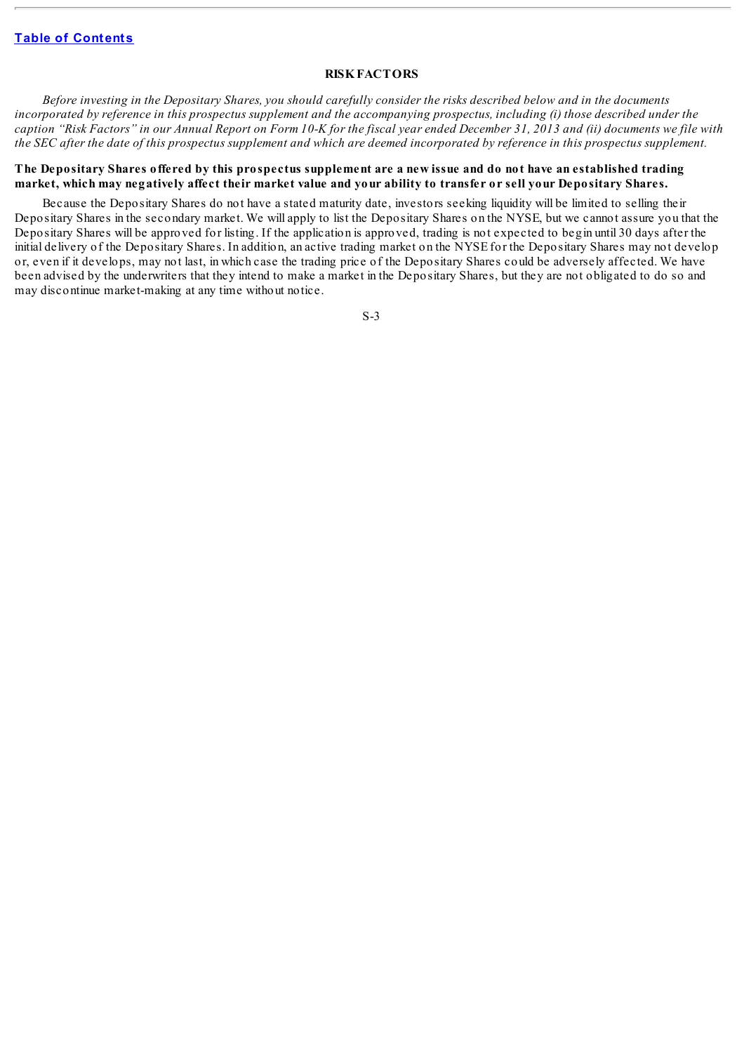## RISK FACTORS

*Before investing in the Depositary Shares, you should carefully consider the risks described below and in the documents incorporated by reference in this prospectus supplement and the accompanying prospectus, including (i) those described under the caption "Risk Factors" in our Annual Report on Form 10-K for the fiscal year ended December 31, 2013 and (ii) documents we file with the SEC after the date of this prospectus supplement and which are deemed incorporated by reference in this prospectus supplement.*

**The Depositary Shares offered by this prospectus supplement are a new issue and do not have an established trading market, which may negatively affect their market value and your ability to transfer or sell your Depositary Shares.**

Because the Depositary Shares do not have a stated maturity date, investors seeking liquidity will be limited to selling their Depositary Shares in the secondary market. We will apply to list the Depositary Shares on the NYSE, but we cannot assure you that the Depositary Shares will be approved for listing. If the application is approved, trading is not expected to begin until 30 days after the initial delivery of the Depositary Shares. In addition, an active trading market on the NYSE for the Depositary Shares may not develop or, even if it develops, may not last, in which case the trading price of the Depositary Shares could be adversely affected. We have been advised by the underwriters that they intend to make a market in the Depositary Shares, but they are not obligated to do so and may discontinue market-making at any time without notice.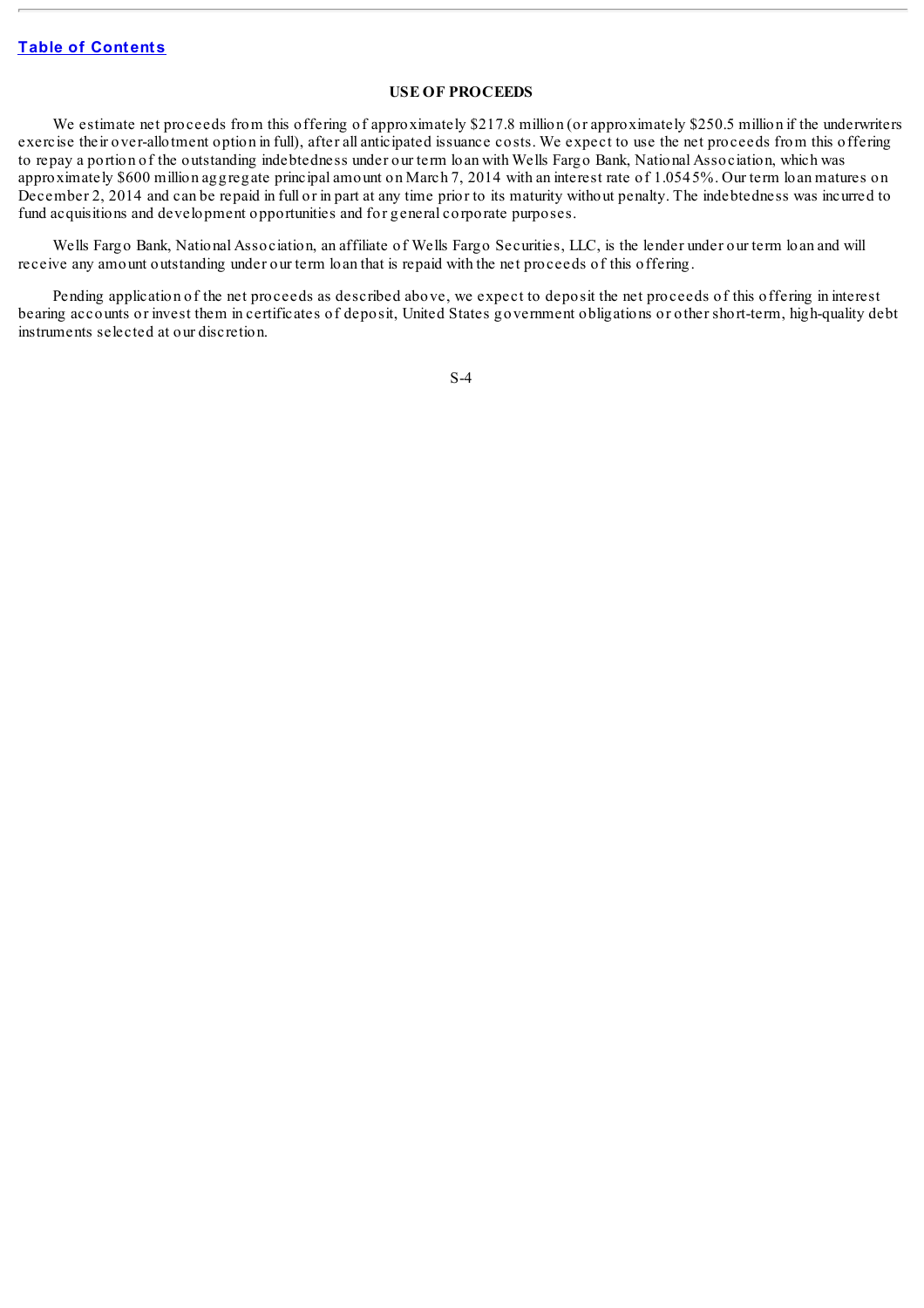## USE OF PROCEEDS

We estimate net proceeds from this offering of approximately $217.8 million (or approximately $250.5 million if the underwriters exercise their over-allotment option in full), after all anticipated issuance costs. We expect to use the net proceeds from this offering to repay a portion of the outstanding indebtedness under our term loan with Wells Fargo Bank, National Association, which was approximately $600 million aggregate principal amount on March 7, 2014 with an interest rate of 1.0545%. Our term loan matures on December 2, 2014 and can be repaid in full or in part at any time prior to its maturity without penalty. The indebtedness was incurred to fund acquisitions and development opportunities and for general corporate purposes.

Wells Fargo Bank, National Association, an affiliate of Wells Fargo Securities, LLC, is the lender under our term loan and will receive any amount outstanding under our term loan that is repaid with the net proceeds of this offering.

Pending application of the net proceeds as described above, we expect to deposit the net proceeds of this offering in interest bearing accounts or invest them in certificates of deposit, United States government obligations or other short-term, high-quality debt instruments selected at our discretion.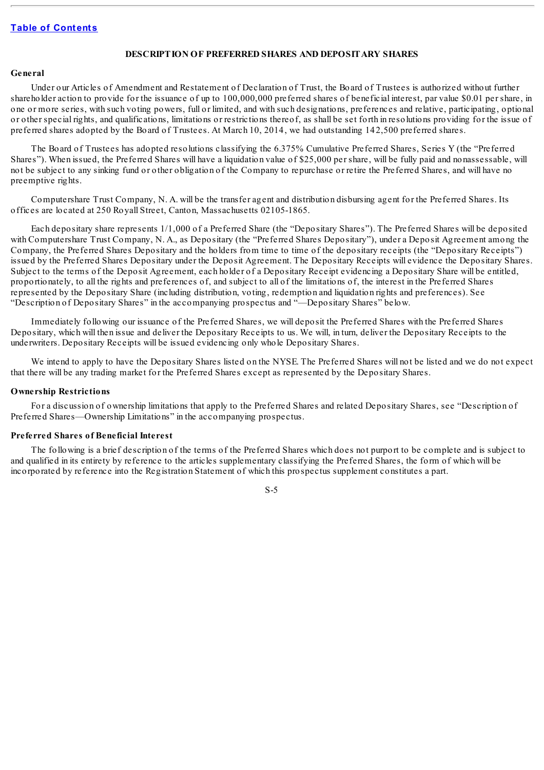[Table of Contents](#)

## DESCRIPTION OF PREFERRED SHARES AND DEPOSITARY SHARES

### General

Under our Articles of Amendment and Restatement of Declaration of Trust, the Board of Trustees is authorized without further shareholder action to provide for the issuance of up to 100,000,000 preferred shares of beneficial interest, par value $0.01 per share, in one or more series, with such voting powers, full or limited, and with such designations, preferences and relative, participating, optional or other special rights, and qualifications, limitations or restrictions thereof, as shall be set forth in resolutions providing for the issue of preferred shares adopted by the Board of Trustees. At March 10, 2014, we had outstanding 142,500 preferred shares.

The Board of Trustees has adopted resolutions classifying the 6.375% Cumulative Preferred Shares, Series Y (the "Preferred Shares"). When issued, the Preferred Shares will have a liquidation value of $25,000 per share, will be fully paid and nonassessable, will not be subject to any sinking fund or other obligation of the Company to repurchase or retire the Preferred Shares, and will have no preemptive rights.

Computershare Trust Company, N. A. will be the transfer agent and distribution disbursing agent for the Preferred Shares. Its offices are located at 250 Royall Street, Canton, Massachusetts 02105-1865.

Each depositary share represents 1/1,000 of a Preferred Share (the "Depositary Shares"). The Preferred Shares will be deposited with Computershare Trust Company, N. A., as Depositary (the "Preferred Shares Depositary"), under a Deposit Agreement among the Company, the Preferred Shares Depositary and the holders from time to time of the depositary receipts (the "Depositary Receipts") issued by the Preferred Shares Depositary under the Deposit Agreement. The Depositary Receipts will evidence the Depositary Shares. Subject to the terms of the Deposit Agreement, each holder of a Depositary Receipt evidencing a Depositary Share will be entitled, proportionately, to all the rights and preferences of, and subject to all of the limitations of, the interest in the Preferred Shares represented by the Depositary Share (including distribution, voting, redemption and liquidation rights and preferences). See "Description of Depositary Shares" in the accompanying prospectus and "—Depositary Shares" below.

Immediately following our issuance of the Preferred Shares, we will deposit the Preferred Shares with the Preferred Shares Depositary, which will then issue and deliver the Depositary Receipts to us. We will, in turn, deliver the Depositary Receipts to the underwriters. Depositary Receipts will be issued evidencing only whole Depositary Shares.

We intend to apply to have the Depositary Shares listed on the NYSE. The Preferred Shares will not be listed and we do not expect that there will be any trading market for the Preferred Shares except as represented by the Depositary Shares.

### Ownership Restrictions

For a discussion of ownership limitations that apply to the Preferred Shares and related Depositary Shares, see "Description of Preferred Shares—Ownership Limitations" in the accompanying prospectus.

### Preferred Shares of Beneficial Interest

The following is a brief description of the terms of the Preferred Shares which does not purport to be complete and is subject to and qualified in its entirety by reference to the articles supplementary classifying the Preferred Shares, the form of which will be incorporated by reference into the Registration Statement of which this prospectus supplement constitutes a part.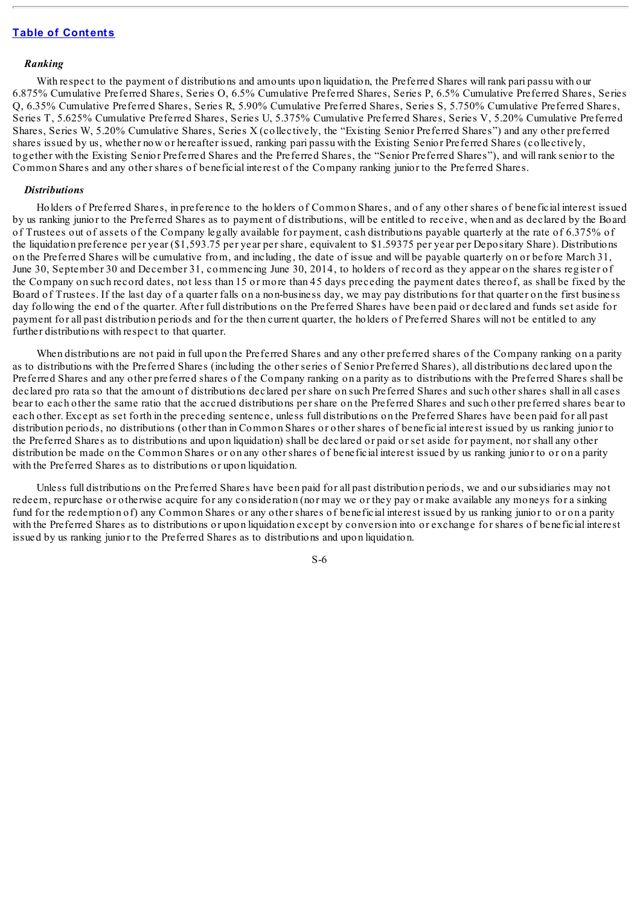### *Ranking*

With respect to the payment of distributions and amounts upon liquidation, the Preferred Shares will rank pari passu with our 6.875% Cumulative Preferred Shares, Series O, 6.5% Cumulative Preferred Shares, Series P, 6.5% Cumulative Preferred Shares, Series Q, 6.35% Cumulative Preferred Shares, Series R, 5.90% Cumulative Preferred Shares, Series S, 5.750% Cumulative Preferred Shares, Series T, 5.625% Cumulative Preferred Shares, Series U, 5.375% Cumulative Preferred Shares, Series V, 5.20% Cumulative Preferred Shares, Series W, 5.20% Cumulative Shares, Series X (collectively, the "Existing Senior Preferred Shares") and any other preferred shares issued by us, whether now or hereafter issued, ranking pari passu with the Existing Senior Preferred Shares (collectively, together with the Existing Senior Preferred Shares and the Preferred Shares, the "Senior Preferred Shares"), and will rank senior to the Common Shares and any other shares of beneficial interest of the Company ranking junior to the Preferred Shares.

### *Distributions*

Holders of Preferred Shares, in preference to the holders of Common Shares, and of any other shares of beneficial interest issued by us ranking junior to the Preferred Shares as to payment of distributions, will be entitled to receive, when and as declared by the Board of Trustees out of assets of the Company legally available for payment, cash distributions payable quarterly at the rate of 6.375% of the liquidation preference per year ($1,593.75 per year per share, equivalent to $1.59375 per year per Depositary Share). Distributions on the Preferred Shares will be cumulative from, and including, the date of issue and will be payable quarterly on or before March 31, June 30, September 30 and December 31, commencing June 30, 2014, to holders of record as they appear on the shares register of the Company on such record dates, not less than 15 or more than 45 days preceding the payment dates thereof, as shall be fixed by the Board of Trustees. If the last day of a quarter falls on a non-business day, we may pay distributions for that quarter on the first business day following the end of the quarter. After full distributions on the Preferred Shares have been paid or declared and funds set aside for payment for all past distribution periods and for the then current quarter, the holders of Preferred Shares will not be entitled to any further distributions with respect to that quarter.

When distributions are not paid in full upon the Preferred Shares and any other preferred shares of the Company ranking on a parity as to distributions with the Preferred Shares (including the other series of Senior Preferred Shares), all distributions declared upon the Preferred Shares and any other preferred shares of the Company ranking on a parity as to distributions with the Preferred Shares shall be declared pro rata so that the amount of distributions declared per share on such Preferred Shares and such other shares shall in all cases bear to each other the same ratio that the accrued distributions per share on the Preferred Shares and such other preferred shares bear to each other. Except as set forth in the preceding sentence, unless full distributions on the Preferred Shares have been paid for all past distribution periods, no distributions (other than in Common Shares or other shares of beneficial interest issued by us ranking junior to the Preferred Shares as to distributions and upon liquidation) shall be declared or paid or set aside for payment, nor shall any other distribution be made on the Common Shares or on any other shares of beneficial interest issued by us ranking junior to or on a parity with the Preferred Shares as to distributions or upon liquidation.

Unless full distributions on the Preferred Shares have been paid for all past distribution periods, we and our subsidiaries may not redeem, repurchase or otherwise acquire for any consideration (nor may we or they pay or make available any moneys for a sinking fund for the redemption of) any Common Shares or any other shares of beneficial interest issued by us ranking junior to or on a parity with the Preferred Shares as to distributions or upon liquidation except by conversion into or exchange for shares of beneficial interest issued by us ranking junior to the Preferred Shares as to distributions and upon liquidation.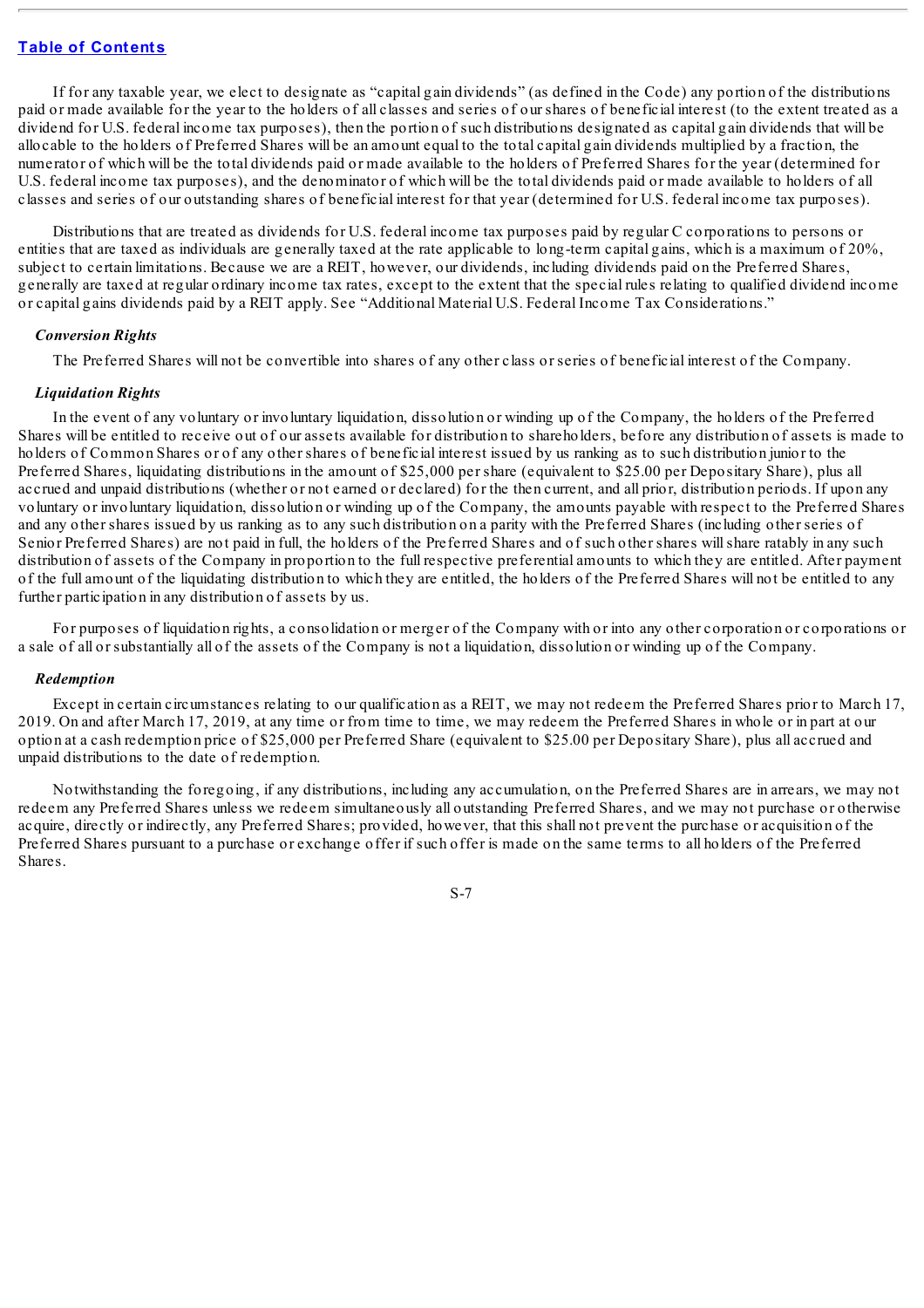If for any taxable year, we elect to designate as "capital gain dividends" (as defined in the Code) any portion of the distributions paid or made available for the year to the holders of all classes and series of our shares of beneficial interest (to the extent treated as a dividend for U.S. federal income tax purposes), then the portion of such distributions designated as capital gain dividends that will be allocable to the holders of Preferred Shares will be an amount equal to the total capital gain dividends multiplied by a fraction, the numerator of which will be the total dividends paid or made available to the holders of Preferred Shares for the year (determined for U.S. federal income tax purposes), and the denominator of which will be the total dividends paid or made available to holders of all classes and series of our outstanding shares of beneficial interest for that year (determined for U.S. federal income tax purposes).

Distributions that are treated as dividends for U.S. federal income tax purposes paid by regular C corporations to persons or entities that are taxed as individuals are generally taxed at the rate applicable to long-term capital gains, which is a maximum of 20%, subject to certain limitations. Because we are a REIT, however, our dividends, including dividends paid on the Preferred Shares, generally are taxed at regular ordinary income tax rates, except to the extent that the special rules relating to qualified dividend income or capital gains dividends paid by a REIT apply. See "Additional Material U.S. Federal Income Tax Considerations."

### *Conversion Rights*

The Preferred Shares will not be convertible into shares of any other class or series of beneficial interest of the Company.

### *Liquidation Rights*

In the event of any voluntary or involuntary liquidation, dissolution or winding up of the Company, the holders of the Preferred Shares will be entitled to receive out of our assets available for distribution to shareholders, before any distribution of assets is made to holders of Common Shares or of any other shares of beneficial interest issued by us ranking as to such distribution junior to the Preferred Shares, liquidating distributions in the amount of $25,000 per share (equivalent to $25.00 per Depositary Share), plus all accrued and unpaid distributions (whether or not earned or declared) for the then current, and all prior, distribution periods. If upon any voluntary or involuntary liquidation, dissolution or winding up of the Company, the amounts payable with respect to the Preferred Shares and any other shares issued by us ranking as to any such distribution on a parity with the Preferred Shares (including other series of Senior Preferred Shares) are not paid in full, the holders of the Preferred Shares and of such other shares will share ratably in any such distribution of assets of the Company in proportion to the full respective preferential amounts to which they are entitled. After payment of the full amount of the liquidating distribution to which they are entitled, the holders of the Preferred Shares will not be entitled to any further participation in any distribution of assets by us.

For purposes of liquidation rights, a consolidation or merger of the Company with or into any other corporation or corporations or a sale of all or substantially all of the assets of the Company is not a liquidation, dissolution or winding up of the Company.

### *Redemption*

Except in certain circumstances relating to our qualification as a REIT, we may not redeem the Preferred Shares prior to March 17, 2019. On and after March 17, 2019, at any time or from time to time, we may redeem the Preferred Shares in whole or in part at our option at a cash redemption price of $25,000 per Preferred Share (equivalent to $25.00 per Depositary Share), plus all accrued and unpaid distributions to the date of redemption.

Notwithstanding the foregoing, if any distributions, including any accumulation, on the Preferred Shares are in arrears, we may not redeem any Preferred Shares unless we redeem simultaneously all outstanding Preferred Shares, and we may not purchase or otherwise acquire, directly or indirectly, any Preferred Shares; provided, however, that this shall not prevent the purchase or acquisition of the Preferred Shares pursuant to a purchase or exchange offer if such offer is made on the same terms to all holders of the Preferred Shares.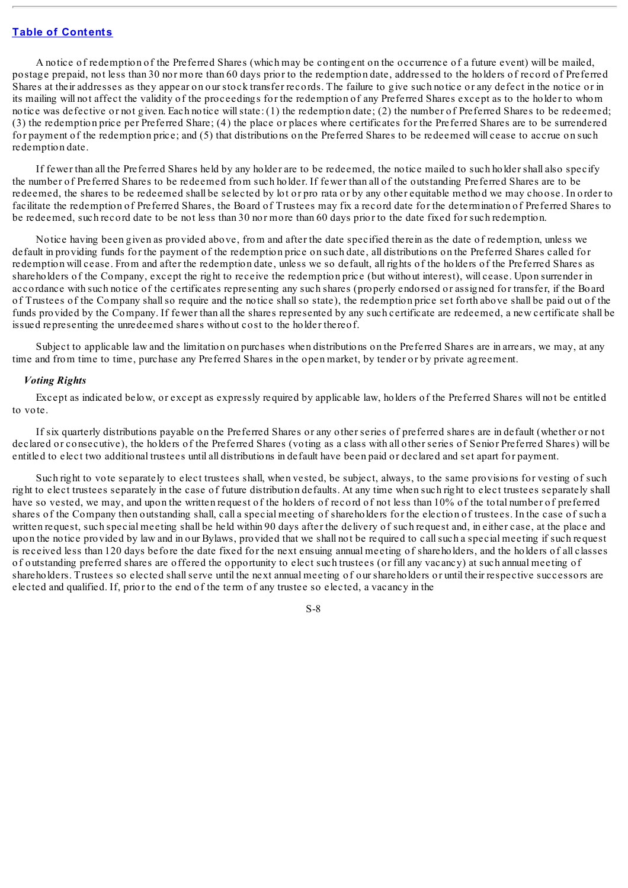A notice of redemption of the Preferred Shares (which may be contingent on the occurrence of a future event) will be mailed, postage prepaid, not less than 30 nor more than 60 days prior to the redemption date, addressed to the holders of record of Preferred Shares at their addresses as they appear on our stock transfer records. The failure to give such notice or any defect in the notice or in its mailing will not affect the validity of the proceedings for the redemption of any Preferred Shares except as to the holder to whom notice was defective or not given. Each notice will state: (1) the redemption date; (2) the number of Preferred Shares to be redeemed; (3) the redemption price per Preferred Share; (4) the place or places where certificates for the Preferred Shares are to be surrendered for payment of the redemption price; and (5) that distributions on the Preferred Shares to be redeemed will cease to accrue on such redemption date.

If fewer than all the Preferred Shares held by any holder are to be redeemed, the notice mailed to such holder shall also specify the number of Preferred Shares to be redeemed from such holder. If fewer than all of the outstanding Preferred Shares are to be redeemed, the shares to be redeemed shall be selected by lot or pro rata or by any other equitable method we may choose. In order to facilitate the redemption of Preferred Shares, the Board of Trustees may fix a record date for the determination of Preferred Shares to be redeemed, such record date to be not less than 30 nor more than 60 days prior to the date fixed for such redemption.

Notice having been given as provided above, from and after the date specified therein as the date of redemption, unless we default in providing funds for the payment of the redemption price on such date, all distributions on the Preferred Shares called for redemption will cease. From and after the redemption date, unless we so default, all rights of the holders of the Preferred Shares as shareholders of the Company, except the right to receive the redemption price (but without interest), will cease. Upon surrender in accordance with such notice of the certificates representing any such shares (properly endorsed or assigned for transfer, if the Board of Trustees of the Company shall so require and the notice shall so state), the redemption price set forth above shall be paid out of the funds provided by the Company. If fewer than all the shares represented by any such certificate are redeemed, a new certificate shall be issued representing the unredeemed shares without cost to the holder thereof.

Subject to applicable law and the limitation on purchases when distributions on the Preferred Shares are in arrears, we may, at any time and from time to time, purchase any Preferred Shares in the open market, by tender or by private agreement.

### *Voting Rights*

Except as indicated below, or except as expressly required by applicable law, holders of the Preferred Shares will not be entitled to vote.

If six quarterly distributions payable on the Preferred Shares or any other series of preferred shares are in default (whether or not declared or consecutive), the holders of the Preferred Shares (voting as a class with all other series of Senior Preferred Shares) will be entitled to elect two additional trustees until all distributions in default have been paid or declared and set apart for payment.

Such right to vote separately to elect trustees shall, when vested, be subject, always, to the same provisions for vesting of such right to elect trustees separately in the case of future distribution defaults. At any time when such right to elect trustees separately shall have so vested, we may, and upon the written request of the holders of record of not less than 10% of the total number of preferred shares of the Company then outstanding shall, call a special meeting of shareholders for the election of trustees. In the case of such a written request, such special meeting shall be held within 90 days after the delivery of such request and, in either case, at the place and upon the notice provided by law and in our Bylaws, provided that we shall not be required to call such a special meeting if such request is received less than 120 days before the date fixed for the next ensuing annual meeting of shareholders, and the holders of all classes of outstanding preferred shares are offered the opportunity to elect such trustees (or fill any vacancy) at such annual meeting of shareholders. Trustees so elected shall serve until the next annual meeting of our shareholders or until their respective successors are elected and qualified. If, prior to the end of the term of any trustee so elected, a vacancy in the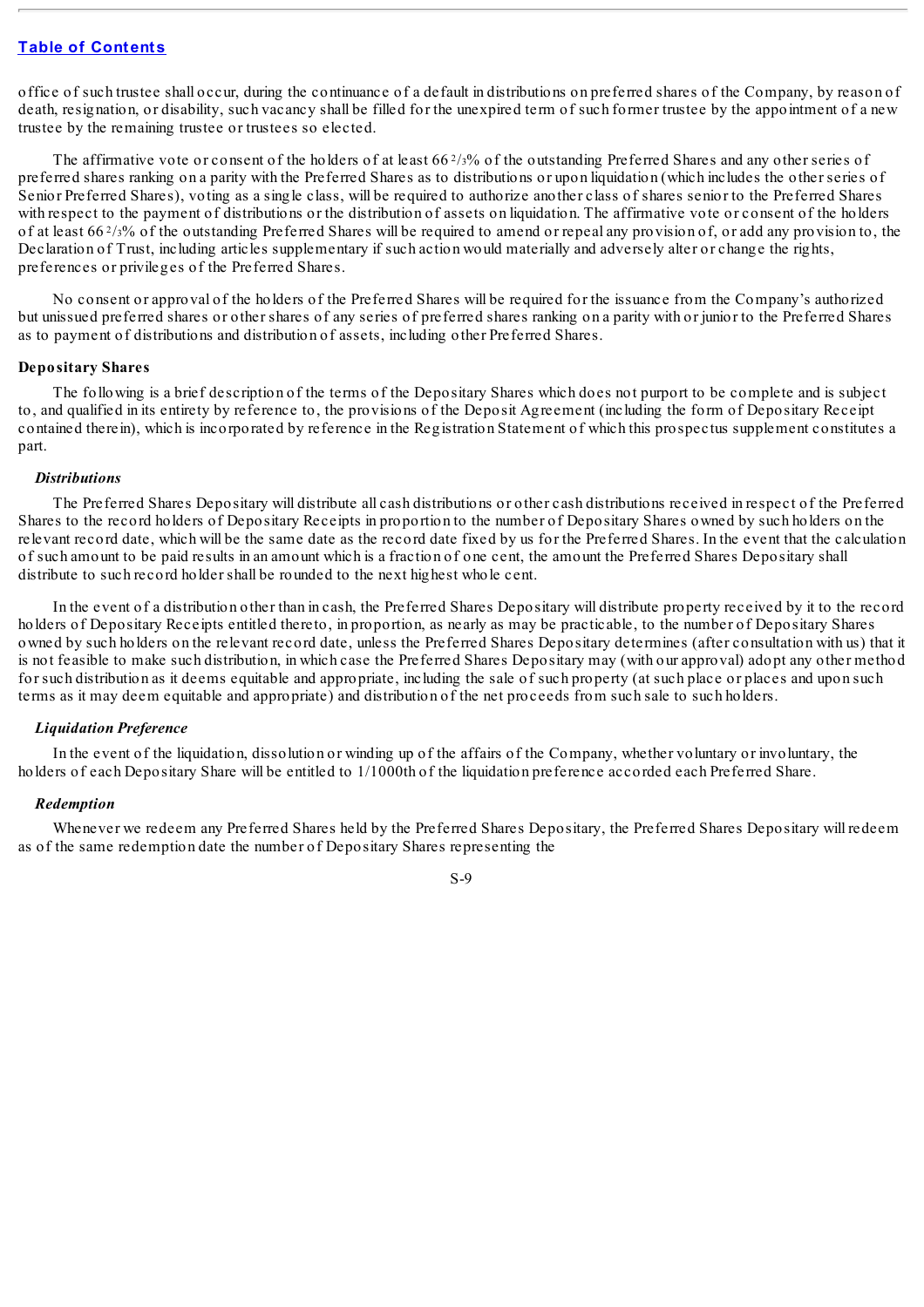office of such trustee shall occur, during the continuance of a default in distributions on preferred shares of the Company, by reason of death, resignation, or disability, such vacancy shall be filled for the unexpired term of such former trustee by the appointment of a new trustee by the remaining trustee or trustees so elected.

The affirmative vote or consent of the holders of at least 66 2/3% of the outstanding Preferred Shares and any other series of preferred shares ranking on a parity with the Preferred Shares as to distributions or upon liquidation (which includes the other series of Senior Preferred Shares), voting as a single class, will be required to authorize another class of shares senior to the Preferred Shares with respect to the payment of distributions or the distribution of assets on liquidation. The affirmative vote or consent of the holders of at least 66 2/3% of the outstanding Preferred Shares will be required to amend or repeal any provision of, or add any provision to, the Declaration of Trust, including articles supplementary if such action would materially and adversely alter or change the rights, preferences or privileges of the Preferred Shares.

No consent or approval of the holders of the Preferred Shares will be required for the issuance from the Company's authorized but unissued preferred shares or other shares of any series of preferred shares ranking on a parity with or junior to the Preferred Shares as to payment of distributions and distribution of assets, including other Preferred Shares.

### Depositary Shares

The following is a brief description of the terms of the Depositary Shares which does not purport to be complete and is subject to, and qualified in its entirety by reference to, the provisions of the Deposit Agreement (including the form of Depositary Receipt contained therein), which is incorporated by reference in the Registration Statement of which this prospectus supplement constitutes a part.

#### *Distributions*

The Preferred Shares Depositary will distribute all cash distributions or other cash distributions received in respect of the Preferred Shares to the record holders of Depositary Receipts in proportion to the number of Depositary Shares owned by such holders on the relevant record date, which will be the same date as the record date fixed by us for the Preferred Shares. In the event that the calculation of such amount to be paid results in an amount which is a fraction of one cent, the amount the Preferred Shares Depositary shall distribute to such record holder shall be rounded to the next highest whole cent.

In the event of a distribution other than in cash, the Preferred Shares Depositary will distribute property received by it to the record holders of Depositary Receipts entitled thereto, in proportion, as nearly as may be practicable, to the number of Depositary Shares owned by such holders on the relevant record date, unless the Preferred Shares Depositary determines (after consultation with us) that it is not feasible to make such distribution, in which case the Preferred Shares Depositary may (with our approval) adopt any other method for such distribution as it deems equitable and appropriate, including the sale of such property (at such place or places and upon such terms as it may deem equitable and appropriate) and distribution of the net proceeds from such sale to such holders.

#### *Liquidation Preference*

In the event of the liquidation, dissolution or winding up of the affairs of the Company, whether voluntary or involuntary, the holders of each Depositary Share will be entitled to 1/1000th of the liquidation preference accorded each Preferred Share.

#### *Redemption*

Whenever we redeem any Preferred Shares held by the Preferred Shares Depositary, the Preferred Shares Depositary will redeem as of the same redemption date the number of Depositary Shares representing the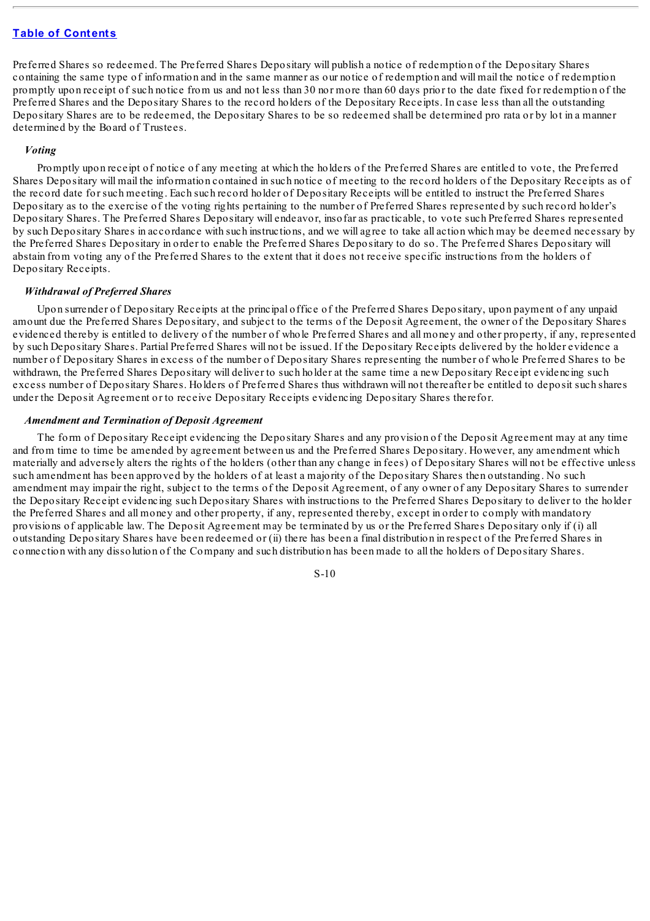Preferred Shares so redeemed. The Preferred Shares Depositary will publish a notice of redemption of the Depositary Shares containing the same type of information and in the same manner as our notice of redemption and will mail the notice of redemption promptly upon receipt of such notice from us and not less than 30 nor more than 60 days prior to the date fixed for redemption of the Preferred Shares and the Depositary Shares to the record holders of the Depositary Receipts. In case less than all the outstanding Depositary Shares are to be redeemed, the Depositary Shares to be so redeemed shall be determined pro rata or by lot in a manner determined by the Board of Trustees.

***Voting***

Promptly upon receipt of notice of any meeting at which the holders of the Preferred Shares are entitled to vote, the Preferred Shares Depositary will mail the information contained in such notice of meeting to the record holders of the Depositary Receipts as of the record date for such meeting. Each such record holder of Depositary Receipts will be entitled to instruct the Preferred Shares Depositary as to the exercise of the voting rights pertaining to the number of Preferred Shares represented by such record holder's Depositary Shares. The Preferred Shares Depositary will endeavor, insofar as practicable, to vote such Preferred Shares represented by such Depositary Shares in accordance with such instructions, and we will agree to take all action which may be deemed necessary by the Preferred Shares Depositary in order to enable the Preferred Shares Depositary to do so. The Preferred Shares Depositary will abstain from voting any of the Preferred Shares to the extent that it does not receive specific instructions from the holders of Depositary Receipts.

***Withdrawal of Preferred Shares***

Upon surrender of Depositary Receipts at the principal office of the Preferred Shares Depositary, upon payment of any unpaid amount due the Preferred Shares Depositary, and subject to the terms of the Deposit Agreement, the owner of the Depositary Shares evidenced thereby is entitled to delivery of the number of whole Preferred Shares and all money and other property, if any, represented by such Depositary Shares. Partial Preferred Shares will not be issued. If the Depositary Receipts delivered by the holder evidence a number of Depositary Shares in excess of the number of Depositary Shares representing the number of whole Preferred Shares to be withdrawn, the Preferred Shares Depositary will deliver to such holder at the same time a new Depositary Receipt evidencing such excess number of Depositary Shares. Holders of Preferred Shares thus withdrawn will not thereafter be entitled to deposit such shares under the Deposit Agreement or to receive Depositary Receipts evidencing Depositary Shares therefor.

***Amendment and Termination of Deposit Agreement***

The form of Depositary Receipt evidencing the Depositary Shares and any provision of the Deposit Agreement may at any time and from time to time be amended by agreement between us and the Preferred Shares Depositary. However, any amendment which materially and adversely alters the rights of the holders (other than any change in fees) of Depositary Shares will not be effective unless such amendment has been approved by the holders of at least a majority of the Depositary Shares then outstanding. No such amendment may impair the right, subject to the terms of the Deposit Agreement, of any owner of any Depositary Shares to surrender the Depositary Receipt evidencing such Depositary Shares with instructions to the Preferred Shares Depositary to deliver to the holder the Preferred Shares and all money and other property, if any, represented thereby, except in order to comply with mandatory provisions of applicable law. The Deposit Agreement may be terminated by us or the Preferred Shares Depositary only if (i) all outstanding Depositary Shares have been redeemed or (ii) there has been a final distribution in respect of the Preferred Shares in connection with any dissolution of the Company and such distribution has been made to all the holders of Depositary Shares.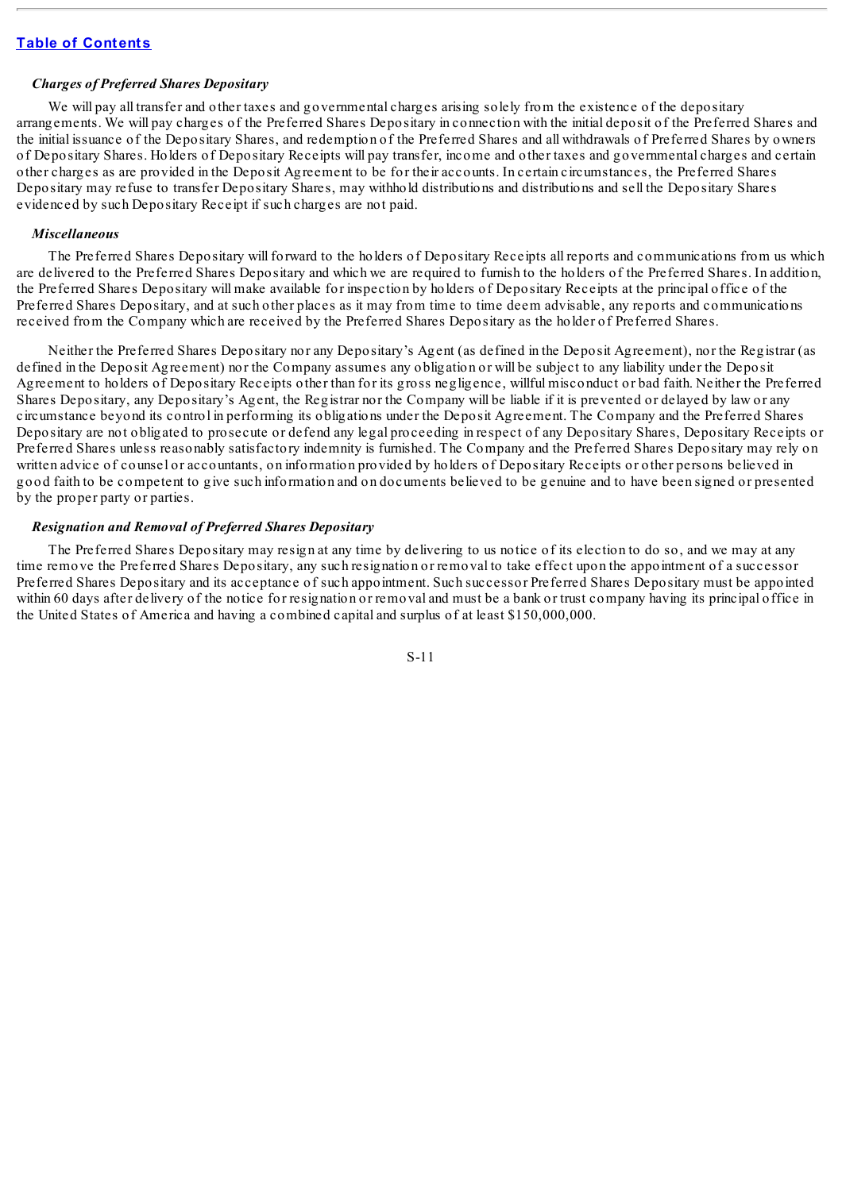### *Charges of Preferred Shares Depositary*

We will pay all transfer and other taxes and governmental charges arising solely from the existence of the depositary arrangements. We will pay charges of the Preferred Shares Depositary in connection with the initial deposit of the Preferred Shares and the initial issuance of the Depositary Shares, and redemption of the Preferred Shares and all withdrawals of Preferred Shares by owners of Depositary Shares. Holders of Depositary Receipts will pay transfer, income and other taxes and governmental charges and certain other charges as are provided in the Deposit Agreement to be for their accounts. In certain circumstances, the Preferred Shares Depositary may refuse to transfer Depositary Shares, may withhold distributions and distributions and sell the Depositary Shares evidenced by such Depositary Receipt if such charges are not paid.

### *Miscellaneous*

The Preferred Shares Depositary will forward to the holders of Depositary Receipts all reports and communications from us which are delivered to the Preferred Shares Depositary and which we are required to furnish to the holders of the Preferred Shares. In addition, the Preferred Shares Depositary will make available for inspection by holders of Depositary Receipts at the principal office of the Preferred Shares Depositary, and at such other places as it may from time to time deem advisable, any reports and communications received from the Company which are received by the Preferred Shares Depositary as the holder of Preferred Shares.

Neither the Preferred Shares Depositary nor any Depositary's Agent (as defined in the Deposit Agreement), nor the Registrar (as defined in the Deposit Agreement) nor the Company assumes any obligation or will be subject to any liability under the Deposit Agreement to holders of Depositary Receipts other than for its gross negligence, willful misconduct or bad faith. Neither the Preferred Shares Depositary, any Depositary's Agent, the Registrar nor the Company will be liable if it is prevented or delayed by law or any circumstance beyond its control in performing its obligations under the Deposit Agreement. The Company and the Preferred Shares Depositary are not obligated to prosecute or defend any legal proceeding in respect of any Depositary Shares, Depositary Receipts or Preferred Shares unless reasonably satisfactory indemnity is furnished. The Company and the Preferred Shares Depositary may rely on written advice of counsel or accountants, on information provided by holders of Depositary Receipts or other persons believed in good faith to be competent to give such information and on documents believed to be genuine and to have been signed or presented by the proper party or parties.

### *Resignation and Removal of Preferred Shares Depositary*

The Preferred Shares Depositary may resign at any time by delivering to us notice of its election to do so, and we may at any time remove the Preferred Shares Depositary, any such resignation or removal to take effect upon the appointment of a successor Preferred Shares Depositary and its acceptance of such appointment. Such successor Preferred Shares Depositary must be appointed within 60 days after delivery of the notice for resignation or removal and must be a bank or trust company having its principal office in the United States of America and having a combined capital and surplus of at least $150,000,000.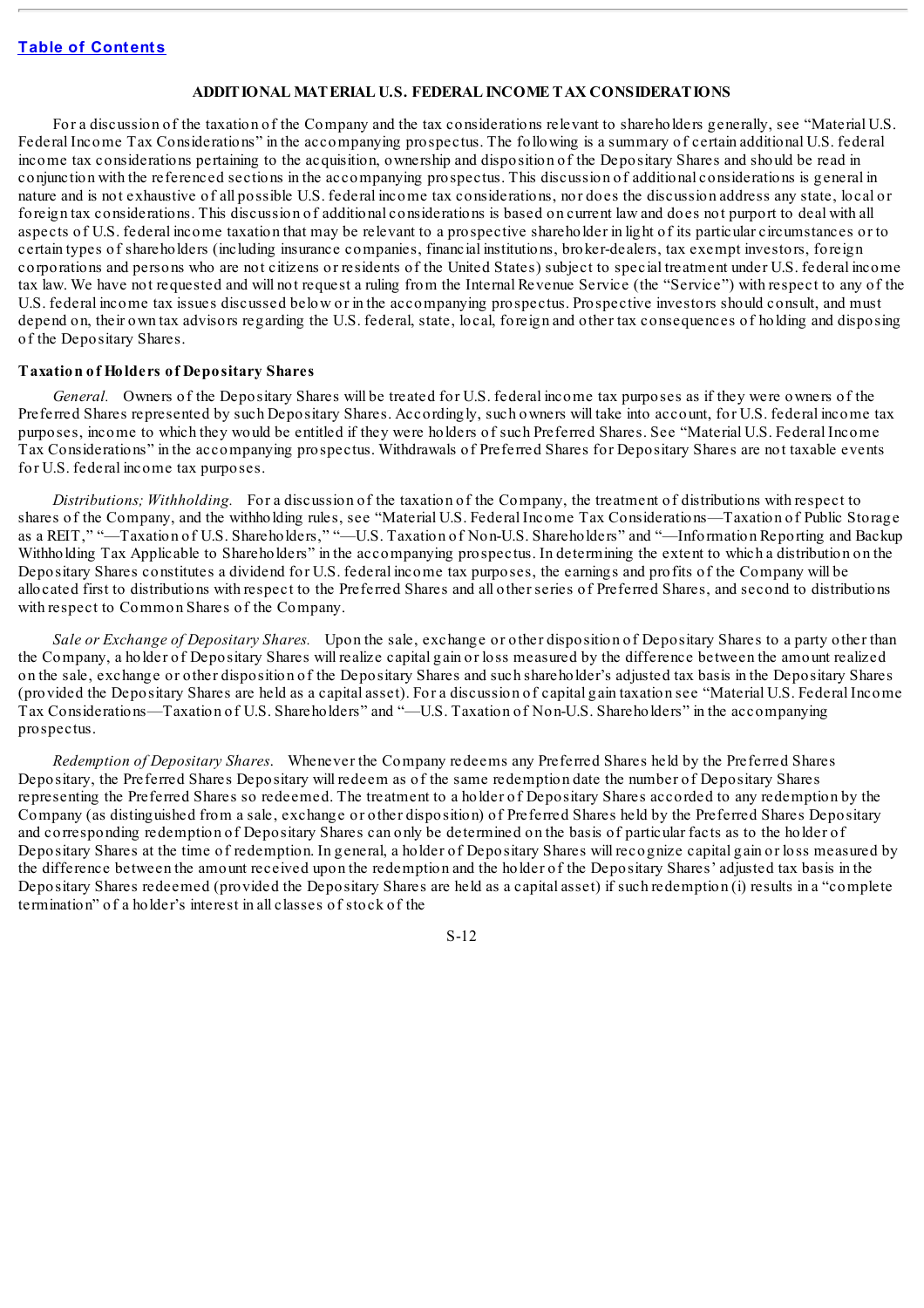## ADDITIONAL MATERIAL U.S. FEDERAL INCOME TAX CONSIDERATIONS

For a discussion of the taxation of the Company and the tax considerations relevant to shareholders generally, see "Material U.S. Federal Income Tax Considerations" in the accompanying prospectus. The following is a summary of certain additional U.S. federal income tax considerations pertaining to the acquisition, ownership and disposition of the Depositary Shares and should be read in conjunction with the referenced sections in the accompanying prospectus. This discussion of additional considerations is general in nature and is not exhaustive of all possible U.S. federal income tax considerations, nor does the discussion address any state, local or foreign tax considerations. This discussion of additional considerations is based on current law and does not purport to deal with all aspects of U.S. federal income taxation that may be relevant to a prospective shareholder in light of its particular circumstances or to certain types of shareholders (including insurance companies, financial institutions, broker-dealers, tax exempt investors, foreign corporations and persons who are not citizens or residents of the United States) subject to special treatment under U.S. federal income tax law. We have not requested and will not request a ruling from the Internal Revenue Service (the "Service") with respect to any of the U.S. federal income tax issues discussed below or in the accompanying prospectus. Prospective investors should consult, and must depend on, their own tax advisors regarding the U.S. federal, state, local, foreign and other tax consequences of holding and disposing of the Depositary Shares.

### Taxation of Holders of Depositary Shares

*General.* Owners of the Depositary Shares will be treated for U.S. federal income tax purposes as if they were owners of the Preferred Shares represented by such Depositary Shares. Accordingly, such owners will take into account, for U.S. federal income tax purposes, income to which they would be entitled if they were holders of such Preferred Shares. See "Material U.S. Federal Income Tax Considerations" in the accompanying prospectus. Withdrawals of Preferred Shares for Depositary Shares are not taxable events for U.S. federal income tax purposes.

*Distributions; Withholding.* For a discussion of the taxation of the Company, the treatment of distributions with respect to shares of the Company, and the withholding rules, see "Material U.S. Federal Income Tax Considerations—Taxation of Public Storage as a REIT," "—Taxation of U.S. Shareholders," "—U.S. Taxation of Non-U.S. Shareholders" and "—Information Reporting and Backup Withholding Tax Applicable to Shareholders" in the accompanying prospectus. In determining the extent to which a distribution on the Depositary Shares constitutes a dividend for U.S. federal income tax purposes, the earnings and profits of the Company will be allocated first to distributions with respect to the Preferred Shares and all other series of Preferred Shares, and second to distributions with respect to Common Shares of the Company.

*Sale or Exchange of Depositary Shares.* Upon the sale, exchange or other disposition of Depositary Shares to a party other than the Company, a holder of Depositary Shares will realize capital gain or loss measured by the difference between the amount realized on the sale, exchange or other disposition of the Depositary Shares and such shareholder's adjusted tax basis in the Depositary Shares (provided the Depositary Shares are held as a capital asset). For a discussion of capital gain taxation see "Material U.S. Federal Income Tax Considerations—Taxation of U.S. Shareholders" and "—U.S. Taxation of Non-U.S. Shareholders" in the accompanying prospectus.

*Redemption of Depositary Shares.* Whenever the Company redeems any Preferred Shares held by the Preferred Shares Depositary, the Preferred Shares Depositary will redeem as of the same redemption date the number of Depositary Shares representing the Preferred Shares so redeemed. The treatment to a holder of Depositary Shares accorded to any redemption by the Company (as distinguished from a sale, exchange or other disposition) of Preferred Shares held by the Preferred Shares Depositary and corresponding redemption of Depositary Shares can only be determined on the basis of particular facts as to the holder of Depositary Shares at the time of redemption. In general, a holder of Depositary Shares will recognize capital gain or loss measured by the difference between the amount received upon the redemption and the holder of the Depositary Shares' adjusted tax basis in the Depositary Shares redeemed (provided the Depositary Shares are held as a capital asset) if such redemption (i) results in a "complete termination" of a holder's interest in all classes of stock of the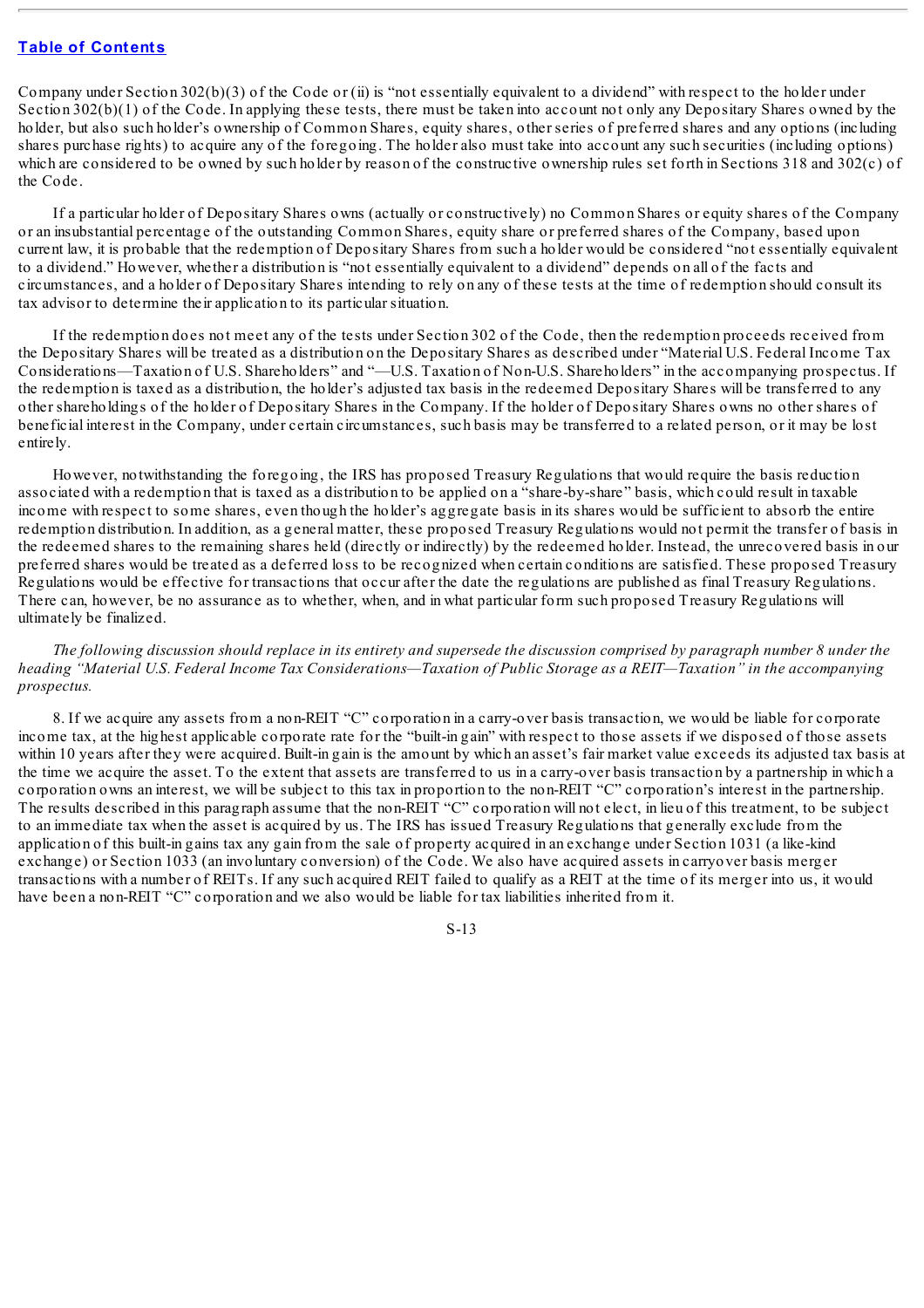Company under Section 302(b)(3) of the Code or (ii) is "not essentially equivalent to a dividend" with respect to the holder under Section 302(b)(1) of the Code. In applying these tests, there must be taken into account not only any Depositary Shares owned by the holder, but also such holder's ownership of Common Shares, equity shares, other series of preferred shares and any options (including shares purchase rights) to acquire any of the foregoing. The holder also must take into account any such securities (including options) which are considered to be owned by such holder by reason of the constructive ownership rules set forth in Sections 318 and 302(c) of the Code.

If a particular holder of Depositary Shares owns (actually or constructively) no Common Shares or equity shares of the Company or an insubstantial percentage of the outstanding Common Shares, equity share or preferred shares of the Company, based upon current law, it is probable that the redemption of Depositary Shares from such a holder would be considered "not essentially equivalent to a dividend." However, whether a distribution is "not essentially equivalent to a dividend" depends on all of the facts and circumstances, and a holder of Depositary Shares intending to rely on any of these tests at the time of redemption should consult its tax advisor to determine their application to its particular situation.

If the redemption does not meet any of the tests under Section 302 of the Code, then the redemption proceeds received from the Depositary Shares will be treated as a distribution on the Depositary Shares as described under "Material U.S. Federal Income Tax Considerations—Taxation of U.S. Shareholders" and "—U.S. Taxation of Non-U.S. Shareholders" in the accompanying prospectus. If the redemption is taxed as a distribution, the holder's adjusted tax basis in the redeemed Depositary Shares will be transferred to any other shareholdings of the holder of Depositary Shares in the Company. If the holder of Depositary Shares owns no other shares of beneficial interest in the Company, under certain circumstances, such basis may be transferred to a related person, or it may be lost entirely.

However, notwithstanding the foregoing, the IRS has proposed Treasury Regulations that would require the basis reduction associated with a redemption that is taxed as a distribution to be applied on a "share-by-share" basis, which could result in taxable income with respect to some shares, even though the holder's aggregate basis in its shares would be sufficient to absorb the entire redemption distribution. In addition, as a general matter, these proposed Treasury Regulations would not permit the transfer of basis in the redeemed shares to the remaining shares held (directly or indirectly) by the redeemed holder. Instead, the unrecovered basis in our preferred shares would be treated as a deferred loss to be recognized when certain conditions are satisfied. These proposed Treasury Regulations would be effective for transactions that occur after the date the regulations are published as final Treasury Regulations. There can, however, be no assurance as to whether, when, and in what particular form such proposed Treasury Regulations will ultimately be finalized.

*The following discussion should replace in its entirety and supersede the discussion comprised by paragraph number 8 under the heading "Material U.S. Federal Income Tax Considerations—Taxation of Public Storage as a REIT—Taxation" in the accompanying prospectus.*

8. If we acquire any assets from a non-REIT "C" corporation in a carry-over basis transaction, we would be liable for corporate income tax, at the highest applicable corporate rate for the "built-in gain" with respect to those assets if we disposed of those assets within 10 years after they were acquired. Built-in gain is the amount by which an asset's fair market value exceeds its adjusted tax basis at the time we acquire the asset. To the extent that assets are transferred to us in a carry-over basis transaction by a partnership in which a corporation owns an interest, we will be subject to this tax in proportion to the non-REIT "C" corporation's interest in the partnership. The results described in this paragraph assume that the non-REIT "C" corporation will not elect, in lieu of this treatment, to be subject to an immediate tax when the asset is acquired by us. The IRS has issued Treasury Regulations that generally exclude from the application of this built-in gains tax any gain from the sale of property acquired in an exchange under Section 1031 (a like-kind exchange) or Section 1033 (an involuntary conversion) of the Code. We also have acquired assets in carryover basis merger transactions with a number of REITs. If any such acquired REIT failed to qualify as a REIT at the time of its merger into us, it would have been a non-REIT "C" corporation and we also would be liable for tax liabilities inherited from it.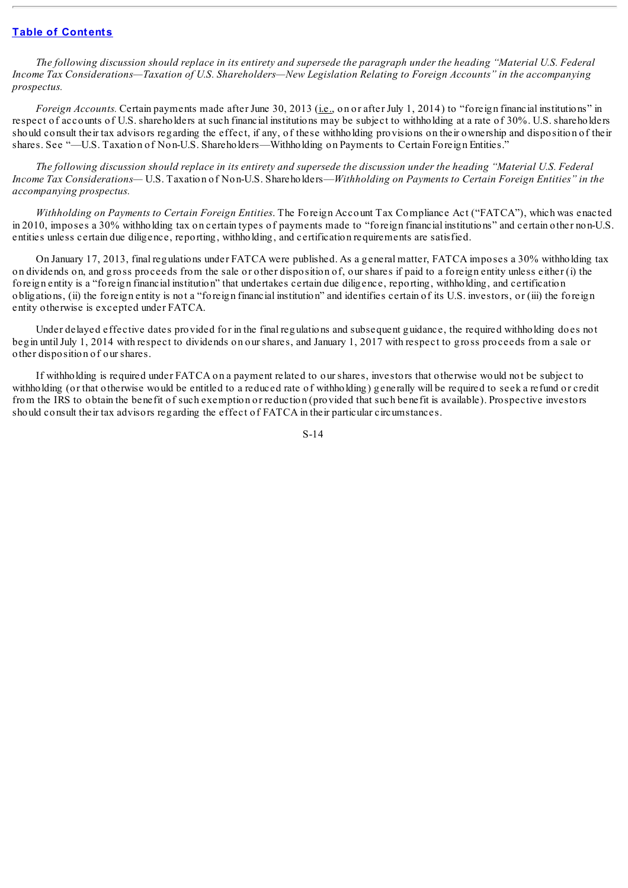*The following discussion should replace in its entirety and supersede the paragraph under the heading "Material U.S. Federal Income Tax Considerations—Taxation of U.S. Shareholders—New Legislation Relating to Foreign Accounts" in the accompanying prospectus.*

*Foreign Accounts.* Certain payments made after June 30, 2013 (i.e., on or after July 1, 2014) to "foreign financial institutions" in respect of accounts of U.S. shareholders at such financial institutions may be subject to withholding at a rate of 30%. U.S. shareholders should consult their tax advisors regarding the effect, if any, of these withholding provisions on their ownership and disposition of their shares. See "—U.S. Taxation of Non-U.S. Shareholders—Withholding on Payments to Certain Foreign Entities."

*The following discussion should replace in its entirety and supersede the discussion under the heading "Material U.S. Federal Income Tax Considerations—* U.S. Taxation of Non-U.S. Shareholders*—Withholding on Payments to Certain Foreign Entities" in the accompanying prospectus.*

*Withholding on Payments to Certain Foreign Entities.* The Foreign Account Tax Compliance Act ("FATCA"), which was enacted in 2010, imposes a 30% withholding tax on certain types of payments made to "foreign financial institutions" and certain other non-U.S. entities unless certain due diligence, reporting, withholding, and certification requirements are satisfied.

On January 17, 2013, final regulations under FATCA were published. As a general matter, FATCA imposes a 30% withholding tax on dividends on, and gross proceeds from the sale or other disposition of, our shares if paid to a foreign entity unless either (i) the foreign entity is a "foreign financial institution" that undertakes certain due diligence, reporting, withholding, and certification obligations, (ii) the foreign entity is not a "foreign financial institution" and identifies certain of its U.S. investors, or (iii) the foreign entity otherwise is excepted under FATCA.

Under delayed effective dates provided for in the final regulations and subsequent guidance, the required withholding does not begin until July 1, 2014 with respect to dividends on our shares, and January 1, 2017 with respect to gross proceeds from a sale or other disposition of our shares.

If withholding is required under FATCA on a payment related to our shares, investors that otherwise would not be subject to withholding (or that otherwise would be entitled to a reduced rate of withholding) generally will be required to seek a refund or credit from the IRS to obtain the benefit of such exemption or reduction (provided that such benefit is available). Prospective investors should consult their tax advisors regarding the effect of FATCA in their particular circumstances.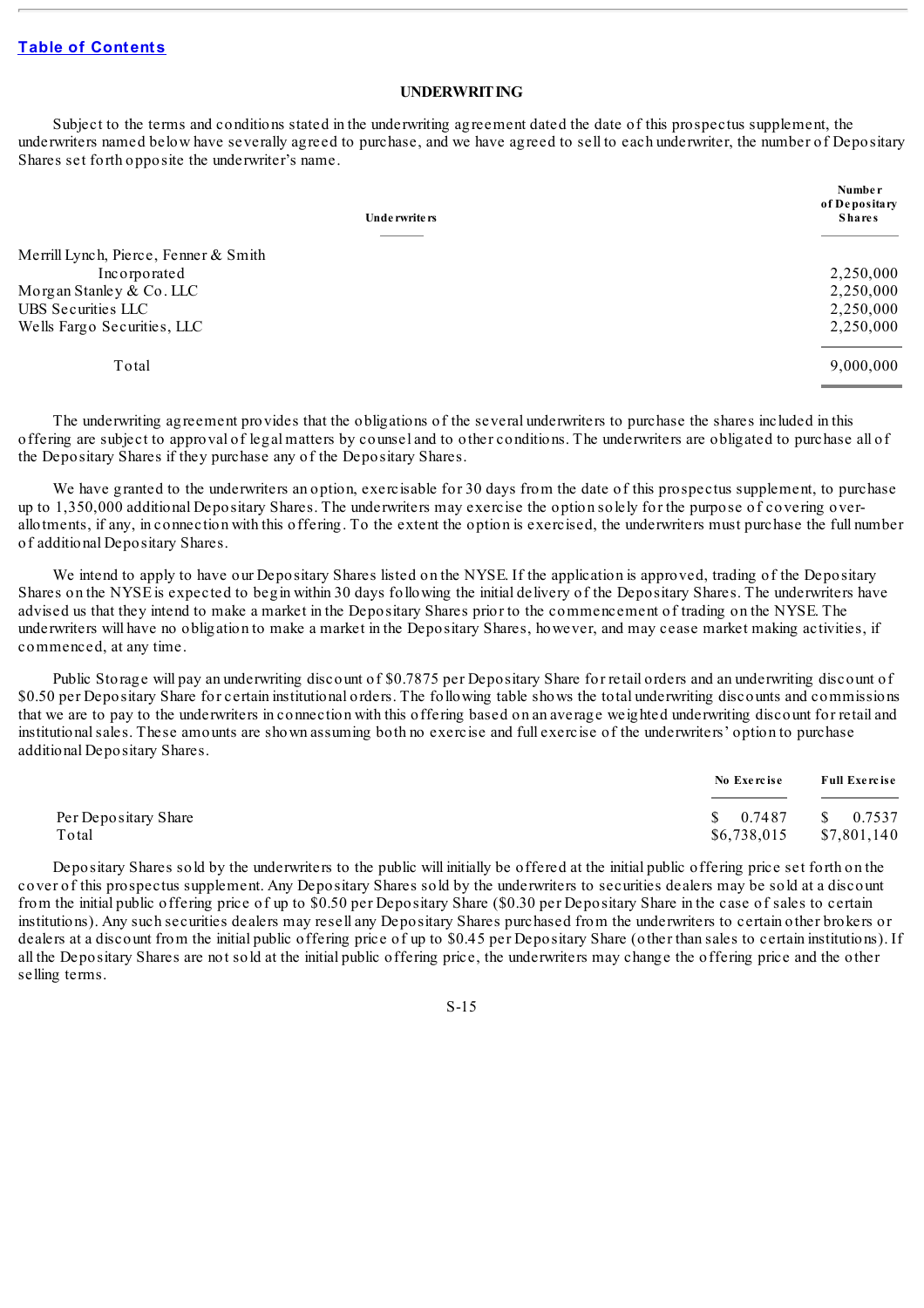Table of Contents

## UNDERWRITING

Subject to the terms and conditions stated in the underwriting agreement dated the date of this prospectus supplement, the underwriters named below have severally agreed to purchase, and we have agreed to sell to each underwriter, the number of Depositary Shares set forth opposite the underwriter's name.

| Underwriters | Number of Depositary Shares |
|---|---|
| Merrill Lynch, Pierce, Fenner & Smith Incorporated | 2,250,000 |
| Morgan Stanley & Co. LLC | 2,250,000 |
| UBS Securities LLC | 2,250,000 |
| Wells Fargo Securities, LLC | 2,250,000 |
| Total | 9,000,000 |

The underwriting agreement provides that the obligations of the several underwriters to purchase the shares included in this offering are subject to approval of legal matters by counsel and to other conditions. The underwriters are obligated to purchase all of the Depositary Shares if they purchase any of the Depositary Shares.

We have granted to the underwriters an option, exercisable for 30 days from the date of this prospectus supplement, to purchase up to 1,350,000 additional Depositary Shares. The underwriters may exercise the option solely for the purpose of covering over-allotments, if any, in connection with this offering. To the extent the option is exercised, the underwriters must purchase the full number of additional Depositary Shares.

We intend to apply to have our Depositary Shares listed on the NYSE. If the application is approved, trading of the Depositary Shares on the NYSE is expected to begin within 30 days following the initial delivery of the Depositary Shares. The underwriters have advised us that they intend to make a market in the Depositary Shares prior to the commencement of trading on the NYSE. The underwriters will have no obligation to make a market in the Depositary Shares, however, and may cease market making activities, if commenced, at any time.

Public Storage will pay an underwriting discount of $0.7875 per Depositary Share for retail orders and an underwriting discount of $0.50 per Depositary Share for certain institutional orders. The following table shows the total underwriting discounts and commissions that we are to pay to the underwriters in connection with this offering based on an average weighted underwriting discount for retail and institutional sales. These amounts are shown assuming both no exercise and full exercise of the underwriters' option to purchase additional Depositary Shares.

| | No Exercise | Full Exercise |
|---|---|---|
| Per Depositary Share | $ 0.7487 | $ 0.7537 |
| Total | $6,738,015 | $7,801,140 |

Depositary Shares sold by the underwriters to the public will initially be offered at the initial public offering price set forth on the cover of this prospectus supplement. Any Depositary Shares sold by the underwriters to securities dealers may be sold at a discount from the initial public offering price of up to $0.50 per Depositary Share ($0.30 per Depositary Share in the case of sales to certain institutions). Any such securities dealers may resell any Depositary Shares purchased from the underwriters to certain other brokers or dealers at a discount from the initial public offering price of up to $0.45 per Depositary Share (other than sales to certain institutions). If all the Depositary Shares are not sold at the initial public offering price, the underwriters may change the offering price and the other selling terms.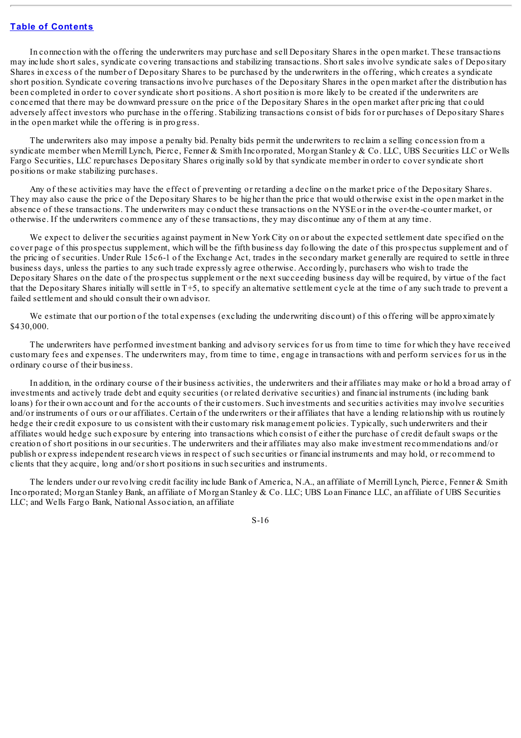In connection with the offering the underwriters may purchase and sell Depositary Shares in the open market. These transactions may include short sales, syndicate covering transactions and stabilizing transactions. Short sales involve syndicate sales of Depositary Shares in excess of the number of Depositary Shares to be purchased by the underwriters in the offering, which creates a syndicate short position. Syndicate covering transactions involve purchases of the Depositary Shares in the open market after the distribution has been completed in order to cover syndicate short positions. A short position is more likely to be created if the underwriters are concerned that there may be downward pressure on the price of the Depositary Shares in the open market after pricing that could adversely affect investors who purchase in the offering. Stabilizing transactions consist of bids for or purchases of Depositary Shares in the open market while the offering is in progress.

The underwriters also may impose a penalty bid. Penalty bids permit the underwriters to reclaim a selling concession from a syndicate member when Merrill Lynch, Pierce, Fenner & Smith Incorporated, Morgan Stanley & Co. LLC, UBS Securities LLC or Wells Fargo Securities, LLC repurchases Depositary Shares originally sold by that syndicate member in order to cover syndicate short positions or make stabilizing purchases.

Any of these activities may have the effect of preventing or retarding a decline on the market price of the Depositary Shares. They may also cause the price of the Depositary Shares to be higher than the price that would otherwise exist in the open market in the absence of these transactions. The underwriters may conduct these transactions on the NYSE or in the over-the-counter market, or otherwise. If the underwriters commence any of these transactions, they may discontinue any of them at any time.

We expect to deliver the securities against payment in New York City on or about the expected settlement date specified on the cover page of this prospectus supplement, which will be the fifth business day following the date of this prospectus supplement and of the pricing of securities. Under Rule 15c6-1 of the Exchange Act, trades in the secondary market generally are required to settle in three business days, unless the parties to any such trade expressly agree otherwise. Accordingly, purchasers who wish to trade the Depositary Shares on the date of the prospectus supplement or the next succeeding business day will be required, by virtue of the fact that the Depositary Shares initially will settle in T+5, to specify an alternative settlement cycle at the time of any such trade to prevent a failed settlement and should consult their own advisor.

We estimate that our portion of the total expenses (excluding the underwriting discount) of this offering will be approximately $430,000.

The underwriters have performed investment banking and advisory services for us from time to time for which they have received customary fees and expenses. The underwriters may, from time to time, engage in transactions with and perform services for us in the ordinary course of their business.

In addition, in the ordinary course of their business activities, the underwriters and their affiliates may make or hold a broad array of investments and actively trade debt and equity securities (or related derivative securities) and financial instruments (including bank loans) for their own account and for the accounts of their customers. Such investments and securities activities may involve securities and/or instruments of ours or our affiliates. Certain of the underwriters or their affiliates that have a lending relationship with us routinely hedge their credit exposure to us consistent with their customary risk management policies. Typically, such underwriters and their affiliates would hedge such exposure by entering into transactions which consist of either the purchase of credit default swaps or the creation of short positions in our securities. The underwriters and their affiliates may also make investment recommendations and/or publish or express independent research views in respect of such securities or financial instruments and may hold, or recommend to clients that they acquire, long and/or short positions in such securities and instruments.

The lenders under our revolving credit facility include Bank of America, N.A., an affiliate of Merrill Lynch, Pierce, Fenner & Smith Incorporated; Morgan Stanley Bank, an affiliate of Morgan Stanley & Co. LLC; UBS Loan Finance LLC, an affiliate of UBS Securities LLC; and Wells Fargo Bank, National Association, an affiliate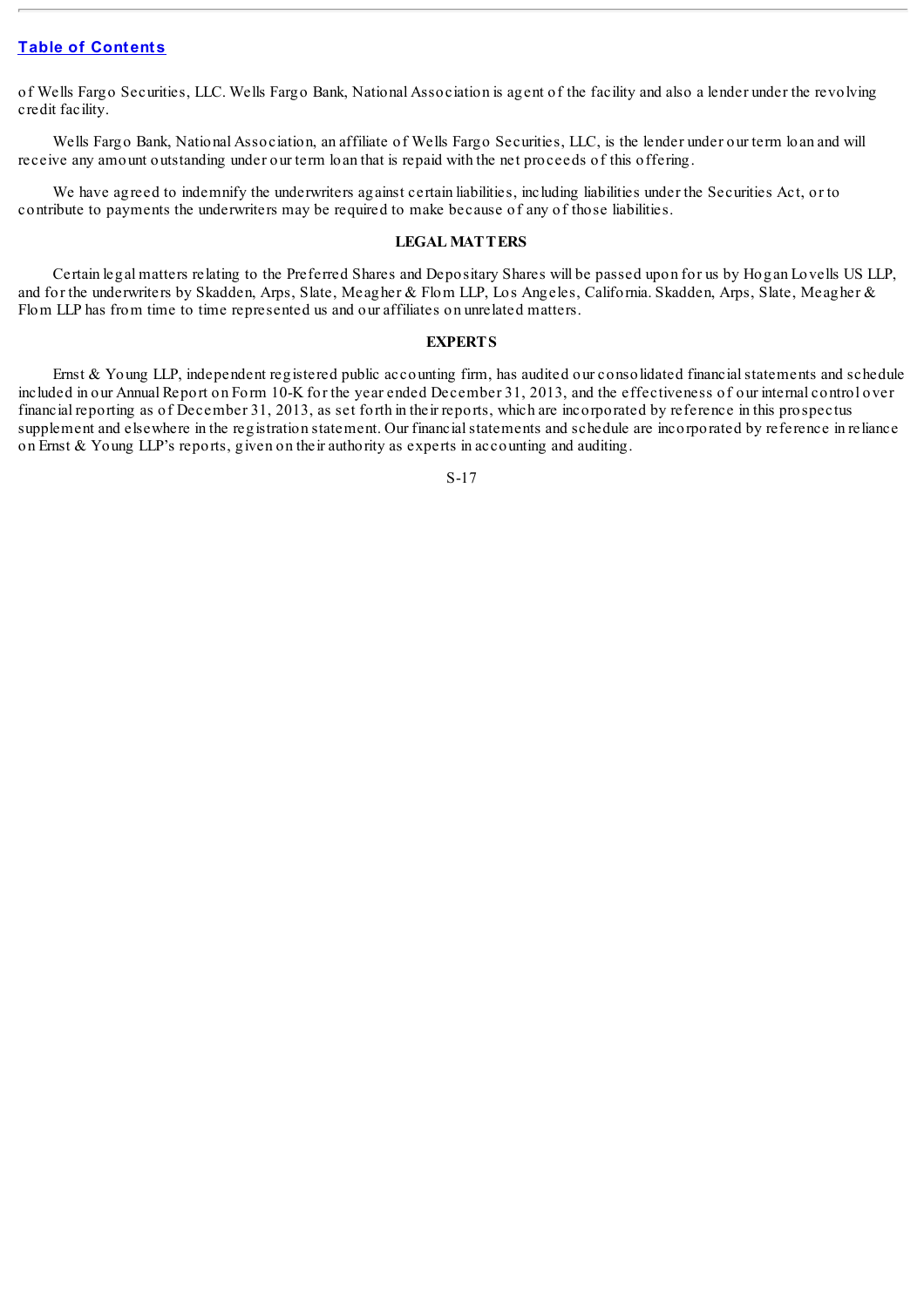of Wells Fargo Securities, LLC. Wells Fargo Bank, National Association is agent of the facility and also a lender under the revolving credit facility.

Wells Fargo Bank, National Association, an affiliate of Wells Fargo Securities, LLC, is the lender under our term loan and will receive any amount outstanding under our term loan that is repaid with the net proceeds of this offering.

We have agreed to indemnify the underwriters against certain liabilities, including liabilities under the Securities Act, or to contribute to payments the underwriters may be required to make because of any of those liabilities.

## LEGAL MATTERS

Certain legal matters relating to the Preferred Shares and Depositary Shares will be passed upon for us by Hogan Lovells US LLP, and for the underwriters by Skadden, Arps, Slate, Meagher & Flom LLP, Los Angeles, California. Skadden, Arps, Slate, Meagher & Flom LLP has from time to time represented us and our affiliates on unrelated matters.

## EXPERTS

Ernst & Young LLP, independent registered public accounting firm, has audited our consolidated financial statements and schedule included in our Annual Report on Form 10-K for the year ended December 31, 2013, and the effectiveness of our internal control over financial reporting as of December 31, 2013, as set forth in their reports, which are incorporated by reference in this prospectus supplement and elsewhere in the registration statement. Our financial statements and schedule are incorporated by reference in reliance on Ernst & Young LLP's reports, given on their authority as experts in accounting and auditing.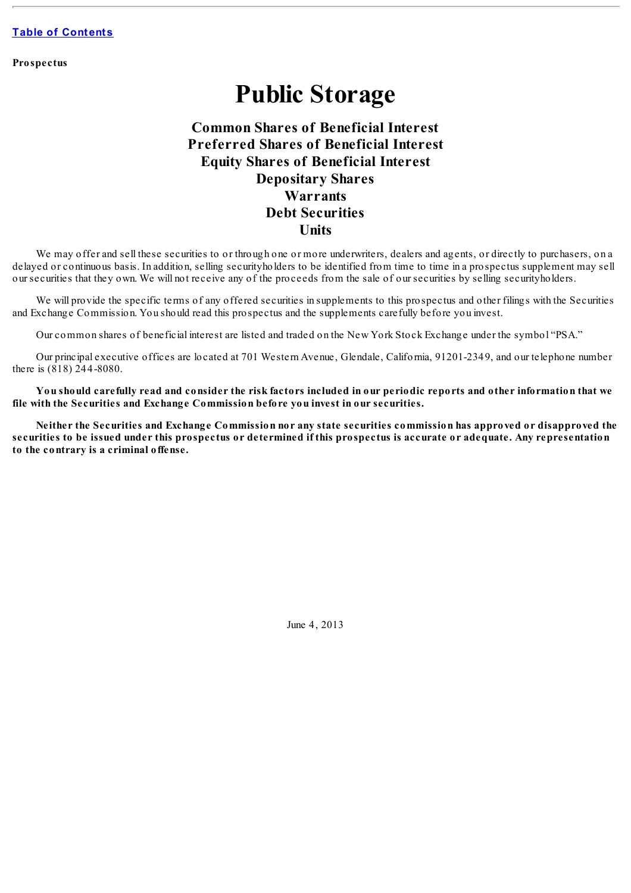[Table of Contents](#)

**Prospectus**

# Public Storage

## Common Shares of Beneficial Interest
## Preferred Shares of Beneficial Interest
## Equity Shares of Beneficial Interest
## Depositary Shares
## Warrants
## Debt Securities
## Units

We may offer and sell these securities to or through one or more underwriters, dealers and agents, or directly to purchasers, on a delayed or continuous basis. In addition, selling securityholders to be identified from time to time in a prospectus supplement may sell our securities that they own. We will not receive any of the proceeds from the sale of our securities by selling securityholders.

We will provide the specific terms of any offered securities in supplements to this prospectus and other filings with the Securities and Exchange Commission. You should read this prospectus and the supplements carefully before you invest.

Our common shares of beneficial interest are listed and traded on the New York Stock Exchange under the symbol "PSA."

Our principal executive offices are located at 701 Western Avenue, Glendale, California, 91201-2349, and our telephone number there is (818) 244-8080.

**You should carefully read and consider the risk factors included in our periodic reports and other information that we file with the Securities and Exchange Commission before you invest in our securities.**

**Neither the Securities and Exchange Commission nor any state securities commission has approved or disapproved the securities to be issued under this prospectus or determined if this prospectus is accurate or adequate. Any representation to the contrary is a criminal offense.**

June 4, 2013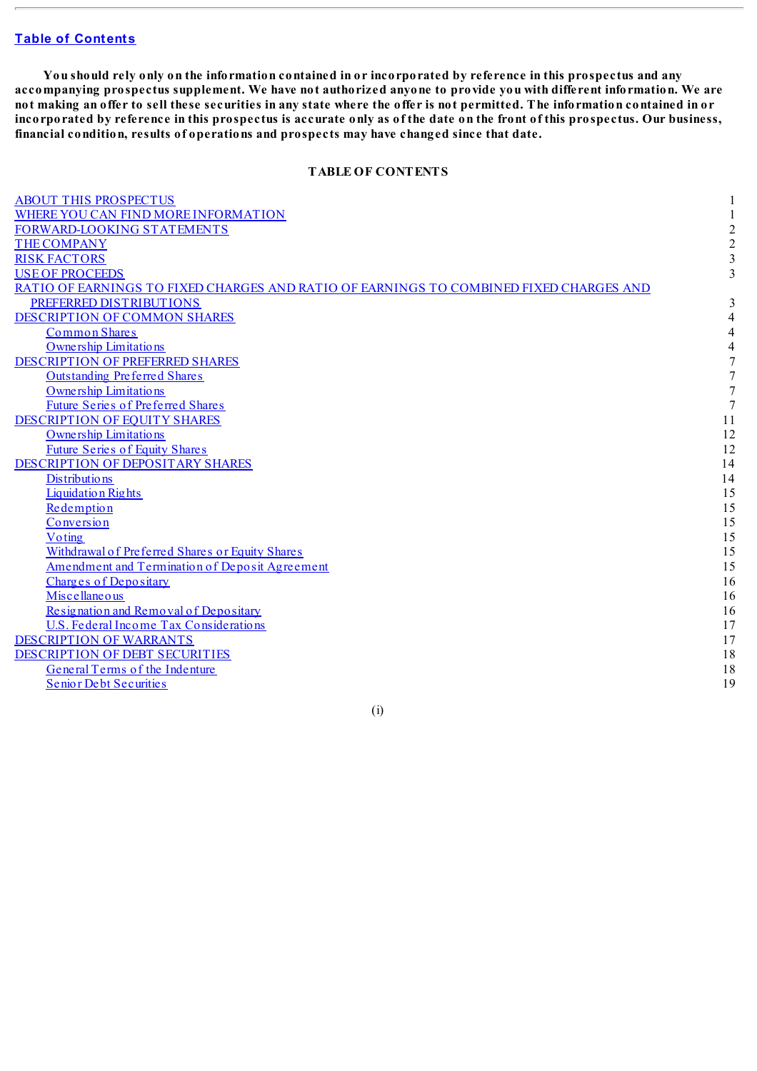[Table of Contents](#)

**You should rely only on the information contained in or incorporated by reference in this prospectus and any accompanying prospectus supplement. We have not authorized anyone to provide you with different information. We are not making an offer to sell these securities in any state where the offer is not permitted. The information contained in or incorporated by reference in this prospectus is accurate only as of the date on the front of this prospectus. Our business, financial condition, results of operations and prospects may have changed since that date.**

**TABLE OF CONTENTS**

| | |
|---|---|
| ABOUT THIS PROSPECTUS | 1 |
| WHERE YOU CAN FIND MORE INFORMATION | 1 |
| FORWARD-LOOKING STATEMENTS | 2 |
| THE COMPANY | 2 |
| RISK FACTORS | 3 |
| USE OF PROCEEDS | 3 |
| RATIO OF EARNINGS TO FIXED CHARGES AND RATIO OF EARNINGS TO COMBINED FIXED CHARGES AND PREFERRED DISTRIBUTIONS | 3 |
| DESCRIPTION OF COMMON SHARES | 4 |
| Common Shares | 4 |
| Ownership Limitations | 4 |
| DESCRIPTION OF PREFERRED SHARES | 7 |
| Outstanding Preferred Shares | 7 |
| Ownership Limitations | 7 |
| Future Series of Preferred Shares | 7 |
| DESCRIPTION OF EQUITY SHARES | 11 |
| Ownership Limitations | 12 |
| Future Series of Equity Shares | 12 |
| DESCRIPTION OF DEPOSITARY SHARES | 14 |
| Distributions | 14 |
| Liquidation Rights | 15 |
| Redemption | 15 |
| Conversion | 15 |
| Voting | 15 |
| Withdrawal of Preferred Shares or Equity Shares | 15 |
| Amendment and Termination of Deposit Agreement | 15 |
| Charges of Depositary | 16 |
| Miscellaneous | 16 |
| Resignation and Removal of Depositary | 16 |
| U.S. Federal Income Tax Considerations | 17 |
| DESCRIPTION OF WARRANTS | 17 |
| DESCRIPTION OF DEBT SECURITIES | 18 |
| General Terms of the Indenture | 18 |
| Senior Debt Securities | 19 |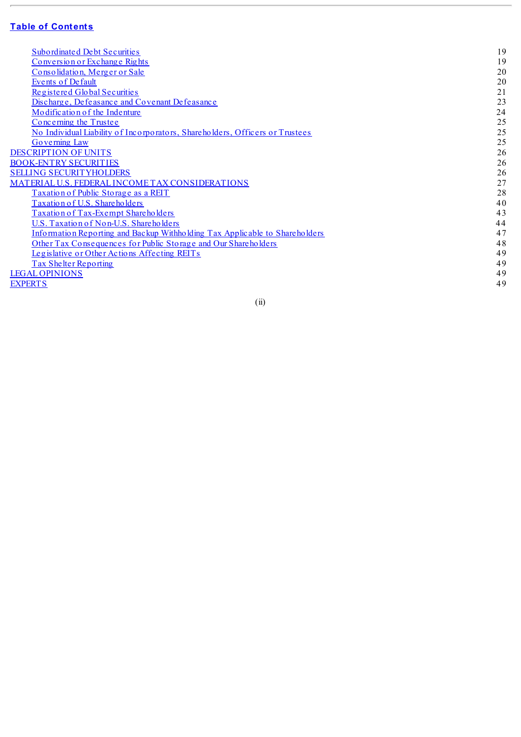**Table of Contents**

| | |
|---|---|
| Subordinated Debt Securities | 19 |
| Conversion or Exchange Rights | 19 |
| Consolidation, Merger or Sale | 20 |
| Events of Default | 20 |
| Registered Global Securities | 21 |
| Discharge, Defeasance and Covenant Defeasance | 23 |
| Modification of the Indenture | 24 |
| Concerning the Trustee | 25 |
| No Individual Liability of Incorporators, Shareholders, Officers or Trustees | 25 |
| Governing Law | 25 |
| DESCRIPTION OF UNITS | 26 |
| BOOK-ENTRY SECURITIES | 26 |
| SELLING SECURITYHOLDERS | 26 |
| MATERIAL U.S. FEDERAL INCOME TAX CONSIDERATIONS | 27 |
| Taxation of Public Storage as a REIT | 28 |
| Taxation of U.S. Shareholders | 40 |
| Taxation of Tax-Exempt Shareholders | 43 |
| U.S. Taxation of Non-U.S. Shareholders | 44 |
| Information Reporting and Backup Withholding Tax Applicable to Shareholders | 47 |
| Other Tax Consequences for Public Storage and Our Shareholders | 48 |
| Legislative or Other Actions Affecting REITs | 49 |
| Tax Shelter Reporting | 49 |
| LEGAL OPINIONS | 49 |
| EXPERTS | 49 |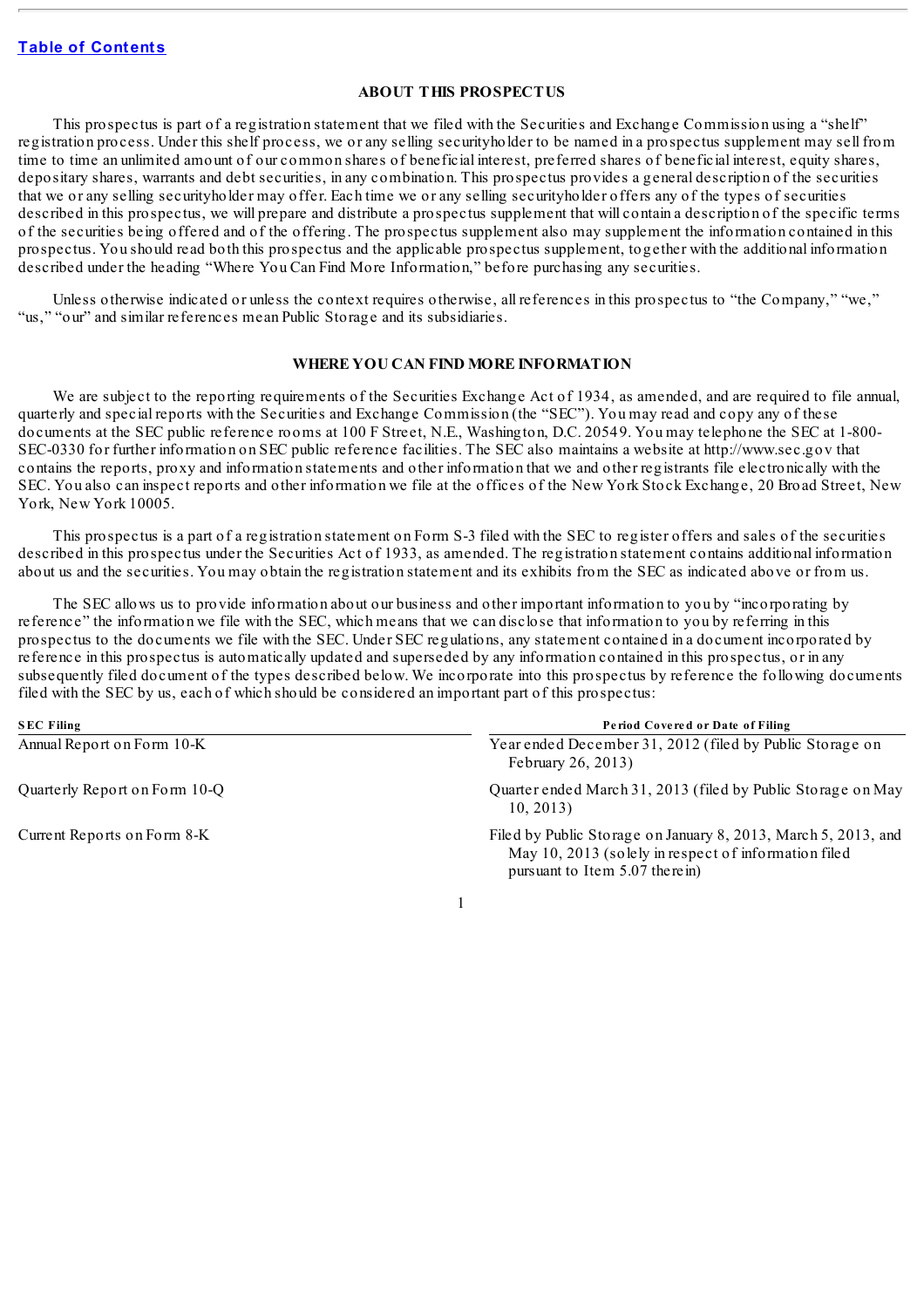## ABOUT THIS PROSPECTUS

This prospectus is part of a registration statement that we filed with the Securities and Exchange Commission using a "shelf" registration process. Under this shelf process, we or any selling securityholder to be named in a prospectus supplement may sell from time to time an unlimited amount of our common shares of beneficial interest, preferred shares of beneficial interest, equity shares, depositary shares, warrants and debt securities, in any combination. This prospectus provides a general description of the securities that we or any selling securityholder may offer. Each time we or any selling securityholder offers any of the types of securities described in this prospectus, we will prepare and distribute a prospectus supplement that will contain a description of the specific terms of the securities being offered and of the offering. The prospectus supplement also may supplement the information contained in this prospectus. You should read both this prospectus and the applicable prospectus supplement, together with the additional information described under the heading "Where You Can Find More Information," before purchasing any securities.

Unless otherwise indicated or unless the context requires otherwise, all references in this prospectus to "the Company," "we," "us," "our" and similar references mean Public Storage and its subsidiaries.

## WHERE YOU CAN FIND MORE INFORMATION

We are subject to the reporting requirements of the Securities Exchange Act of 1934, as amended, and are required to file annual, quarterly and special reports with the Securities and Exchange Commission (the "SEC"). You may read and copy any of these documents at the SEC public reference rooms at 100 F Street, N.E., Washington, D.C. 20549. You may telephone the SEC at 1-800-SEC-0330 for further information on SEC public reference facilities. The SEC also maintains a website at http://www.sec.gov that contains the reports, proxy and information statements and other information that we and other registrants file electronically with the SEC. You also can inspect reports and other information we file at the offices of the New York Stock Exchange, 20 Broad Street, New York, New York 10005.

This prospectus is a part of a registration statement on Form S-3 filed with the SEC to register offers and sales of the securities described in this prospectus under the Securities Act of 1933, as amended. The registration statement contains additional information about us and the securities. You may obtain the registration statement and its exhibits from the SEC as indicated above or from us.

The SEC allows us to provide information about our business and other important information to you by "incorporating by reference" the information we file with the SEC, which means that we can disclose that information to you by referring in this prospectus to the documents we file with the SEC. Under SEC regulations, any statement contained in a document incorporated by reference in this prospectus is automatically updated and superseded by any information contained in this prospectus, or in any subsequently filed document of the types described below. We incorporate into this prospectus by reference the following documents filed with the SEC by us, each of which should be considered an important part of this prospectus:

| SEC Filing | Period Covered or Date of Filing |
|---|---|
| Annual Report on Form 10-K | Year ended December 31, 2012 (filed by Public Storage on February 26, 2013) |
| Quarterly Report on Form 10-Q | Quarter ended March 31, 2013 (filed by Public Storage on May 10, 2013) |
| Current Reports on Form 8-K | Filed by Public Storage on January 8, 2013, March 5, 2013, and May 10, 2013 (solely in respect of information filed pursuant to Item 5.07 therein) |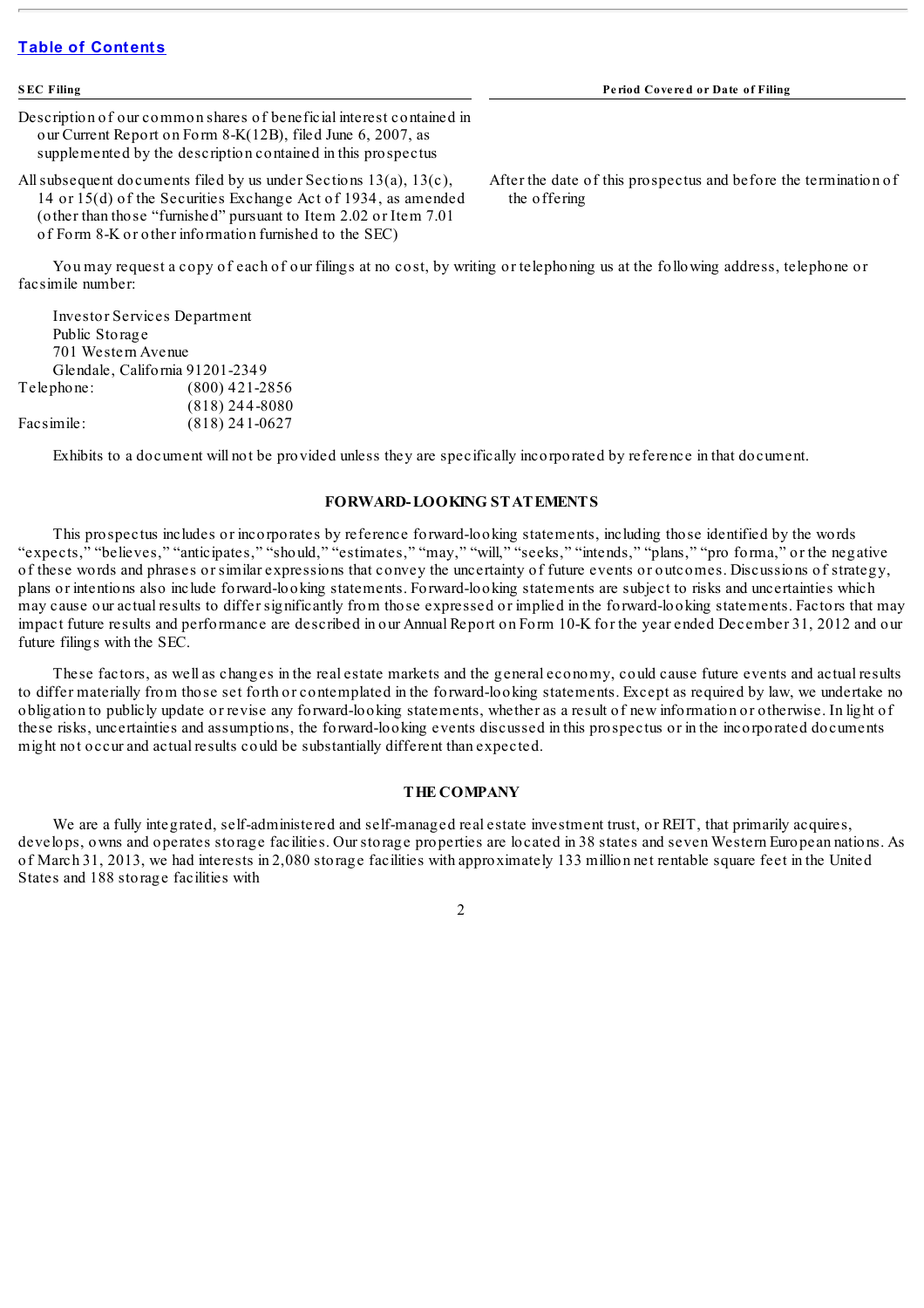[Table of Contents](#)

| SEC Filing | Period Covered or Date of Filing |
|---|---|
| Description of our common shares of beneficial interest contained in our Current Report on Form 8-K(12B), filed June 6, 2007, as supplemented by the description contained in this prospectus | |
| All subsequent documents filed by us under Sections 13(a), 13(c), 14 or 15(d) of the Securities Exchange Act of 1934, as amended (other than those "furnished" pursuant to Item 2.02 or Item 7.01 of Form 8-K or other information furnished to the SEC) | After the date of this prospectus and before the termination of the offering |

You may request a copy of each of our filings at no cost, by writing or telephoning us at the following address, telephone or facsimile number:

Investor Services Department
Public Storage
701 Western Avenue
Glendale, California 91201-2349

| | |
|---|---|
| Telephone: | (800) 421-2856 |
| | (818) 244-8080 |
| Facsimile: | (818) 241-0627 |

Exhibits to a document will not be provided unless they are specifically incorporated by reference in that document.

## FORWARD-LOOKING STATEMENTS

This prospectus includes or incorporates by reference forward-looking statements, including those identified by the words "expects," "believes," "anticipates," "should," "estimates," "may," "will," "seeks," "intends," "plans," "pro forma," or the negative of these words and phrases or similar expressions that convey the uncertainty of future events or outcomes. Discussions of strategy, plans or intentions also include forward-looking statements. Forward-looking statements are subject to risks and uncertainties which may cause our actual results to differ significantly from those expressed or implied in the forward-looking statements. Factors that may impact future results and performance are described in our Annual Report on Form 10-K for the year ended December 31, 2012 and our future filings with the SEC.

These factors, as well as changes in the real estate markets and the general economy, could cause future events and actual results to differ materially from those set forth or contemplated in the forward-looking statements. Except as required by law, we undertake no obligation to publicly update or revise any forward-looking statements, whether as a result of new information or otherwise. In light of these risks, uncertainties and assumptions, the forward-looking events discussed in this prospectus or in the incorporated documents might not occur and actual results could be substantially different than expected.

## THE COMPANY

We are a fully integrated, self-administered and self-managed real estate investment trust, or REIT, that primarily acquires, develops, owns and operates storage facilities. Our storage properties are located in 38 states and seven Western European nations. As of March 31, 2013, we had interests in 2,080 storage facilities with approximately 133 million net rentable square feet in the United States and 188 storage facilities with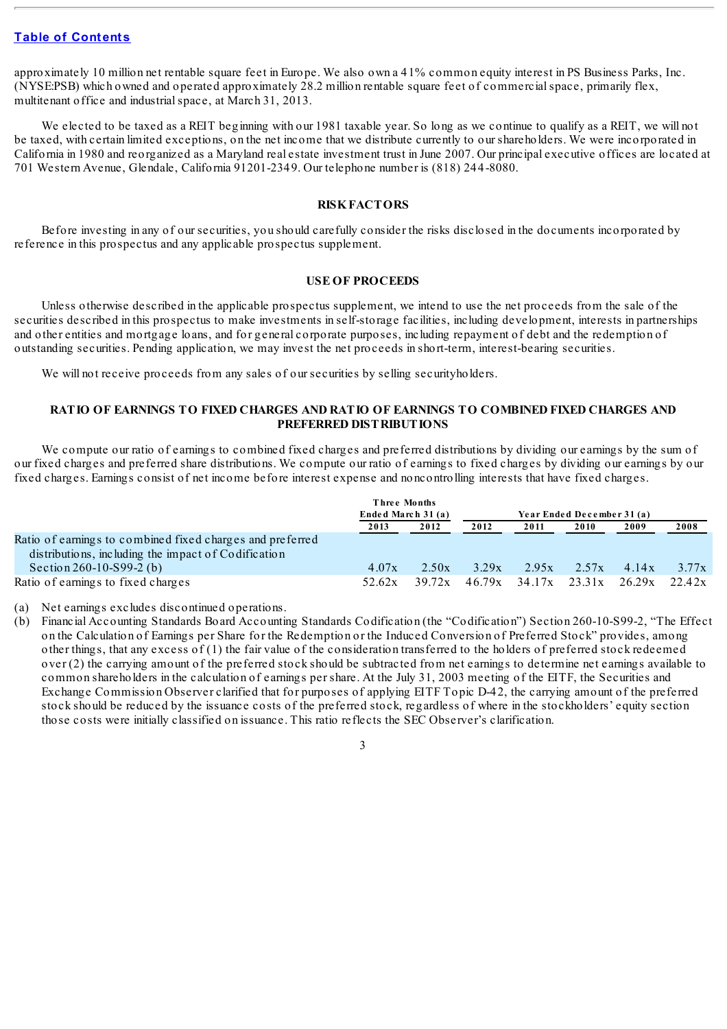[Table of Contents](#)

approximately 10 million net rentable square feet in Europe. We also own a 41% common equity interest in PS Business Parks, Inc. (NYSE:PSB) which owned and operated approximately 28.2 million rentable square feet of commercial space, primarily flex, multitenant office and industrial space, at March 31, 2013.

We elected to be taxed as a REIT beginning with our 1981 taxable year. So long as we continue to qualify as a REIT, we will not be taxed, with certain limited exceptions, on the net income that we distribute currently to our shareholders. We were incorporated in California in 1980 and reorganized as a Maryland real estate investment trust in June 2007. Our principal executive offices are located at 701 Western Avenue, Glendale, California 91201-2349. Our telephone number is (818) 244-8080.

## RISK FACTORS

Before investing in any of our securities, you should carefully consider the risks disclosed in the documents incorporated by reference in this prospectus and any applicable prospectus supplement.

## USE OF PROCEEDS

Unless otherwise described in the applicable prospectus supplement, we intend to use the net proceeds from the sale of the securities described in this prospectus to make investments in self-storage facilities, including development, interests in partnerships and other entities and mortgage loans, and for general corporate purposes, including repayment of debt and the redemption of outstanding securities. Pending application, we may invest the net proceeds in short-term, interest-bearing securities.

We will not receive proceeds from any sales of our securities by selling securityholders.

## RATIO OF EARNINGS TO FIXED CHARGES AND RATIO OF EARNINGS TO COMBINED FIXED CHARGES AND PREFERRED DISTRIBUTIONS

We compute our ratio of earnings to combined fixed charges and preferred distributions by dividing our earnings by the sum of our fixed charges and preferred share distributions. We compute our ratio of earnings to fixed charges by dividing our earnings by our fixed charges. Earnings consist of net income before interest expense and noncontrolling interests that have fixed charges.

| | Three Months Ended March 31 (a) | | Year Ended December 31 (a) | | | | |
|---|---|---|---|---|---|---|---|
| | 2013 | 2012 | 2012 | 2011 | 2010 | 2009 | 2008 |
| Ratio of earnings to combined fixed charges and preferred distributions, including the impact of Codification Section 260-10-S99-2 (b) | 4.07x | 2.50x | 3.29x | 2.95x | 2.57x | 4.14x | 3.77x |
| Ratio of earnings to fixed charges | 52.62x | 39.72x | 46.79x | 34.17x | 23.31x | 26.29x | 22.42x |

(a) Net earnings excludes discontinued operations.

(b) Financial Accounting Standards Board Accounting Standards Codification (the "Codification") Section 260-10-S99-2, "The Effect on the Calculation of Earnings per Share for the Redemption or the Induced Conversion of Preferred Stock" provides, among other things, that any excess of (1) the fair value of the consideration transferred to the holders of preferred stock redeemed over (2) the carrying amount of the preferred stock should be subtracted from net earnings to determine net earnings available to common shareholders in the calculation of earnings per share. At the July 31, 2003 meeting of the EITF, the Securities and Exchange Commission Observer clarified that for purposes of applying EITF Topic D-42, the carrying amount of the preferred stock should be reduced by the issuance costs of the preferred stock, regardless of where in the stockholders' equity section those costs were initially classified on issuance. This ratio reflects the SEC Observer's clarification.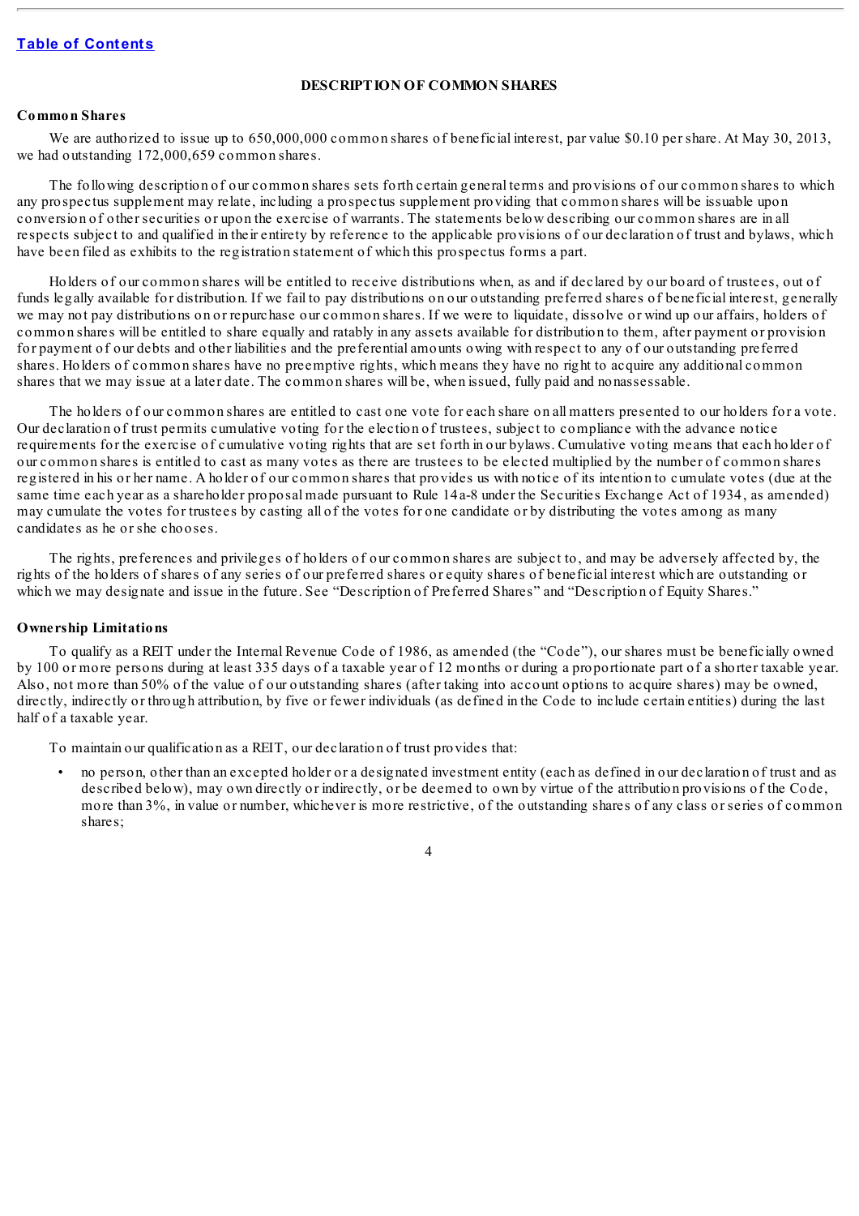[Table of Contents](#)

## DESCRIPTION OF COMMON SHARES

### Common Shares

We are authorized to issue up to 650,000,000 common shares of beneficial interest, par value $0.10 per share. At May 30, 2013, we had outstanding 172,000,659 common shares.

The following description of our common shares sets forth certain general terms and provisions of our common shares to which any prospectus supplement may relate, including a prospectus supplement providing that common shares will be issuable upon conversion of other securities or upon the exercise of warrants. The statements below describing our common shares are in all respects subject to and qualified in their entirety by reference to the applicable provisions of our declaration of trust and bylaws, which have been filed as exhibits to the registration statement of which this prospectus forms a part.

Holders of our common shares will be entitled to receive distributions when, as and if declared by our board of trustees, out of funds legally available for distribution. If we fail to pay distributions on our outstanding preferred shares of beneficial interest, generally we may not pay distributions on or repurchase our common shares. If we were to liquidate, dissolve or wind up our affairs, holders of common shares will be entitled to share equally and ratably in any assets available for distribution to them, after payment or provision for payment of our debts and other liabilities and the preferential amounts owing with respect to any of our outstanding preferred shares. Holders of common shares have no preemptive rights, which means they have no right to acquire any additional common shares that we may issue at a later date. The common shares will be, when issued, fully paid and nonassessable.

The holders of our common shares are entitled to cast one vote for each share on all matters presented to our holders for a vote. Our declaration of trust permits cumulative voting for the election of trustees, subject to compliance with the advance notice requirements for the exercise of cumulative voting rights that are set forth in our bylaws. Cumulative voting means that each holder of our common shares is entitled to cast as many votes as there are trustees to be elected multiplied by the number of common shares registered in his or her name. A holder of our common shares that provides us with notice of its intention to cumulate votes (due at the same time each year as a shareholder proposal made pursuant to Rule 14a-8 under the Securities Exchange Act of 1934, as amended) may cumulate the votes for trustees by casting all of the votes for one candidate or by distributing the votes among as many candidates as he or she chooses.

The rights, preferences and privileges of holders of our common shares are subject to, and may be adversely affected by, the rights of the holders of shares of any series of our preferred shares or equity shares of beneficial interest which are outstanding or which we may designate and issue in the future. See "Description of Preferred Shares" and "Description of Equity Shares."

### Ownership Limitations

To qualify as a REIT under the Internal Revenue Code of 1986, as amended (the "Code"), our shares must be beneficially owned by 100 or more persons during at least 335 days of a taxable year of 12 months or during a proportionate part of a shorter taxable year. Also, not more than 50% of the value of our outstanding shares (after taking into account options to acquire shares) may be owned, directly, indirectly or through attribution, by five or fewer individuals (as defined in the Code to include certain entities) during the last half of a taxable year.

To maintain our qualification as a REIT, our declaration of trust provides that:

- no person, other than an excepted holder or a designated investment entity (each as defined in our declaration of trust and as described below), may own directly or indirectly, or be deemed to own by virtue of the attribution provisions of the Code, more than 3%, in value or number, whichever is more restrictive, of the outstanding shares of any class or series of common shares;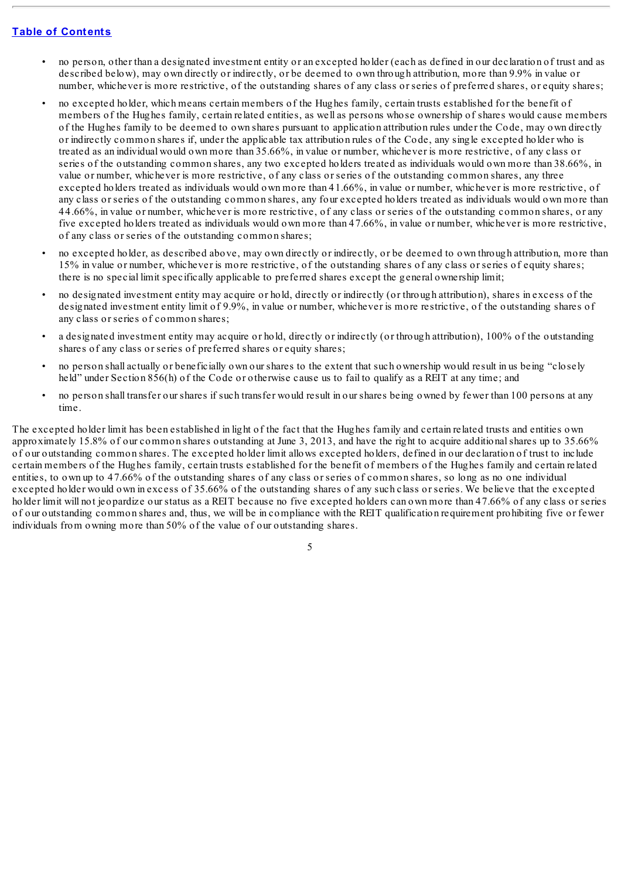- no person, other than a designated investment entity or an excepted holder (each as defined in our declaration of trust and as described below), may own directly or indirectly, or be deemed to own through attribution, more than 9.9% in value or number, whichever is more restrictive, of the outstanding shares of any class or series of preferred shares, or equity shares;
- no excepted holder, which means certain members of the Hughes family, certain trusts established for the benefit of members of the Hughes family, certain related entities, as well as persons whose ownership of shares would cause members of the Hughes family to be deemed to own shares pursuant to application attribution rules under the Code, may own directly or indirectly common shares if, under the applicable tax attribution rules of the Code, any single excepted holder who is treated as an individual would own more than 35.66%, in value or number, whichever is more restrictive, of any class or series of the outstanding common shares, any two excepted holders treated as individuals would own more than 38.66%, in value or number, whichever is more restrictive, of any class or series of the outstanding common shares, any three excepted holders treated as individuals would own more than 41.66%, in value or number, whichever is more restrictive, of any class or series of the outstanding common shares, any four excepted holders treated as individuals would own more than 44.66%, in value or number, whichever is more restrictive, of any class or series of the outstanding common shares, or any five excepted holders treated as individuals would own more than 47.66%, in value or number, whichever is more restrictive, of any class or series of the outstanding common shares;
- no excepted holder, as described above, may own directly or indirectly, or be deemed to own through attribution, more than 15% in value or number, whichever is more restrictive, of the outstanding shares of any class or series of equity shares; there is no special limit specifically applicable to preferred shares except the general ownership limit;
- no designated investment entity may acquire or hold, directly or indirectly (or through attribution), shares in excess of the designated investment entity limit of 9.9%, in value or number, whichever is more restrictive, of the outstanding shares of any class or series of common shares;
- a designated investment entity may acquire or hold, directly or indirectly (or through attribution), 100% of the outstanding shares of any class or series of preferred shares or equity shares;
- no person shall actually or beneficially own our shares to the extent that such ownership would result in us being "closely held" under Section 856(h) of the Code or otherwise cause us to fail to qualify as a REIT at any time; and
- no person shall transfer our shares if such transfer would result in our shares being owned by fewer than 100 persons at any time.

The excepted holder limit has been established in light of the fact that the Hughes family and certain related trusts and entities own approximately 15.8% of our common shares outstanding at June 3, 2013, and have the right to acquire additional shares up to 35.66% of our outstanding common shares. The excepted holder limit allows excepted holders, defined in our declaration of trust to include certain members of the Hughes family, certain trusts established for the benefit of members of the Hughes family and certain related entities, to own up to 47.66% of the outstanding shares of any class or series of common shares, so long as no one individual excepted holder would own in excess of 35.66% of the outstanding shares of any such class or series. We believe that the excepted holder limit will not jeopardize our status as a REIT because no five excepted holders can own more than 47.66% of any class or series of our outstanding common shares and, thus, we will be in compliance with the REIT qualification requirement prohibiting five or fewer individuals from owning more than 50% of the value of our outstanding shares.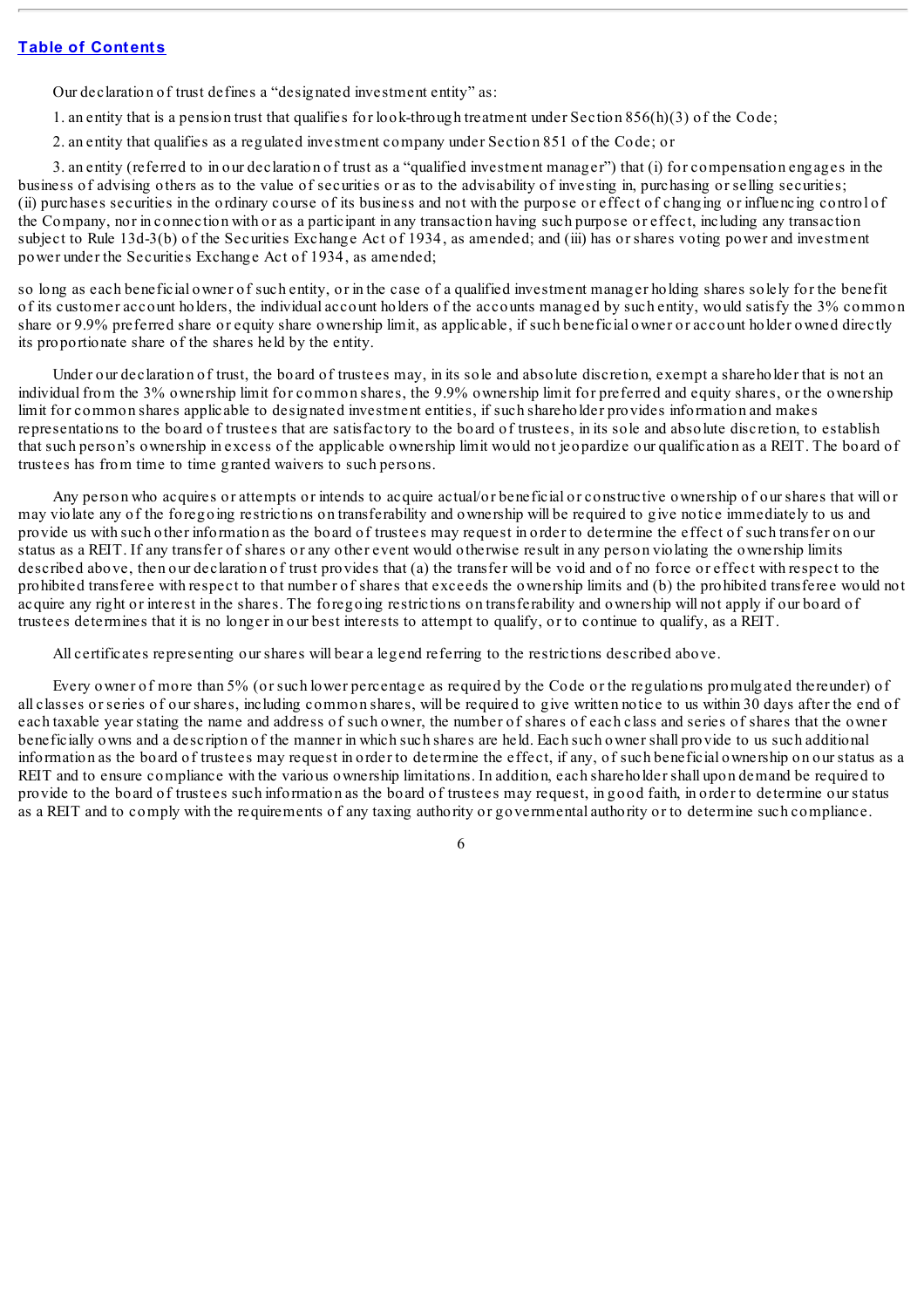Our declaration of trust defines a "designated investment entity" as:

1. an entity that is a pension trust that qualifies for look-through treatment under Section 856(h)(3) of the Code;

2. an entity that qualifies as a regulated investment company under Section 851 of the Code; or

3. an entity (referred to in our declaration of trust as a "qualified investment manager") that (i) for compensation engages in the business of advising others as to the value of securities or as to the advisability of investing in, purchasing or selling securities; (ii) purchases securities in the ordinary course of its business and not with the purpose or effect of changing or influencing control of the Company, nor in connection with or as a participant in any transaction having such purpose or effect, including any transaction subject to Rule 13d-3(b) of the Securities Exchange Act of 1934, as amended; and (iii) has or shares voting power and investment power under the Securities Exchange Act of 1934, as amended;

so long as each beneficial owner of such entity, or in the case of a qualified investment manager holding shares solely for the benefit of its customer account holders, the individual account holders of the accounts managed by such entity, would satisfy the 3% common share or 9.9% preferred share or equity share ownership limit, as applicable, if such beneficial owner or account holder owned directly its proportionate share of the shares held by the entity.

Under our declaration of trust, the board of trustees may, in its sole and absolute discretion, exempt a shareholder that is not an individual from the 3% ownership limit for common shares, the 9.9% ownership limit for preferred and equity shares, or the ownership limit for common shares applicable to designated investment entities, if such shareholder provides information and makes representations to the board of trustees that are satisfactory to the board of trustees, in its sole and absolute discretion, to establish that such person's ownership in excess of the applicable ownership limit would not jeopardize our qualification as a REIT. The board of trustees has from time to time granted waivers to such persons.

Any person who acquires or attempts or intends to acquire actual/or beneficial or constructive ownership of our shares that will or may violate any of the foregoing restrictions on transferability and ownership will be required to give notice immediately to us and provide us with such other information as the board of trustees may request in order to determine the effect of such transfer on our status as a REIT. If any transfer of shares or any other event would otherwise result in any person violating the ownership limits described above, then our declaration of trust provides that (a) the transfer will be void and of no force or effect with respect to the prohibited transferee with respect to that number of shares that exceeds the ownership limits and (b) the prohibited transferee would not acquire any right or interest in the shares. The foregoing restrictions on transferability and ownership will not apply if our board of trustees determines that it is no longer in our best interests to attempt to qualify, or to continue to qualify, as a REIT.

All certificates representing our shares will bear a legend referring to the restrictions described above.

Every owner of more than 5% (or such lower percentage as required by the Code or the regulations promulgated thereunder) of all classes or series of our shares, including common shares, will be required to give written notice to us within 30 days after the end of each taxable year stating the name and address of such owner, the number of shares of each class and series of shares that the owner beneficially owns and a description of the manner in which such shares are held. Each such owner shall provide to us such additional information as the board of trustees may request in order to determine the effect, if any, of such beneficial ownership on our status as a REIT and to ensure compliance with the various ownership limitations. In addition, each shareholder shall upon demand be required to provide to the board of trustees such information as the board of trustees may request, in good faith, in order to determine our status as a REIT and to comply with the requirements of any taxing authority or governmental authority or to determine such compliance.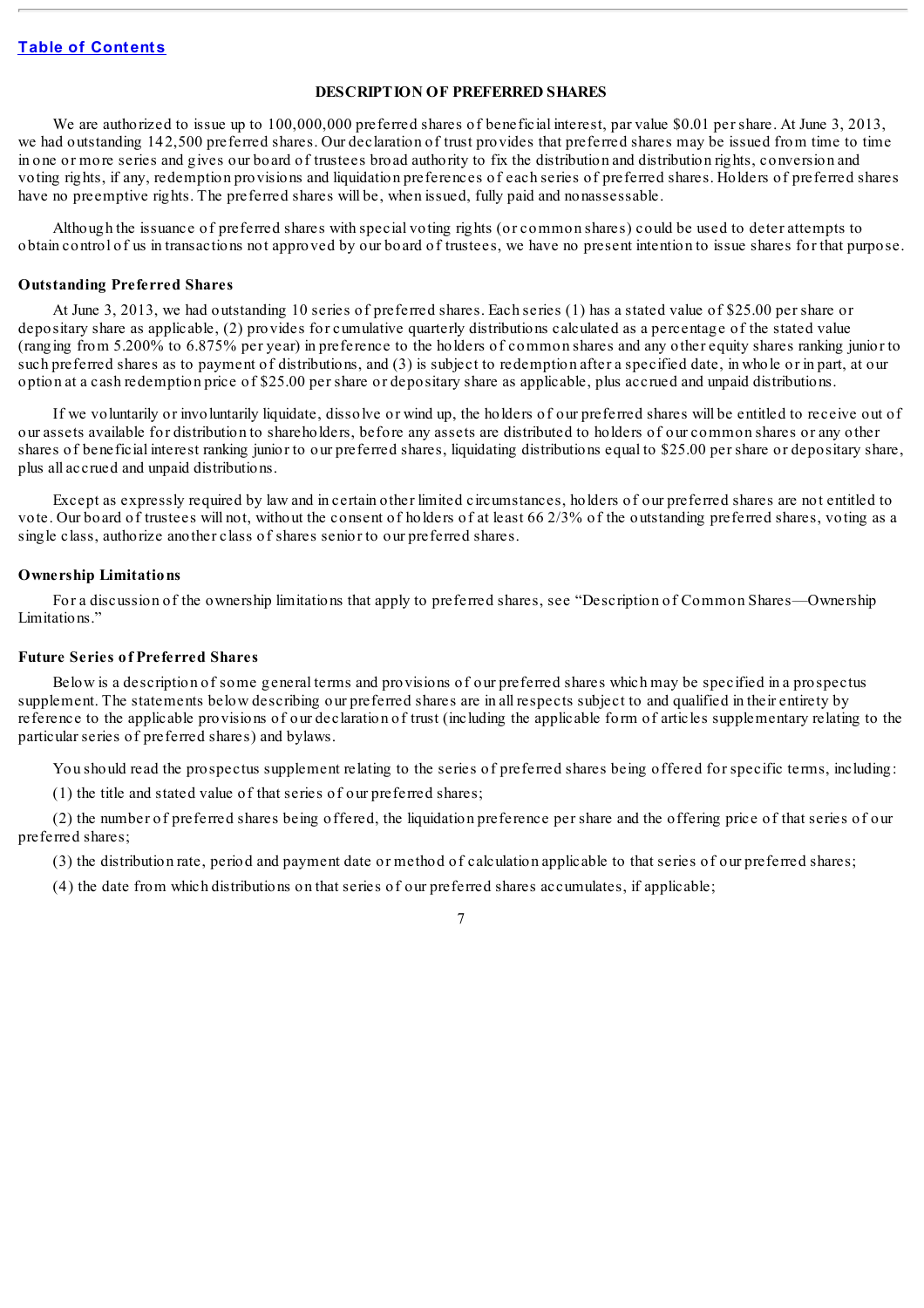[Table of Contents](#)

## DESCRIPTION OF PREFERRED SHARES

We are authorized to issue up to 100,000,000 preferred shares of beneficial interest, par value $0.01 per share. At June 3, 2013, we had outstanding 142,500 preferred shares. Our declaration of trust provides that preferred shares may be issued from time to time in one or more series and gives our board of trustees broad authority to fix the distribution and distribution rights, conversion and voting rights, if any, redemption provisions and liquidation preferences of each series of preferred shares. Holders of preferred shares have no preemptive rights. The preferred shares will be, when issued, fully paid and nonassessable.

Although the issuance of preferred shares with special voting rights (or common shares) could be used to deter attempts to obtain control of us in transactions not approved by our board of trustees, we have no present intention to issue shares for that purpose.

### Outstanding Preferred Shares

At June 3, 2013, we had outstanding 10 series of preferred shares. Each series (1) has a stated value of $25.00 per share or depositary share as applicable, (2) provides for cumulative quarterly distributions calculated as a percentage of the stated value (ranging from 5.200% to 6.875% per year) in preference to the holders of common shares and any other equity shares ranking junior to such preferred shares as to payment of distributions, and (3) is subject to redemption after a specified date, in whole or in part, at our option at a cash redemption price of $25.00 per share or depositary share as applicable, plus accrued and unpaid distributions.

If we voluntarily or involuntarily liquidate, dissolve or wind up, the holders of our preferred shares will be entitled to receive out of our assets available for distribution to shareholders, before any assets are distributed to holders of our common shares or any other shares of beneficial interest ranking junior to our preferred shares, liquidating distributions equal to $25.00 per share or depositary share, plus all accrued and unpaid distributions.

Except as expressly required by law and in certain other limited circumstances, holders of our preferred shares are not entitled to vote. Our board of trustees will not, without the consent of holders of at least 66 2/3% of the outstanding preferred shares, voting as a single class, authorize another class of shares senior to our preferred shares.

### Ownership Limitations

For a discussion of the ownership limitations that apply to preferred shares, see "Description of Common Shares—Ownership Limitations."

### Future Series of Preferred Shares

Below is a description of some general terms and provisions of our preferred shares which may be specified in a prospectus supplement. The statements below describing our preferred shares are in all respects subject to and qualified in their entirety by reference to the applicable provisions of our declaration of trust (including the applicable form of articles supplementary relating to the particular series of preferred shares) and bylaws.

You should read the prospectus supplement relating to the series of preferred shares being offered for specific terms, including:

(1) the title and stated value of that series of our preferred shares;

(2) the number of preferred shares being offered, the liquidation preference per share and the offering price of that series of our preferred shares;

(3) the distribution rate, period and payment date or method of calculation applicable to that series of our preferred shares;

(4) the date from which distributions on that series of our preferred shares accumulates, if applicable;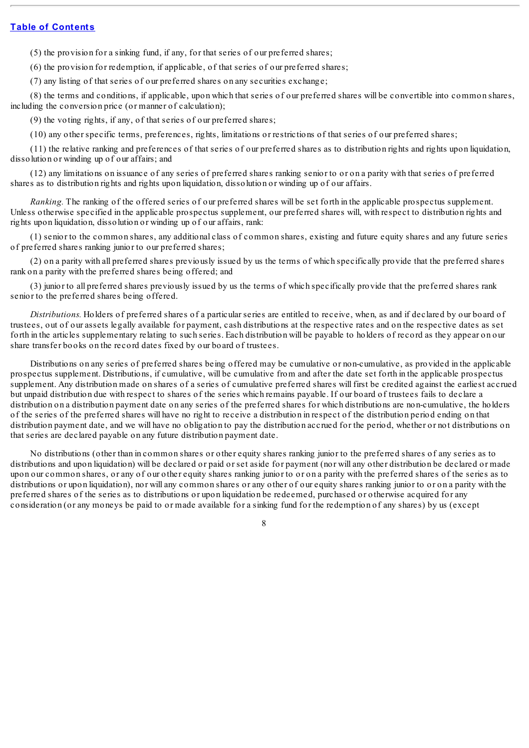(5) the provision for a sinking fund, if any, for that series of our preferred shares;

(6) the provision for redemption, if applicable, of that series of our preferred shares;

(7) any listing of that series of our preferred shares on any securities exchange;

(8) the terms and conditions, if applicable, upon which that series of our preferred shares will be convertible into common shares, including the conversion price (or manner of calculation);

(9) the voting rights, if any, of that series of our preferred shares;

(10) any other specific terms, preferences, rights, limitations or restrictions of that series of our preferred shares;

(11) the relative ranking and preferences of that series of our preferred shares as to distribution rights and rights upon liquidation, dissolution or winding up of our affairs; and

(12) any limitations on issuance of any series of preferred shares ranking senior to or on a parity with that series of preferred shares as to distribution rights and rights upon liquidation, dissolution or winding up of our affairs.

*Ranking.* The ranking of the offered series of our preferred shares will be set forth in the applicable prospectus supplement. Unless otherwise specified in the applicable prospectus supplement, our preferred shares will, with respect to distribution rights and rights upon liquidation, dissolution or winding up of our affairs, rank:

(1) senior to the common shares, any additional class of common shares, existing and future equity shares and any future series of preferred shares ranking junior to our preferred shares;

(2) on a parity with all preferred shares previously issued by us the terms of which specifically provide that the preferred shares rank on a parity with the preferred shares being offered; and

(3) junior to all preferred shares previously issued by us the terms of which specifically provide that the preferred shares rank senior to the preferred shares being offered.

*Distributions.* Holders of preferred shares of a particular series are entitled to receive, when, as and if declared by our board of trustees, out of our assets legally available for payment, cash distributions at the respective rates and on the respective dates as set forth in the articles supplementary relating to such series. Each distribution will be payable to holders of record as they appear on our share transfer books on the record dates fixed by our board of trustees.

Distributions on any series of preferred shares being offered may be cumulative or non-cumulative, as provided in the applicable prospectus supplement. Distributions, if cumulative, will be cumulative from and after the date set forth in the applicable prospectus supplement. Any distribution made on shares of a series of cumulative preferred shares will first be credited against the earliest accrued but unpaid distribution due with respect to shares of the series which remains payable. If our board of trustees fails to declare a distribution on a distribution payment date on any series of the preferred shares for which distributions are non-cumulative, the holders of the series of the preferred shares will have no right to receive a distribution in respect of the distribution period ending on that distribution payment date, and we will have no obligation to pay the distribution accrued for the period, whether or not distributions on that series are declared payable on any future distribution payment date.

No distributions (other than in common shares or other equity shares ranking junior to the preferred shares of any series as to distributions and upon liquidation) will be declared or paid or set aside for payment (nor will any other distribution be declared or made upon our common shares, or any of our other equity shares ranking junior to or on a parity with the preferred shares of the series as to distributions or upon liquidation), nor will any common shares or any other of our equity shares ranking junior to or on a parity with the preferred shares of the series as to distributions or upon liquidation be redeemed, purchased or otherwise acquired for any consideration (or any moneys be paid to or made available for a sinking fund for the redemption of any shares) by us (except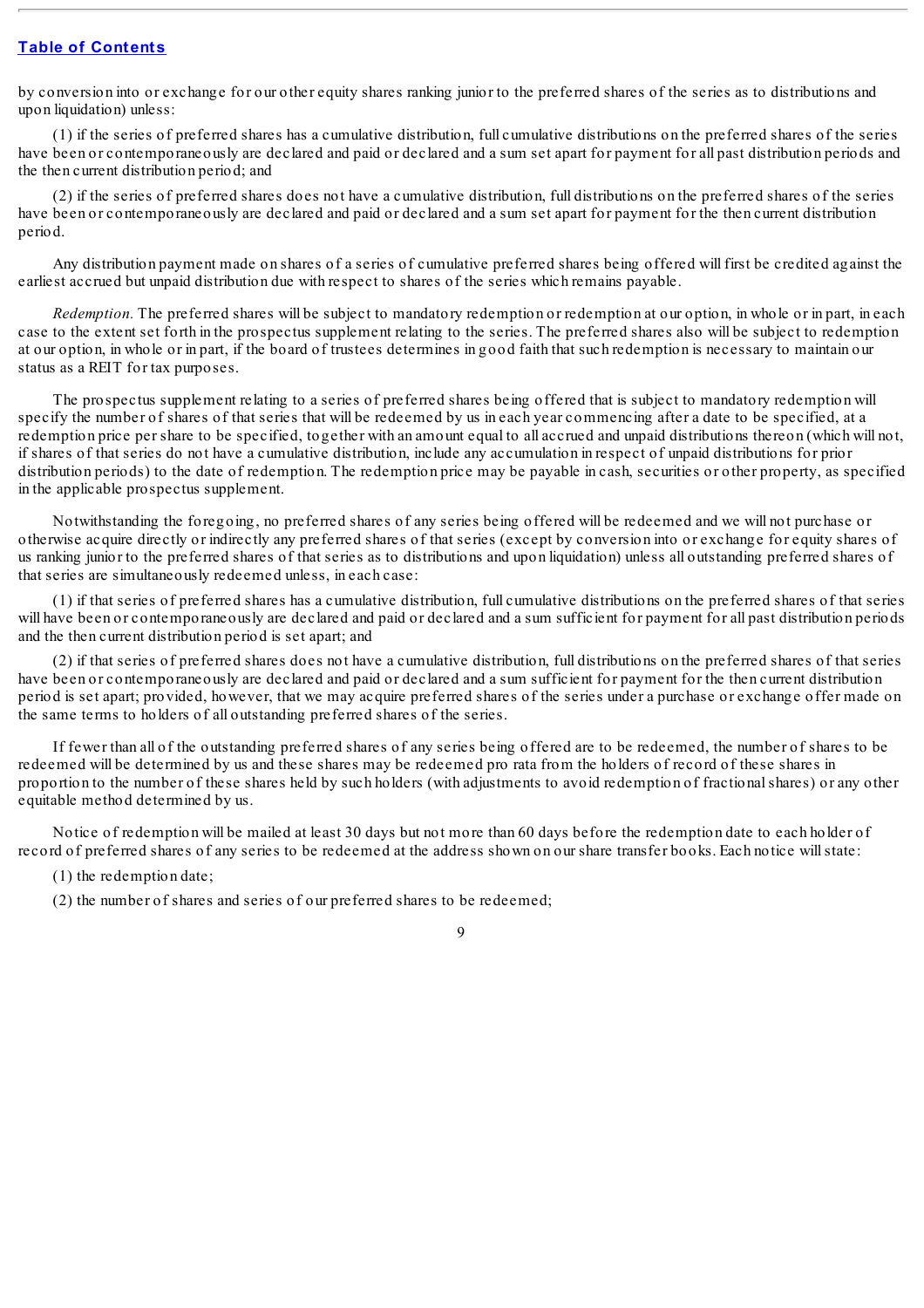by conversion into or exchange for our other equity shares ranking junior to the preferred shares of the series as to distributions and upon liquidation) unless:

(1) if the series of preferred shares has a cumulative distribution, full cumulative distributions on the preferred shares of the series have been or contemporaneously are declared and paid or declared and a sum set apart for payment for all past distribution periods and the then current distribution period; and

(2) if the series of preferred shares does not have a cumulative distribution, full distributions on the preferred shares of the series have been or contemporaneously are declared and paid or declared and a sum set apart for payment for the then current distribution period.

Any distribution payment made on shares of a series of cumulative preferred shares being offered will first be credited against the earliest accrued but unpaid distribution due with respect to shares of the series which remains payable.

*Redemption.* The preferred shares will be subject to mandatory redemption or redemption at our option, in whole or in part, in each case to the extent set forth in the prospectus supplement relating to the series. The preferred shares also will be subject to redemption at our option, in whole or in part, if the board of trustees determines in good faith that such redemption is necessary to maintain our status as a REIT for tax purposes.

The prospectus supplement relating to a series of preferred shares being offered that is subject to mandatory redemption will specify the number of shares of that series that will be redeemed by us in each year commencing after a date to be specified, at a redemption price per share to be specified, together with an amount equal to all accrued and unpaid distributions thereon (which will not, if shares of that series do not have a cumulative distribution, include any accumulation in respect of unpaid distributions for prior distribution periods) to the date of redemption. The redemption price may be payable in cash, securities or other property, as specified in the applicable prospectus supplement.

Notwithstanding the foregoing, no preferred shares of any series being offered will be redeemed and we will not purchase or otherwise acquire directly or indirectly any preferred shares of that series (except by conversion into or exchange for equity shares of us ranking junior to the preferred shares of that series as to distributions and upon liquidation) unless all outstanding preferred shares of that series are simultaneously redeemed unless, in each case:

(1) if that series of preferred shares has a cumulative distribution, full cumulative distributions on the preferred shares of that series will have been or contemporaneously are declared and paid or declared and a sum sufficient for payment for all past distribution periods and the then current distribution period is set apart; and

(2) if that series of preferred shares does not have a cumulative distribution, full distributions on the preferred shares of that series have been or contemporaneously are declared and paid or declared and a sum sufficient for payment for the then current distribution period is set apart; provided, however, that we may acquire preferred shares of the series under a purchase or exchange offer made on the same terms to holders of all outstanding preferred shares of the series.

If fewer than all of the outstanding preferred shares of any series being offered are to be redeemed, the number of shares to be redeemed will be determined by us and these shares may be redeemed pro rata from the holders of record of these shares in proportion to the number of these shares held by such holders (with adjustments to avoid redemption of fractional shares) or any other equitable method determined by us.

Notice of redemption will be mailed at least 30 days but not more than 60 days before the redemption date to each holder of record of preferred shares of any series to be redeemed at the address shown on our share transfer books. Each notice will state:

(1) the redemption date;

(2) the number of shares and series of our preferred shares to be redeemed;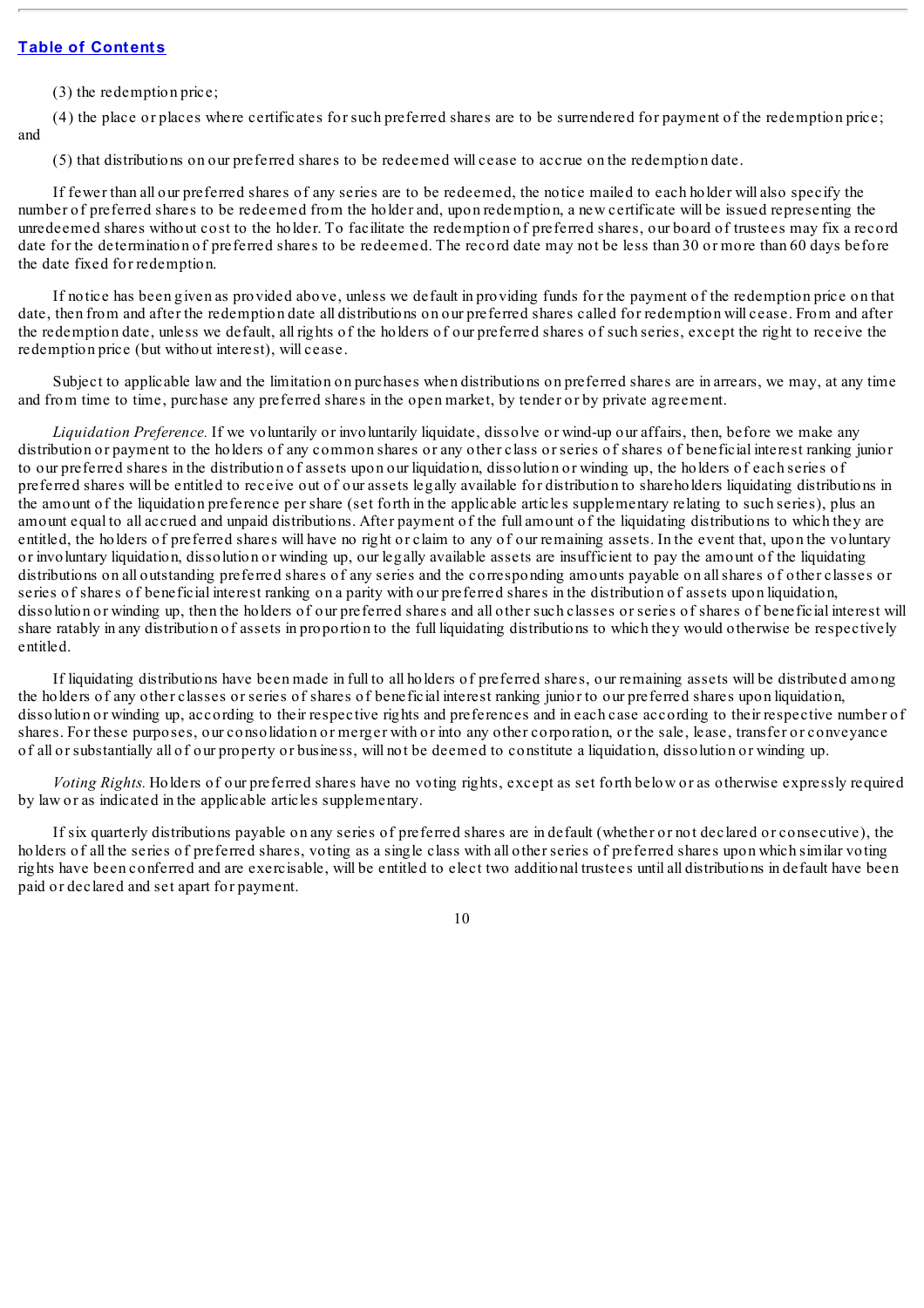(3) the redemption price;

(4) the place or places where certificates for such preferred shares are to be surrendered for payment of the redemption price; and

(5) that distributions on our preferred shares to be redeemed will cease to accrue on the redemption date.

If fewer than all our preferred shares of any series are to be redeemed, the notice mailed to each holder will also specify the number of preferred shares to be redeemed from the holder and, upon redemption, a new certificate will be issued representing the unredeemed shares without cost to the holder. To facilitate the redemption of preferred shares, our board of trustees may fix a record date for the determination of preferred shares to be redeemed. The record date may not be less than 30 or more than 60 days before the date fixed for redemption.

If notice has been given as provided above, unless we default in providing funds for the payment of the redemption price on that date, then from and after the redemption date all distributions on our preferred shares called for redemption will cease. From and after the redemption date, unless we default, all rights of the holders of our preferred shares of such series, except the right to receive the redemption price (but without interest), will cease.

Subject to applicable law and the limitation on purchases when distributions on preferred shares are in arrears, we may, at any time and from time to time, purchase any preferred shares in the open market, by tender or by private agreement.

*Liquidation Preference.* If we voluntarily or involuntarily liquidate, dissolve or wind-up our affairs, then, before we make any distribution or payment to the holders of any common shares or any other class or series of shares of beneficial interest ranking junior to our preferred shares in the distribution of assets upon our liquidation, dissolution or winding up, the holders of each series of preferred shares will be entitled to receive out of our assets legally available for distribution to shareholders liquidating distributions in the amount of the liquidation preference per share (set forth in the applicable articles supplementary relating to such series), plus an amount equal to all accrued and unpaid distributions. After payment of the full amount of the liquidating distributions to which they are entitled, the holders of preferred shares will have no right or claim to any of our remaining assets. In the event that, upon the voluntary or involuntary liquidation, dissolution or winding up, our legally available assets are insufficient to pay the amount of the liquidating distributions on all outstanding preferred shares of any series and the corresponding amounts payable on all shares of other classes or series of shares of beneficial interest ranking on a parity with our preferred shares in the distribution of assets upon liquidation, dissolution or winding up, then the holders of our preferred shares and all other such classes or series of shares of beneficial interest will share ratably in any distribution of assets in proportion to the full liquidating distributions to which they would otherwise be respectively entitled.

If liquidating distributions have been made in full to all holders of preferred shares, our remaining assets will be distributed among the holders of any other classes or series of shares of beneficial interest ranking junior to our preferred shares upon liquidation, dissolution or winding up, according to their respective rights and preferences and in each case according to their respective number of shares. For these purposes, our consolidation or merger with or into any other corporation, or the sale, lease, transfer or conveyance of all or substantially all of our property or business, will not be deemed to constitute a liquidation, dissolution or winding up.

*Voting Rights.* Holders of our preferred shares have no voting rights, except as set forth below or as otherwise expressly required by law or as indicated in the applicable articles supplementary.

If six quarterly distributions payable on any series of preferred shares are in default (whether or not declared or consecutive), the holders of all the series of preferred shares, voting as a single class with all other series of preferred shares upon which similar voting rights have been conferred and are exercisable, will be entitled to elect two additional trustees until all distributions in default have been paid or declared and set apart for payment.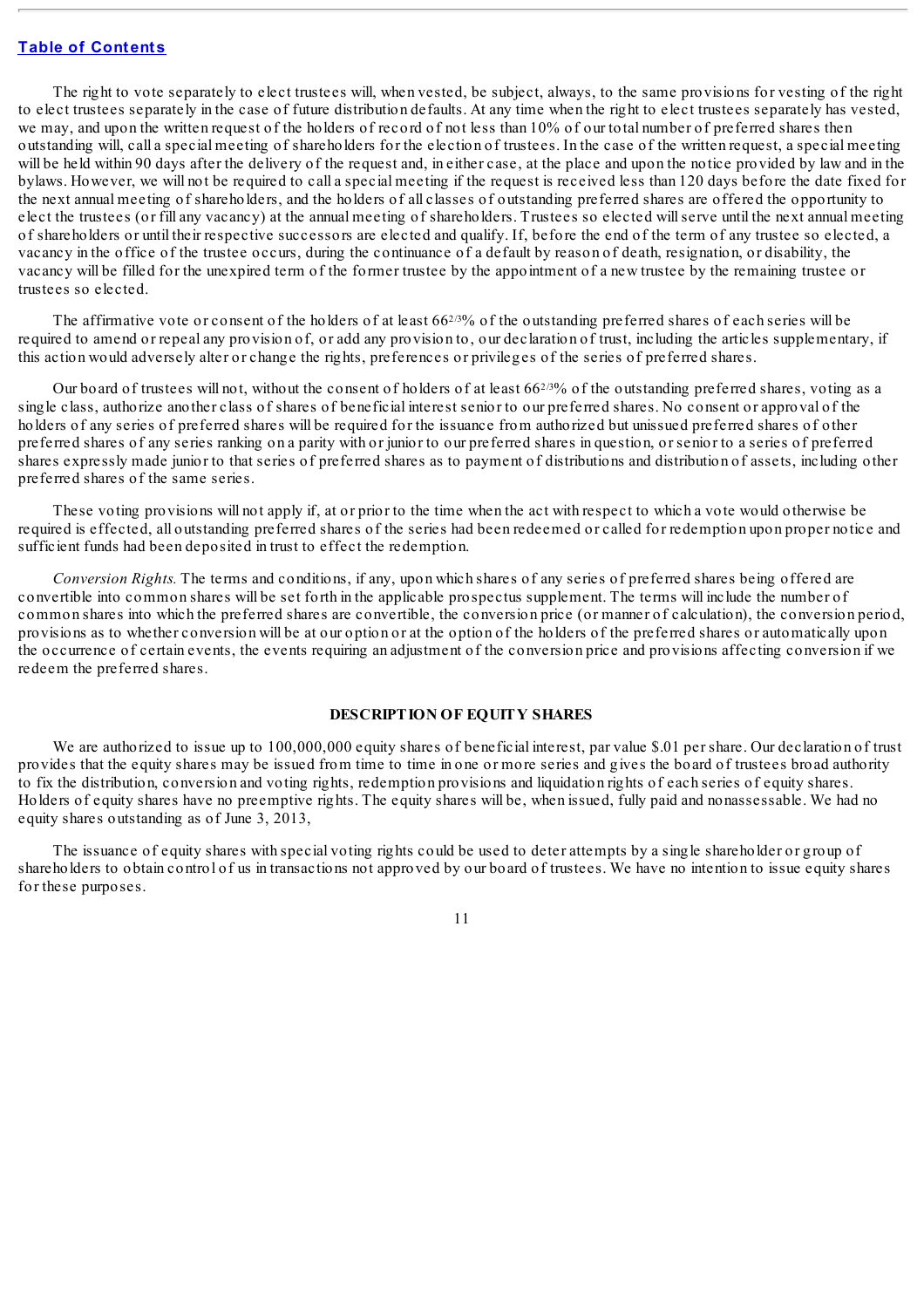[Table of Contents](#)

The right to vote separately to elect trustees will, when vested, be subject, always, to the same provisions for vesting of the right to elect trustees separately in the case of future distribution defaults. At any time when the right to elect trustees separately has vested, we may, and upon the written request of the holders of record of not less than 10% of our total number of preferred shares then outstanding will, call a special meeting of shareholders for the election of trustees. In the case of the written request, a special meeting will be held within 90 days after the delivery of the request and, in either case, at the place and upon the notice provided by law and in the bylaws. However, we will not be required to call a special meeting if the request is received less than 120 days before the date fixed for the next annual meeting of shareholders, and the holders of all classes of outstanding preferred shares are offered the opportunity to elect the trustees (or fill any vacancy) at the annual meeting of shareholders. Trustees so elected will serve until the next annual meeting of shareholders or until their respective successors are elected and qualify. If, before the end of the term of any trustee so elected, a vacancy in the office of the trustee occurs, during the continuance of a default by reason of death, resignation, or disability, the vacancy will be filled for the unexpired term of the former trustee by the appointment of a new trustee by the remaining trustee or trustees so elected.

The affirmative vote or consent of the holders of at least 66⅔% of the outstanding preferred shares of each series will be required to amend or repeal any provision of, or add any provision to, our declaration of trust, including the articles supplementary, if this action would adversely alter or change the rights, preferences or privileges of the series of preferred shares.

Our board of trustees will not, without the consent of holders of at least 66⅔% of the outstanding preferred shares, voting as a single class, authorize another class of shares of beneficial interest senior to our preferred shares. No consent or approval of the holders of any series of preferred shares will be required for the issuance from authorized but unissued preferred shares of other preferred shares of any series ranking on a parity with or junior to our preferred shares in question, or senior to a series of preferred shares expressly made junior to that series of preferred shares as to payment of distributions and distribution of assets, including other preferred shares of the same series.

These voting provisions will not apply if, at or prior to the time when the act with respect to which a vote would otherwise be required is effected, all outstanding preferred shares of the series had been redeemed or called for redemption upon proper notice and sufficient funds had been deposited in trust to effect the redemption.

*Conversion Rights.* The terms and conditions, if any, upon which shares of any series of preferred shares being offered are convertible into common shares will be set forth in the applicable prospectus supplement. The terms will include the number of common shares into which the preferred shares are convertible, the conversion price (or manner of calculation), the conversion period, provisions as to whether conversion will be at our option or at the option of the holders of the preferred shares or automatically upon the occurrence of certain events, the events requiring an adjustment of the conversion price and provisions affecting conversion if we redeem the preferred shares.

## DESCRIPTION OF EQUITY SHARES

We are authorized to issue up to 100,000,000 equity shares of beneficial interest, par value $.01 per share. Our declaration of trust provides that the equity shares may be issued from time to time in one or more series and gives the board of trustees broad authority to fix the distribution, conversion and voting rights, redemption provisions and liquidation rights of each series of equity shares. Holders of equity shares have no preemptive rights. The equity shares will be, when issued, fully paid and nonassessable. We had no equity shares outstanding as of June 3, 2013,

The issuance of equity shares with special voting rights could be used to deter attempts by a single shareholder or group of shareholders to obtain control of us in transactions not approved by our board of trustees. We have no intention to issue equity shares for these purposes.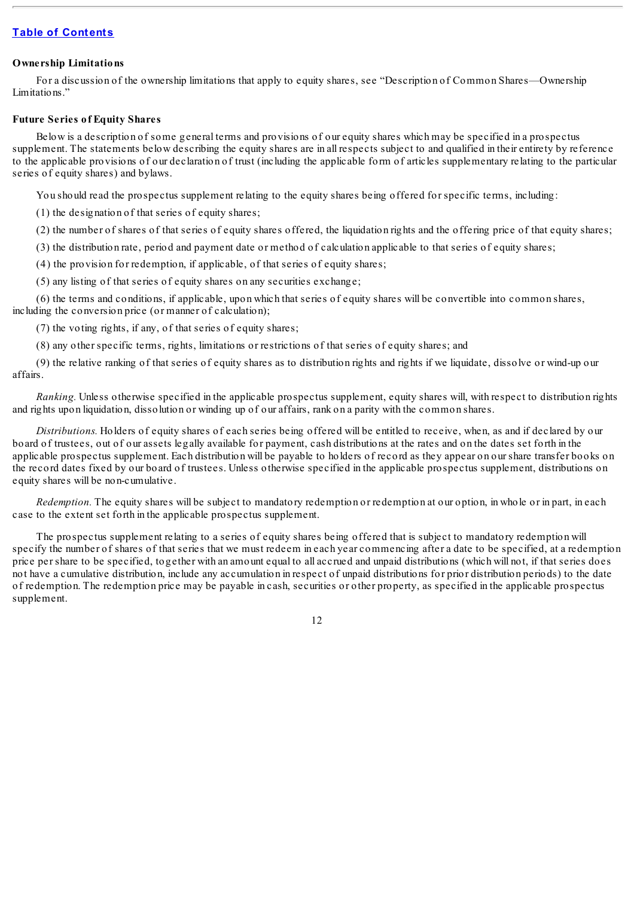**Ownership Limitations**

For a discussion of the ownership limitations that apply to equity shares, see "Description of Common Shares—Ownership Limitations."

**Future Series of Equity Shares**

Below is a description of some general terms and provisions of our equity shares which may be specified in a prospectus supplement. The statements below describing the equity shares are in all respects subject to and qualified in their entirety by reference to the applicable provisions of our declaration of trust (including the applicable form of articles supplementary relating to the particular series of equity shares) and bylaws.

You should read the prospectus supplement relating to the equity shares being offered for specific terms, including:

(1) the designation of that series of equity shares;

(2) the number of shares of that series of equity shares offered, the liquidation rights and the offering price of that equity shares;

(3) the distribution rate, period and payment date or method of calculation applicable to that series of equity shares;

(4) the provision for redemption, if applicable, of that series of equity shares;

(5) any listing of that series of equity shares on any securities exchange;

(6) the terms and conditions, if applicable, upon which that series of equity shares will be convertible into common shares, including the conversion price (or manner of calculation);

(7) the voting rights, if any, of that series of equity shares;

(8) any other specific terms, rights, limitations or restrictions of that series of equity shares; and

(9) the relative ranking of that series of equity shares as to distribution rights and rights if we liquidate, dissolve or wind-up our affairs.

*Ranking.* Unless otherwise specified in the applicable prospectus supplement, equity shares will, with respect to distribution rights and rights upon liquidation, dissolution or winding up of our affairs, rank on a parity with the common shares.

*Distributions.* Holders of equity shares of each series being offered will be entitled to receive, when, as and if declared by our board of trustees, out of our assets legally available for payment, cash distributions at the rates and on the dates set forth in the applicable prospectus supplement. Each distribution will be payable to holders of record as they appear on our share transfer books on the record dates fixed by our board of trustees. Unless otherwise specified in the applicable prospectus supplement, distributions on equity shares will be non-cumulative.

*Redemption.* The equity shares will be subject to mandatory redemption or redemption at our option, in whole or in part, in each case to the extent set forth in the applicable prospectus supplement.

The prospectus supplement relating to a series of equity shares being offered that is subject to mandatory redemption will specify the number of shares of that series that we must redeem in each year commencing after a date to be specified, at a redemption price per share to be specified, together with an amount equal to all accrued and unpaid distributions (which will not, if that series does not have a cumulative distribution, include any accumulation in respect of unpaid distributions for prior distribution periods) to the date of redemption. The redemption price may be payable in cash, securities or other property, as specified in the applicable prospectus supplement.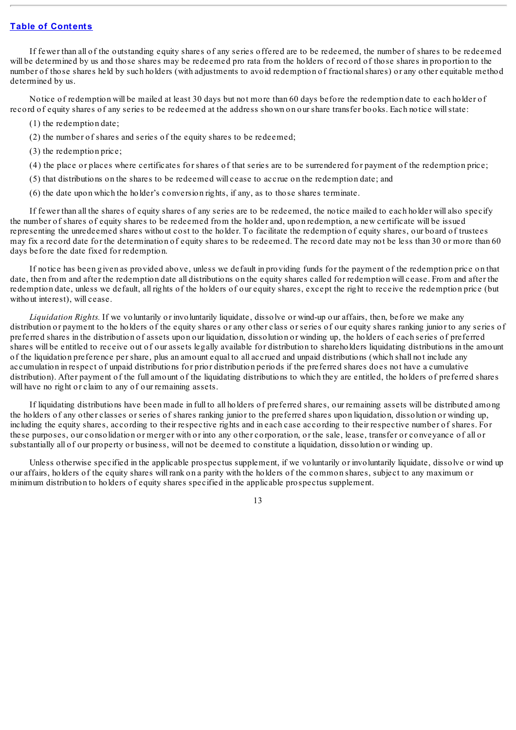If fewer than all of the outstanding equity shares of any series offered are to be redeemed, the number of shares to be redeemed will be determined by us and those shares may be redeemed pro rata from the holders of record of those shares in proportion to the number of those shares held by such holders (with adjustments to avoid redemption of fractional shares) or any other equitable method determined by us.

Notice of redemption will be mailed at least 30 days but not more than 60 days before the redemption date to each holder of record of equity shares of any series to be redeemed at the address shown on our share transfer books. Each notice will state:

(1) the redemption date;

(2) the number of shares and series of the equity shares to be redeemed;

(3) the redemption price;

(4) the place or places where certificates for shares of that series are to be surrendered for payment of the redemption price;

(5) that distributions on the shares to be redeemed will cease to accrue on the redemption date; and

(6) the date upon which the holder's conversion rights, if any, as to those shares terminate.

If fewer than all the shares of equity shares of any series are to be redeemed, the notice mailed to each holder will also specify the number of shares of equity shares to be redeemed from the holder and, upon redemption, a new certificate will be issued representing the unredeemed shares without cost to the holder. To facilitate the redemption of equity shares, our board of trustees may fix a record date for the determination of equity shares to be redeemed. The record date may not be less than 30 or more than 60 days before the date fixed for redemption.

If notice has been given as provided above, unless we default in providing funds for the payment of the redemption price on that date, then from and after the redemption date all distributions on the equity shares called for redemption will cease. From and after the redemption date, unless we default, all rights of the holders of our equity shares, except the right to receive the redemption price (but without interest), will cease.

*Liquidation Rights.* If we voluntarily or involuntarily liquidate, dissolve or wind-up our affairs, then, before we make any distribution or payment to the holders of the equity shares or any other class or series of our equity shares ranking junior to any series of preferred shares in the distribution of assets upon our liquidation, dissolution or winding up, the holders of each series of preferred shares will be entitled to receive out of our assets legally available for distribution to shareholders liquidating distributions in the amount of the liquidation preference per share, plus an amount equal to all accrued and unpaid distributions (which shall not include any accumulation in respect of unpaid distributions for prior distribution periods if the preferred shares does not have a cumulative distribution). After payment of the full amount of the liquidating distributions to which they are entitled, the holders of preferred shares will have no right or claim to any of our remaining assets.

If liquidating distributions have been made in full to all holders of preferred shares, our remaining assets will be distributed among the holders of any other classes or series of shares ranking junior to the preferred shares upon liquidation, dissolution or winding up, including the equity shares, according to their respective rights and in each case according to their respective number of shares. For these purposes, our consolidation or merger with or into any other corporation, or the sale, lease, transfer or conveyance of all or substantially all of our property or business, will not be deemed to constitute a liquidation, dissolution or winding up.

Unless otherwise specified in the applicable prospectus supplement, if we voluntarily or involuntarily liquidate, dissolve or wind up our affairs, holders of the equity shares will rank on a parity with the holders of the common shares, subject to any maximum or minimum distribution to holders of equity shares specified in the applicable prospectus supplement.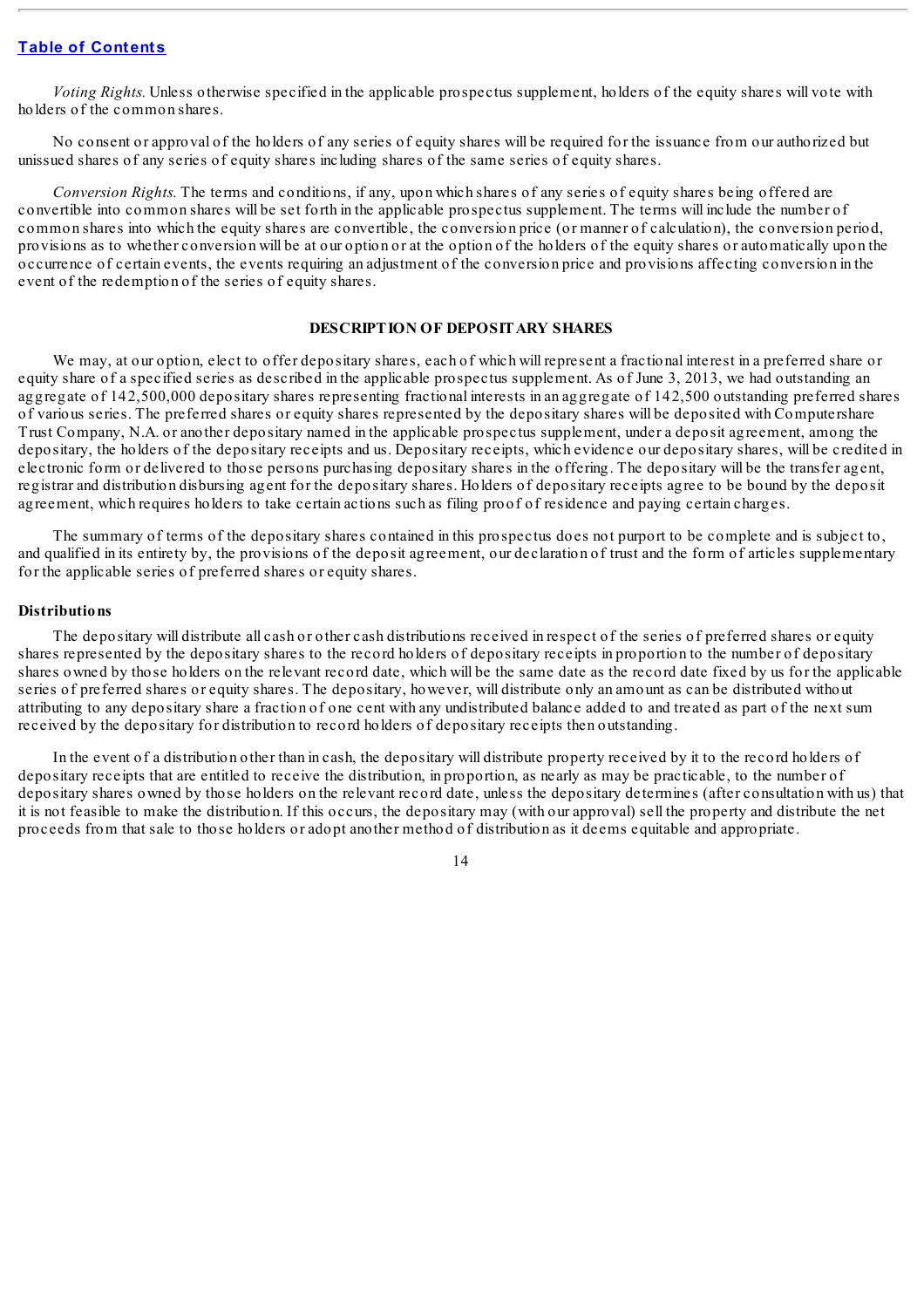*Voting Rights.* Unless otherwise specified in the applicable prospectus supplement, holders of the equity shares will vote with holders of the common shares.

No consent or approval of the holders of any series of equity shares will be required for the issuance from our authorized but unissued shares of any series of equity shares including shares of the same series of equity shares.

*Conversion Rights.* The terms and conditions, if any, upon which shares of any series of equity shares being offered are convertible into common shares will be set forth in the applicable prospectus supplement. The terms will include the number of common shares into which the equity shares are convertible, the conversion price (or manner of calculation), the conversion period, provisions as to whether conversion will be at our option or at the option of the holders of the equity shares or automatically upon the occurrence of certain events, the events requiring an adjustment of the conversion price and provisions affecting conversion in the event of the redemption of the series of equity shares.

## DESCRIPTION OF DEPOSITARY SHARES

We may, at our option, elect to offer depositary shares, each of which will represent a fractional interest in a preferred share or equity share of a specified series as described in the applicable prospectus supplement. As of June 3, 2013, we had outstanding an aggregate of 142,500,000 depositary shares representing fractional interests in an aggregate of 142,500 outstanding preferred shares of various series. The preferred shares or equity shares represented by the depositary shares will be deposited with Computershare Trust Company, N.A. or another depositary named in the applicable prospectus supplement, under a deposit agreement, among the depositary, the holders of the depositary receipts and us. Depositary receipts, which evidence our depositary shares, will be credited in electronic form or delivered to those persons purchasing depositary shares in the offering. The depositary will be the transfer agent, registrar and distribution disbursing agent for the depositary shares. Holders of depositary receipts agree to be bound by the deposit agreement, which requires holders to take certain actions such as filing proof of residence and paying certain charges.

The summary of terms of the depositary shares contained in this prospectus does not purport to be complete and is subject to, and qualified in its entirety by, the provisions of the deposit agreement, our declaration of trust and the form of articles supplementary for the applicable series of preferred shares or equity shares.

### Distributions

The depositary will distribute all cash or other cash distributions received in respect of the series of preferred shares or equity shares represented by the depositary shares to the record holders of depositary receipts in proportion to the number of depositary shares owned by those holders on the relevant record date, which will be the same date as the record date fixed by us for the applicable series of preferred shares or equity shares. The depositary, however, will distribute only an amount as can be distributed without attributing to any depositary share a fraction of one cent with any undistributed balance added to and treated as part of the next sum received by the depositary for distribution to record holders of depositary receipts then outstanding.

In the event of a distribution other than in cash, the depositary will distribute property received by it to the record holders of depositary receipts that are entitled to receive the distribution, in proportion, as nearly as may be practicable, to the number of depositary shares owned by those holders on the relevant record date, unless the depositary determines (after consultation with us) that it is not feasible to make the distribution. If this occurs, the depositary may (with our approval) sell the property and distribute the net proceeds from that sale to those holders or adopt another method of distribution as it deems equitable and appropriate.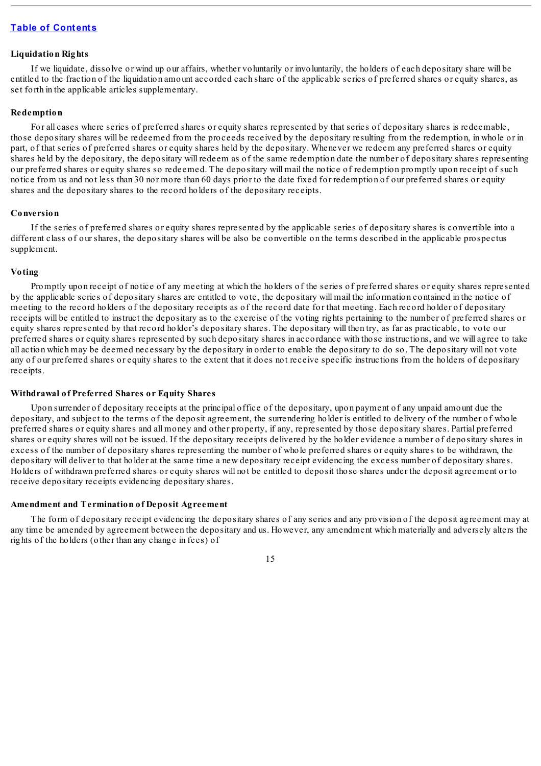#### Liquidation Rights

If we liquidate, dissolve or wind up our affairs, whether voluntarily or involuntarily, the holders of each depositary share will be entitled to the fraction of the liquidation amount accorded each share of the applicable series of preferred shares or equity shares, as set forth in the applicable articles supplementary.

#### Redemption

For all cases where series of preferred shares or equity shares represented by that series of depositary shares is redeemable, those depositary shares will be redeemed from the proceeds received by the depositary resulting from the redemption, in whole or in part, of that series of preferred shares or equity shares held by the depositary. Whenever we redeem any preferred shares or equity shares held by the depositary, the depositary will redeem as of the same redemption date the number of depositary shares representing our preferred shares or equity shares so redeemed. The depositary will mail the notice of redemption promptly upon receipt of such notice from us and not less than 30 nor more than 60 days prior to the date fixed for redemption of our preferred shares or equity shares and the depositary shares to the record holders of the depositary receipts.

#### Conversion

If the series of preferred shares or equity shares represented by the applicable series of depositary shares is convertible into a different class of our shares, the depositary shares will be also be convertible on the terms described in the applicable prospectus supplement.

#### Voting

Promptly upon receipt of notice of any meeting at which the holders of the series of preferred shares or equity shares represented by the applicable series of depositary shares are entitled to vote, the depositary will mail the information contained in the notice of meeting to the record holders of the depositary receipts as of the record date for that meeting. Each record holder of depositary receipts will be entitled to instruct the depositary as to the exercise of the voting rights pertaining to the number of preferred shares or equity shares represented by that record holder's depositary shares. The depositary will then try, as far as practicable, to vote our preferred shares or equity shares represented by such depositary shares in accordance with those instructions, and we will agree to take all action which may be deemed necessary by the depositary in order to enable the depositary to do so. The depositary will not vote any of our preferred shares or equity shares to the extent that it does not receive specific instructions from the holders of depositary receipts.

#### Withdrawal of Preferred Shares or Equity Shares

Upon surrender of depositary receipts at the principal office of the depositary, upon payment of any unpaid amount due the depositary, and subject to the terms of the deposit agreement, the surrendering holder is entitled to delivery of the number of whole preferred shares or equity shares and all money and other property, if any, represented by those depositary shares. Partial preferred shares or equity shares will not be issued. If the depositary receipts delivered by the holder evidence a number of depositary shares in excess of the number of depositary shares representing the number of whole preferred shares or equity shares to be withdrawn, the depositary will deliver to that holder at the same time a new depositary receipt evidencing the excess number of depositary shares. Holders of withdrawn preferred shares or equity shares will not be entitled to deposit those shares under the deposit agreement or to receive depositary receipts evidencing depositary shares.

#### Amendment and Termination of Deposit Agreement

The form of depositary receipt evidencing the depositary shares of any series and any provision of the deposit agreement may at any time be amended by agreement between the depositary and us. However, any amendment which materially and adversely alters the rights of the holders (other than any change in fees) of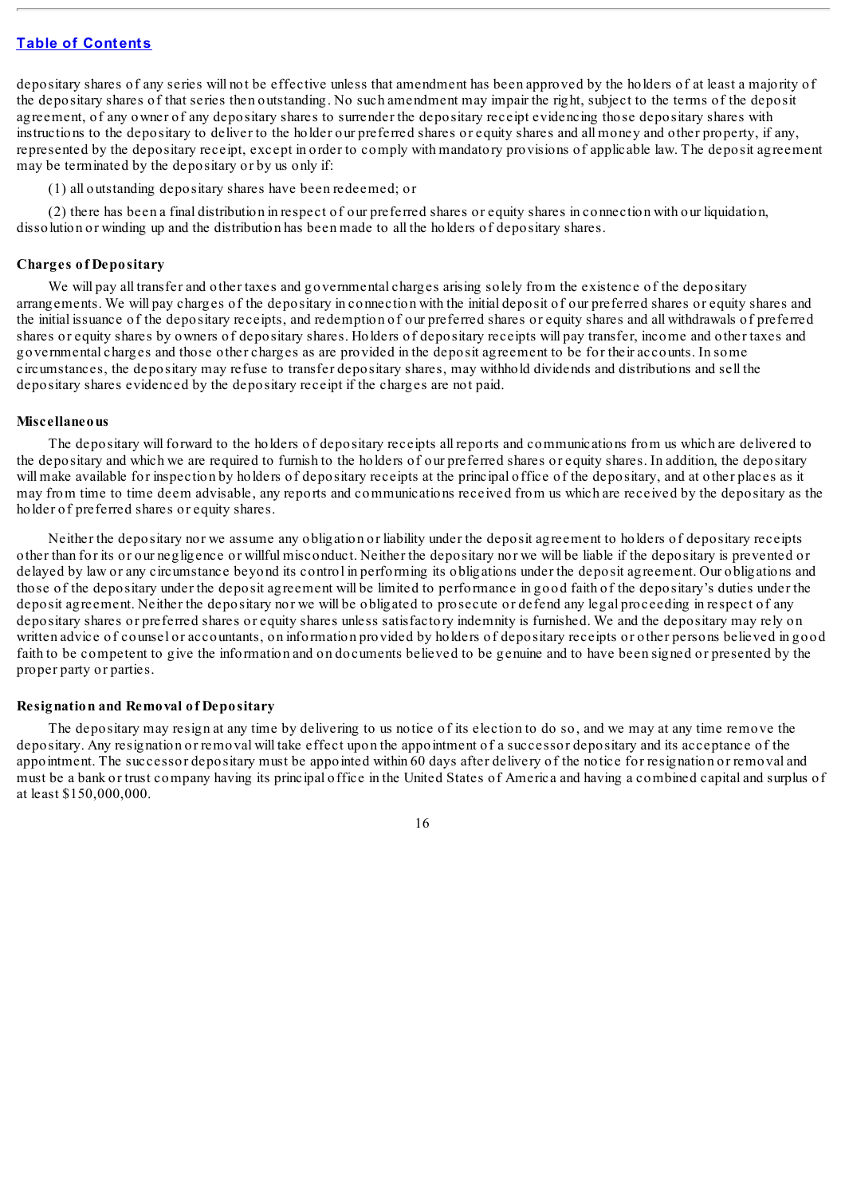depositary shares of any series will not be effective unless that amendment has been approved by the holders of at least a majority of the depositary shares of that series then outstanding. No such amendment may impair the right, subject to the terms of the deposit agreement, of any owner of any depositary shares to surrender the depositary receipt evidencing those depositary shares with instructions to the depositary to deliver to the holder our preferred shares or equity shares and all money and other property, if any, represented by the depositary receipt, except in order to comply with mandatory provisions of applicable law. The deposit agreement may be terminated by the depositary or by us only if:

(1) all outstanding depositary shares have been redeemed; or

(2) there has been a final distribution in respect of our preferred shares or equity shares in connection with our liquidation, dissolution or winding up and the distribution has been made to all the holders of depositary shares.

**Charges of Depositary**

We will pay all transfer and other taxes and governmental charges arising solely from the existence of the depositary arrangements. We will pay charges of the depositary in connection with the initial deposit of our preferred shares or equity shares and the initial issuance of the depositary receipts, and redemption of our preferred shares or equity shares and all withdrawals of preferred shares or equity shares by owners of depositary shares. Holders of depositary receipts will pay transfer, income and other taxes and governmental charges and those other charges as are provided in the deposit agreement to be for their accounts. In some circumstances, the depositary may refuse to transfer depositary shares, may withhold dividends and distributions and sell the depositary shares evidenced by the depositary receipt if the charges are not paid.

**Miscellaneous**

The depositary will forward to the holders of depositary receipts all reports and communications from us which are delivered to the depositary and which we are required to furnish to the holders of our preferred shares or equity shares. In addition, the depositary will make available for inspection by holders of depositary receipts at the principal office of the depositary, and at other places as it may from time to time deem advisable, any reports and communications received from us which are received by the depositary as the holder of preferred shares or equity shares.

Neither the depositary nor we assume any obligation or liability under the deposit agreement to holders of depositary receipts other than for its or our negligence or willful misconduct. Neither the depositary nor we will be liable if the depositary is prevented or delayed by law or any circumstance beyond its control in performing its obligations under the deposit agreement. Our obligations and those of the depositary under the deposit agreement will be limited to performance in good faith of the depositary's duties under the deposit agreement. Neither the depositary nor we will be obligated to prosecute or defend any legal proceeding in respect of any depositary shares or preferred shares or equity shares unless satisfactory indemnity is furnished. We and the depositary may rely on written advice of counsel or accountants, on information provided by holders of depositary receipts or other persons believed in good faith to be competent to give the information and on documents believed to be genuine and to have been signed or presented by the proper party or parties.

**Resignation and Removal of Depositary**

The depositary may resign at any time by delivering to us notice of its election to do so, and we may at any time remove the depositary. Any resignation or removal will take effect upon the appointment of a successor depositary and its acceptance of the appointment. The successor depositary must be appointed within 60 days after delivery of the notice for resignation or removal and must be a bank or trust company having its principal office in the United States of America and having a combined capital and surplus of at least $150,000,000.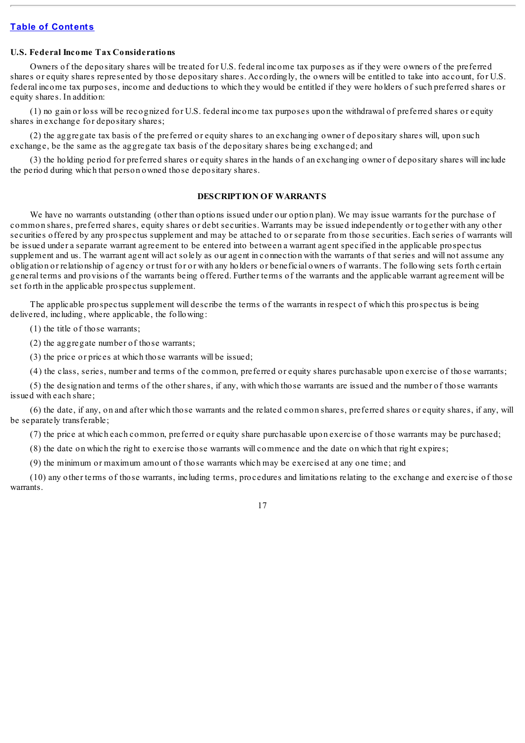**U.S. Federal Income Tax Considerations**

Owners of the depositary shares will be treated for U.S. federal income tax purposes as if they were owners of the preferred shares or equity shares represented by those depositary shares. Accordingly, the owners will be entitled to take into account, for U.S. federal income tax purposes, income and deductions to which they would be entitled if they were holders of such preferred shares or equity shares. In addition:

(1) no gain or loss will be recognized for U.S. federal income tax purposes upon the withdrawal of preferred shares or equity shares in exchange for depositary shares;

(2) the aggregate tax basis of the preferred or equity shares to an exchanging owner of depositary shares will, upon such exchange, be the same as the aggregate tax basis of the depositary shares being exchanged; and

(3) the holding period for preferred shares or equity shares in the hands of an exchanging owner of depositary shares will include the period during which that person owned those depositary shares.

## DESCRIPTION OF WARRANTS

We have no warrants outstanding (other than options issued under our option plan). We may issue warrants for the purchase of common shares, preferred shares, equity shares or debt securities. Warrants may be issued independently or together with any other securities offered by any prospectus supplement and may be attached to or separate from those securities. Each series of warrants will be issued under a separate warrant agreement to be entered into between a warrant agent specified in the applicable prospectus supplement and us. The warrant agent will act solely as our agent in connection with the warrants of that series and will not assume any obligation or relationship of agency or trust for or with any holders or beneficial owners of warrants. The following sets forth certain general terms and provisions of the warrants being offered. Further terms of the warrants and the applicable warrant agreement will be set forth in the applicable prospectus supplement.

The applicable prospectus supplement will describe the terms of the warrants in respect of which this prospectus is being delivered, including, where applicable, the following:

(1) the title of those warrants;

(2) the aggregate number of those warrants;

(3) the price or prices at which those warrants will be issued;

(4) the class, series, number and terms of the common, preferred or equity shares purchasable upon exercise of those warrants;

(5) the designation and terms of the other shares, if any, with which those warrants are issued and the number of those warrants issued with each share;

(6) the date, if any, on and after which those warrants and the related common shares, preferred shares or equity shares, if any, will be separately transferable;

(7) the price at which each common, preferred or equity share purchasable upon exercise of those warrants may be purchased;

(8) the date on which the right to exercise those warrants will commence and the date on which that right expires;

(9) the minimum or maximum amount of those warrants which may be exercised at any one time; and

(10) any other terms of those warrants, including terms, procedures and limitations relating to the exchange and exercise of those warrants.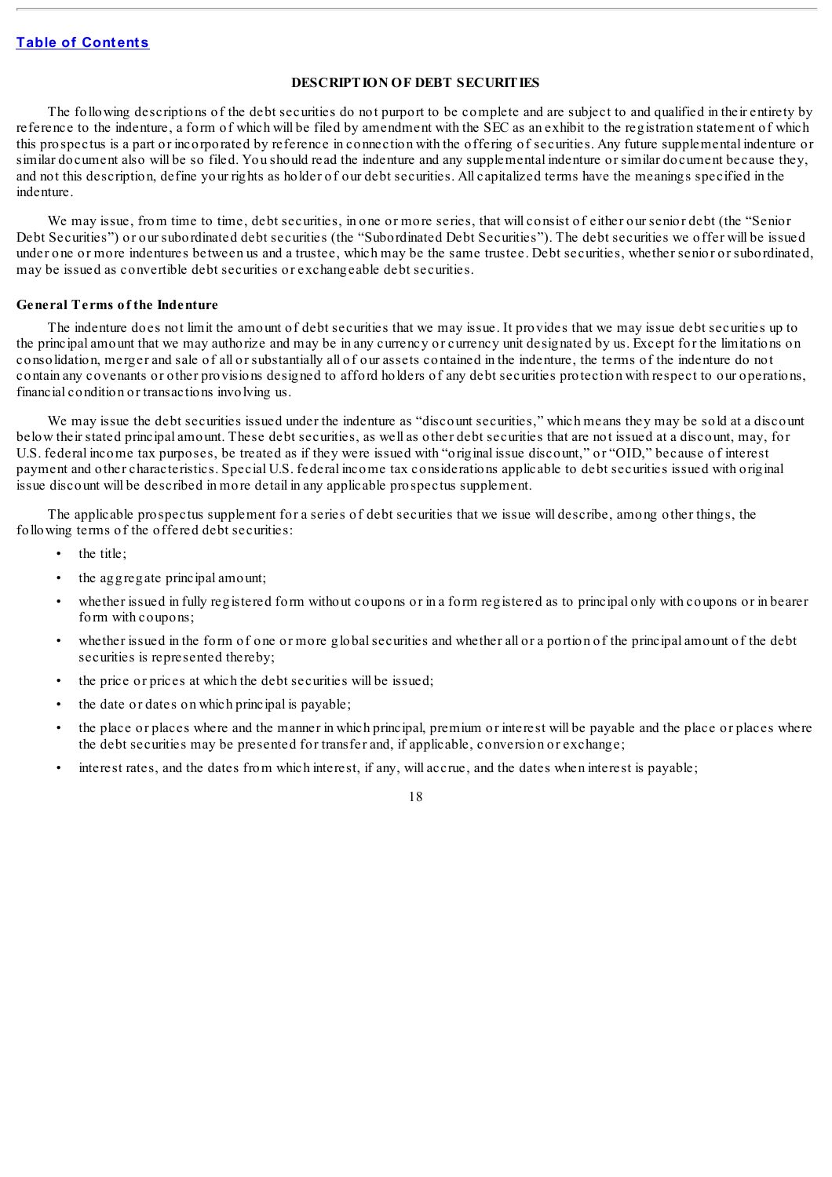[Table of Contents](#)

## DESCRIPTION OF DEBT SECURITIES

The following descriptions of the debt securities do not purport to be complete and are subject to and qualified in their entirety by reference to the indenture, a form of which will be filed by amendment with the SEC as an exhibit to the registration statement of which this prospectus is a part or incorporated by reference in connection with the offering of securities. Any future supplemental indenture or similar document also will be so filed. You should read the indenture and any supplemental indenture or similar document because they, and not this description, define your rights as holder of our debt securities. All capitalized terms have the meanings specified in the indenture.

We may issue, from time to time, debt securities, in one or more series, that will consist of either our senior debt (the "Senior Debt Securities") or our subordinated debt securities (the "Subordinated Debt Securities"). The debt securities we offer will be issued under one or more indentures between us and a trustee, which may be the same trustee. Debt securities, whether senior or subordinated, may be issued as convertible debt securities or exchangeable debt securities.

### General Terms of the Indenture

The indenture does not limit the amount of debt securities that we may issue. It provides that we may issue debt securities up to the principal amount that we may authorize and may be in any currency or currency unit designated by us. Except for the limitations on consolidation, merger and sale of all or substantially all of our assets contained in the indenture, the terms of the indenture do not contain any covenants or other provisions designed to afford holders of any debt securities protection with respect to our operations, financial condition or transactions involving us.

We may issue the debt securities issued under the indenture as "discount securities," which means they may be sold at a discount below their stated principal amount. These debt securities, as well as other debt securities that are not issued at a discount, may, for U.S. federal income tax purposes, be treated as if they were issued with "original issue discount," or "OID," because of interest payment and other characteristics. Special U.S. federal income tax considerations applicable to debt securities issued with original issue discount will be described in more detail in any applicable prospectus supplement.

The applicable prospectus supplement for a series of debt securities that we issue will describe, among other things, the following terms of the offered debt securities:

- the title;
- the aggregate principal amount;
- whether issued in fully registered form without coupons or in a form registered as to principal only with coupons or in bearer form with coupons;
- whether issued in the form of one or more global securities and whether all or a portion of the principal amount of the debt securities is represented thereby;
- the price or prices at which the debt securities will be issued;
- the date or dates on which principal is payable;
- the place or places where and the manner in which principal, premium or interest will be payable and the place or places where the debt securities may be presented for transfer and, if applicable, conversion or exchange;
- interest rates, and the dates from which interest, if any, will accrue, and the dates when interest is payable;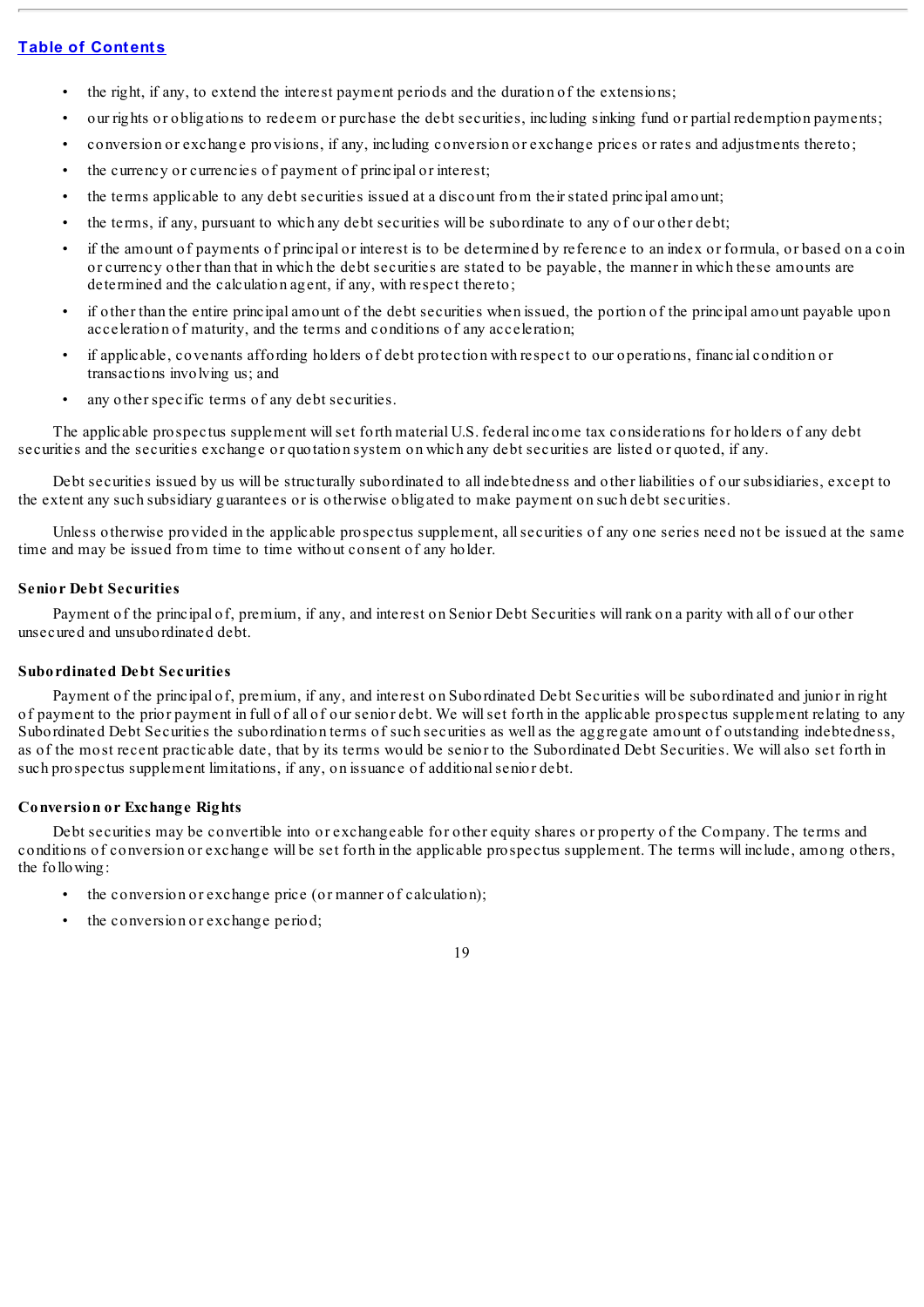- the right, if any, to extend the interest payment periods and the duration of the extensions;
- our rights or obligations to redeem or purchase the debt securities, including sinking fund or partial redemption payments;
- conversion or exchange provisions, if any, including conversion or exchange prices or rates and adjustments thereto;
- the currency or currencies of payment of principal or interest;
- the terms applicable to any debt securities issued at a discount from their stated principal amount;
- the terms, if any, pursuant to which any debt securities will be subordinate to any of our other debt;
- if the amount of payments of principal or interest is to be determined by reference to an index or formula, or based on a coin or currency other than that in which the debt securities are stated to be payable, the manner in which these amounts are determined and the calculation agent, if any, with respect thereto;
- if other than the entire principal amount of the debt securities when issued, the portion of the principal amount payable upon acceleration of maturity, and the terms and conditions of any acceleration;
- if applicable, covenants affording holders of debt protection with respect to our operations, financial condition or transactions involving us; and
- any other specific terms of any debt securities.

The applicable prospectus supplement will set forth material U.S. federal income tax considerations for holders of any debt securities and the securities exchange or quotation system on which any debt securities are listed or quoted, if any.

Debt securities issued by us will be structurally subordinated to all indebtedness and other liabilities of our subsidiaries, except to the extent any such subsidiary guarantees or is otherwise obligated to make payment on such debt securities.

Unless otherwise provided in the applicable prospectus supplement, all securities of any one series need not be issued at the same time and may be issued from time to time without consent of any holder.

**Senior Debt Securities**

Payment of the principal of, premium, if any, and interest on Senior Debt Securities will rank on a parity with all of our other unsecured and unsubordinated debt.

**Subordinated Debt Securities**

Payment of the principal of, premium, if any, and interest on Subordinated Debt Securities will be subordinated and junior in right of payment to the prior payment in full of all of our senior debt. We will set forth in the applicable prospectus supplement relating to any Subordinated Debt Securities the subordination terms of such securities as well as the aggregate amount of outstanding indebtedness, as of the most recent practicable date, that by its terms would be senior to the Subordinated Debt Securities. We will also set forth in such prospectus supplement limitations, if any, on issuance of additional senior debt.

**Conversion or Exchange Rights**

Debt securities may be convertible into or exchangeable for other equity shares or property of the Company. The terms and conditions of conversion or exchange will be set forth in the applicable prospectus supplement. The terms will include, among others, the following:

- the conversion or exchange price (or manner of calculation);
- the conversion or exchange period;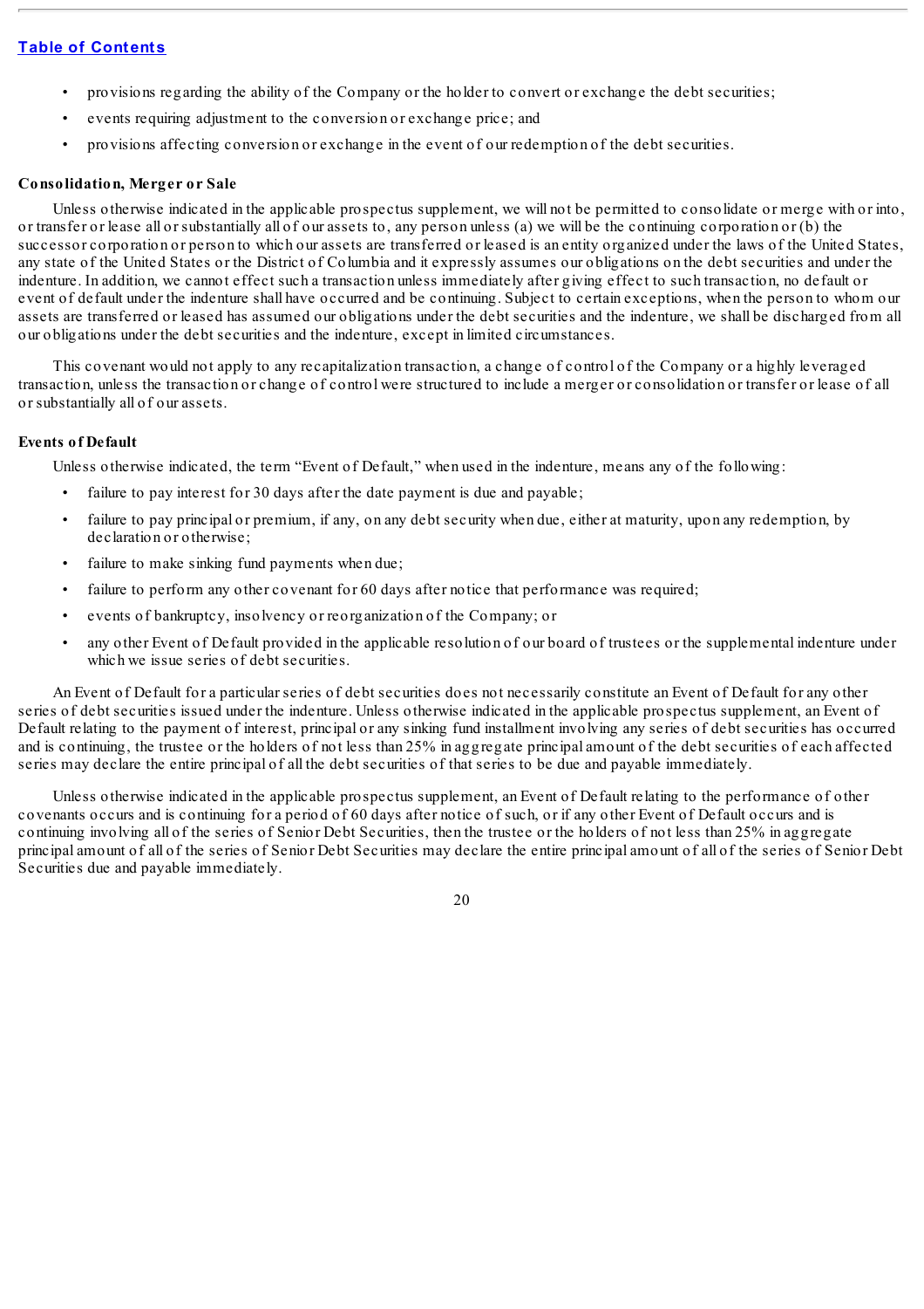- provisions regarding the ability of the Company or the holder to convert or exchange the debt securities;
- events requiring adjustment to the conversion or exchange price; and
- provisions affecting conversion or exchange in the event of our redemption of the debt securities.

**Consolidation, Merger or Sale**

Unless otherwise indicated in the applicable prospectus supplement, we will not be permitted to consolidate or merge with or into, or transfer or lease all or substantially all of our assets to, any person unless (a) we will be the continuing corporation or (b) the successor corporation or person to which our assets are transferred or leased is an entity organized under the laws of the United States, any state of the United States or the District of Columbia and it expressly assumes our obligations on the debt securities and under the indenture. In addition, we cannot effect such a transaction unless immediately after giving effect to such transaction, no default or event of default under the indenture shall have occurred and be continuing. Subject to certain exceptions, when the person to whom our assets are transferred or leased has assumed our obligations under the debt securities and the indenture, we shall be discharged from all our obligations under the debt securities and the indenture, except in limited circumstances.

This covenant would not apply to any recapitalization transaction, a change of control of the Company or a highly leveraged transaction, unless the transaction or change of control were structured to include a merger or consolidation or transfer or lease of all or substantially all of our assets.

**Events of Default**

Unless otherwise indicated, the term "Event of Default," when used in the indenture, means any of the following:

- failure to pay interest for 30 days after the date payment is due and payable;
- failure to pay principal or premium, if any, on any debt security when due, either at maturity, upon any redemption, by declaration or otherwise;
- failure to make sinking fund payments when due;
- failure to perform any other covenant for 60 days after notice that performance was required;
- events of bankruptcy, insolvency or reorganization of the Company; or
- any other Event of Default provided in the applicable resolution of our board of trustees or the supplemental indenture under which we issue series of debt securities.

An Event of Default for a particular series of debt securities does not necessarily constitute an Event of Default for any other series of debt securities issued under the indenture. Unless otherwise indicated in the applicable prospectus supplement, an Event of Default relating to the payment of interest, principal or any sinking fund installment involving any series of debt securities has occurred and is continuing, the trustee or the holders of not less than 25% in aggregate principal amount of the debt securities of each affected series may declare the entire principal of all the debt securities of that series to be due and payable immediately.

Unless otherwise indicated in the applicable prospectus supplement, an Event of Default relating to the performance of other covenants occurs and is continuing for a period of 60 days after notice of such, or if any other Event of Default occurs and is continuing involving all of the series of Senior Debt Securities, then the trustee or the holders of not less than 25% in aggregate principal amount of all of the series of Senior Debt Securities may declare the entire principal amount of all of the series of Senior Debt Securities due and payable immediately.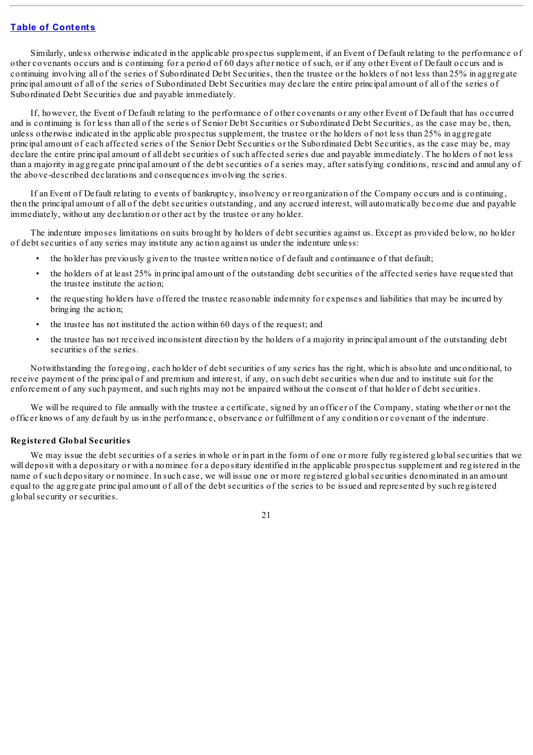Similarly, unless otherwise indicated in the applicable prospectus supplement, if an Event of Default relating to the performance of other covenants occurs and is continuing for a period of 60 days after notice of such, or if any other Event of Default occurs and is continuing involving all of the series of Subordinated Debt Securities, then the trustee or the holders of not less than 25% in aggregate principal amount of all of the series of Subordinated Debt Securities may declare the entire principal amount of all of the series of Subordinated Debt Securities due and payable immediately.

If, however, the Event of Default relating to the performance of other covenants or any other Event of Default that has occurred and is continuing is for less than all of the series of Senior Debt Securities or Subordinated Debt Securities, as the case may be, then, unless otherwise indicated in the applicable prospectus supplement, the trustee or the holders of not less than 25% in aggregate principal amount of each affected series of the Senior Debt Securities or the Subordinated Debt Securities, as the case may be, may declare the entire principal amount of all debt securities of such affected series due and payable immediately. The holders of not less than a majority in aggregate principal amount of the debt securities of a series may, after satisfying conditions, rescind and annul any of the above-described declarations and consequences involving the series.

If an Event of Default relating to events of bankruptcy, insolvency or reorganization of the Company occurs and is continuing, then the principal amount of all of the debt securities outstanding, and any accrued interest, will automatically become due and payable immediately, without any declaration or other act by the trustee or any holder.

The indenture imposes limitations on suits brought by holders of debt securities against us. Except as provided below, no holder of debt securities of any series may institute any action against us under the indenture unless:

- the holder has previously given to the trustee written notice of default and continuance of that default;
- the holders of at least 25% in principal amount of the outstanding debt securities of the affected series have requested that the trustee institute the action;
- the requesting holders have offered the trustee reasonable indemnity for expenses and liabilities that may be incurred by bringing the action;
- the trustee has not instituted the action within 60 days of the request; and
- the trustee has not received inconsistent direction by the holders of a majority in principal amount of the outstanding debt securities of the series.

Notwithstanding the foregoing, each holder of debt securities of any series has the right, which is absolute and unconditional, to receive payment of the principal of and premium and interest, if any, on such debt securities when due and to institute suit for the enforcement of any such payment, and such rights may not be impaired without the consent of that holder of debt securities.

We will be required to file annually with the trustee a certificate, signed by an officer of the Company, stating whether or not the officer knows of any default by us in the performance, observance or fulfillment of any condition or covenant of the indenture.

**Registered Global Securities**

We may issue the debt securities of a series in whole or in part in the form of one or more fully registered global securities that we will deposit with a depositary or with a nominee for a depositary identified in the applicable prospectus supplement and registered in the name of such depositary or nominee. In such case, we will issue one or more registered global securities denominated in an amount equal to the aggregate principal amount of all of the debt securities of the series to be issued and represented by such registered global security or securities.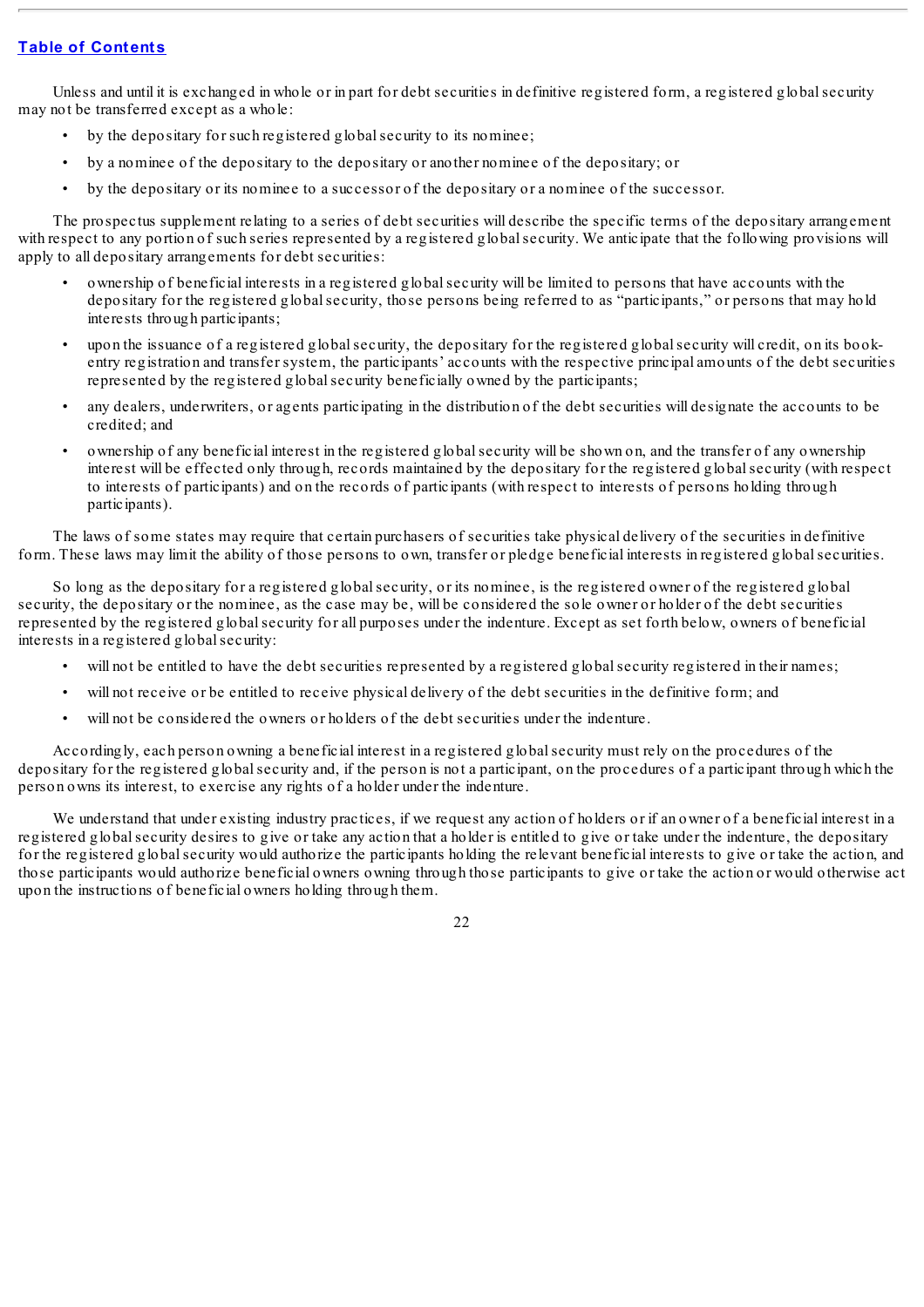Unless and until it is exchanged in whole or in part for debt securities in definitive registered form, a registered global security may not be transferred except as a whole:

- by the depositary for such registered global security to its nominee;
- by a nominee of the depositary to the depositary or another nominee of the depositary; or
- by the depositary or its nominee to a successor of the depositary or a nominee of the successor.

The prospectus supplement relating to a series of debt securities will describe the specific terms of the depositary arrangement with respect to any portion of such series represented by a registered global security. We anticipate that the following provisions will apply to all depositary arrangements for debt securities:

- ownership of beneficial interests in a registered global security will be limited to persons that have accounts with the depositary for the registered global security, those persons being referred to as "participants," or persons that may hold interests through participants;
- upon the issuance of a registered global security, the depositary for the registered global security will credit, on its book-entry registration and transfer system, the participants' accounts with the respective principal amounts of the debt securities represented by the registered global security beneficially owned by the participants;
- any dealers, underwriters, or agents participating in the distribution of the debt securities will designate the accounts to be credited; and
- ownership of any beneficial interest in the registered global security will be shown on, and the transfer of any ownership interest will be effected only through, records maintained by the depositary for the registered global security (with respect to interests of participants) and on the records of participants (with respect to interests of persons holding through participants).

The laws of some states may require that certain purchasers of securities take physical delivery of the securities in definitive form. These laws may limit the ability of those persons to own, transfer or pledge beneficial interests in registered global securities.

So long as the depositary for a registered global security, or its nominee, is the registered owner of the registered global security, the depositary or the nominee, as the case may be, will be considered the sole owner or holder of the debt securities represented by the registered global security for all purposes under the indenture. Except as set forth below, owners of beneficial interests in a registered global security:

- will not be entitled to have the debt securities represented by a registered global security registered in their names;
- will not receive or be entitled to receive physical delivery of the debt securities in the definitive form; and
- will not be considered the owners or holders of the debt securities under the indenture.

Accordingly, each person owning a beneficial interest in a registered global security must rely on the procedures of the depositary for the registered global security and, if the person is not a participant, on the procedures of a participant through which the person owns its interest, to exercise any rights of a holder under the indenture.

We understand that under existing industry practices, if we request any action of holders or if an owner of a beneficial interest in a registered global security desires to give or take any action that a holder is entitled to give or take under the indenture, the depositary for the registered global security would authorize the participants holding the relevant beneficial interests to give or take the action, and those participants would authorize beneficial owners owning through those participants to give or take the action or would otherwise act upon the instructions of beneficial owners holding through them.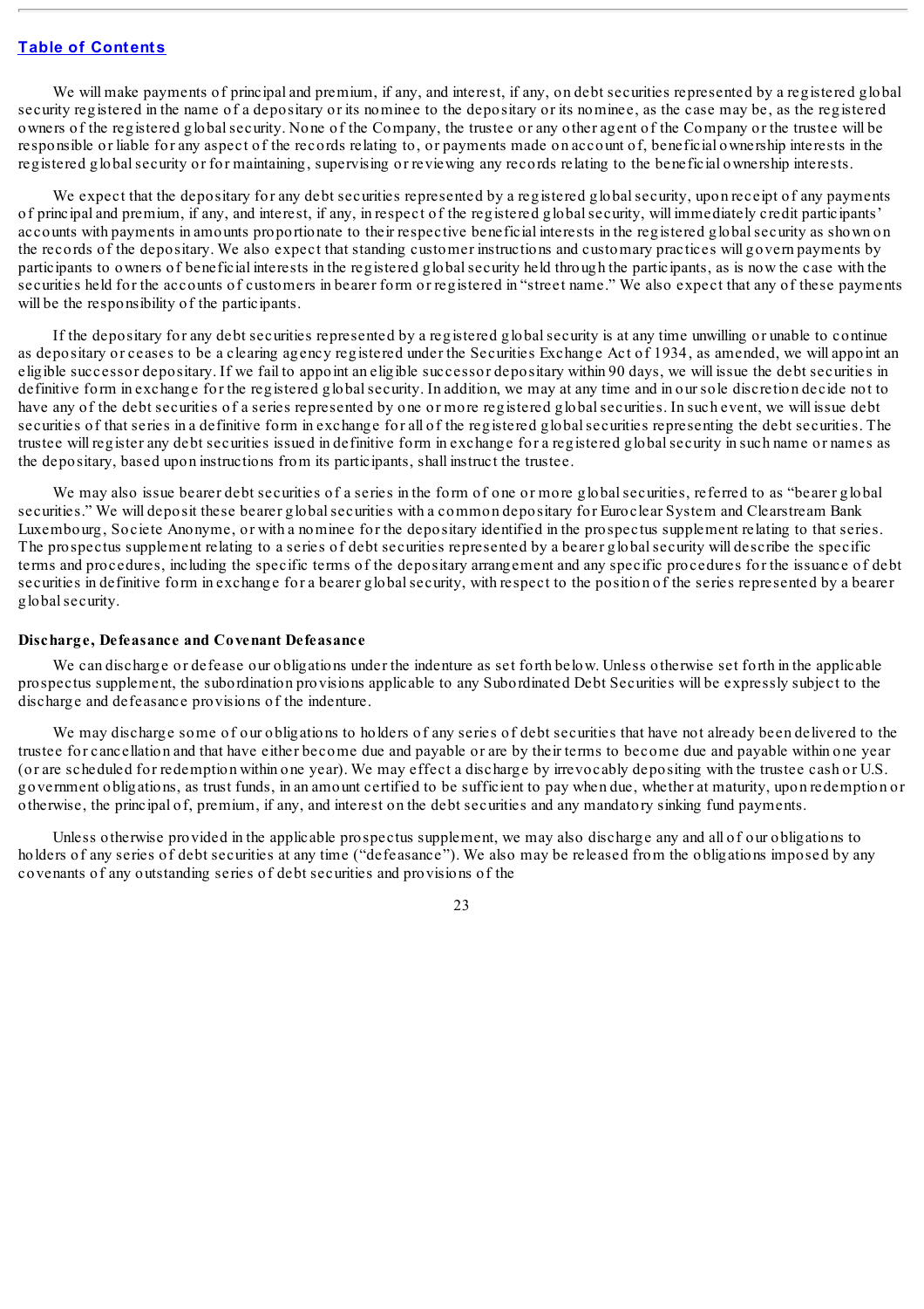We will make payments of principal and premium, if any, and interest, if any, on debt securities represented by a registered global security registered in the name of a depositary or its nominee to the depositary or its nominee, as the case may be, as the registered owners of the registered global security. None of the Company, the trustee or any other agent of the Company or the trustee will be responsible or liable for any aspect of the records relating to, or payments made on account of, beneficial ownership interests in the registered global security or for maintaining, supervising or reviewing any records relating to the beneficial ownership interests.

We expect that the depositary for any debt securities represented by a registered global security, upon receipt of any payments of principal and premium, if any, and interest, if any, in respect of the registered global security, will immediately credit participants' accounts with payments in amounts proportionate to their respective beneficial interests in the registered global security as shown on the records of the depositary. We also expect that standing customer instructions and customary practices will govern payments by participants to owners of beneficial interests in the registered global security held through the participants, as is now the case with the securities held for the accounts of customers in bearer form or registered in "street name." We also expect that any of these payments will be the responsibility of the participants.

If the depositary for any debt securities represented by a registered global security is at any time unwilling or unable to continue as depositary or ceases to be a clearing agency registered under the Securities Exchange Act of 1934, as amended, we will appoint an eligible successor depositary. If we fail to appoint an eligible successor depositary within 90 days, we will issue the debt securities in definitive form in exchange for the registered global security. In addition, we may at any time and in our sole discretion decide not to have any of the debt securities of a series represented by one or more registered global securities. In such event, we will issue debt securities of that series in a definitive form in exchange for all of the registered global securities representing the debt securities. The trustee will register any debt securities issued in definitive form in exchange for a registered global security in such name or names as the depositary, based upon instructions from its participants, shall instruct the trustee.

We may also issue bearer debt securities of a series in the form of one or more global securities, referred to as "bearer global securities." We will deposit these bearer global securities with a common depositary for Euroclear System and Clearstream Bank Luxembourg, Societe Anonyme, or with a nominee for the depositary identified in the prospectus supplement relating to that series. The prospectus supplement relating to a series of debt securities represented by a bearer global security will describe the specific terms and procedures, including the specific terms of the depositary arrangement and any specific procedures for the issuance of debt securities in definitive form in exchange for a bearer global security, with respect to the position of the series represented by a bearer global security.

**Discharge, Defeasance and Covenant Defeasance**

We can discharge or defease our obligations under the indenture as set forth below. Unless otherwise set forth in the applicable prospectus supplement, the subordination provisions applicable to any Subordinated Debt Securities will be expressly subject to the discharge and defeasance provisions of the indenture.

We may discharge some of our obligations to holders of any series of debt securities that have not already been delivered to the trustee for cancellation and that have either become due and payable or are by their terms to become due and payable within one year (or are scheduled for redemption within one year). We may effect a discharge by irrevocably depositing with the trustee cash or U.S. government obligations, as trust funds, in an amount certified to be sufficient to pay when due, whether at maturity, upon redemption or otherwise, the principal of, premium, if any, and interest on the debt securities and any mandatory sinking fund payments.

Unless otherwise provided in the applicable prospectus supplement, we may also discharge any and all of our obligations to holders of any series of debt securities at any time ("defeasance"). We also may be released from the obligations imposed by any covenants of any outstanding series of debt securities and provisions of the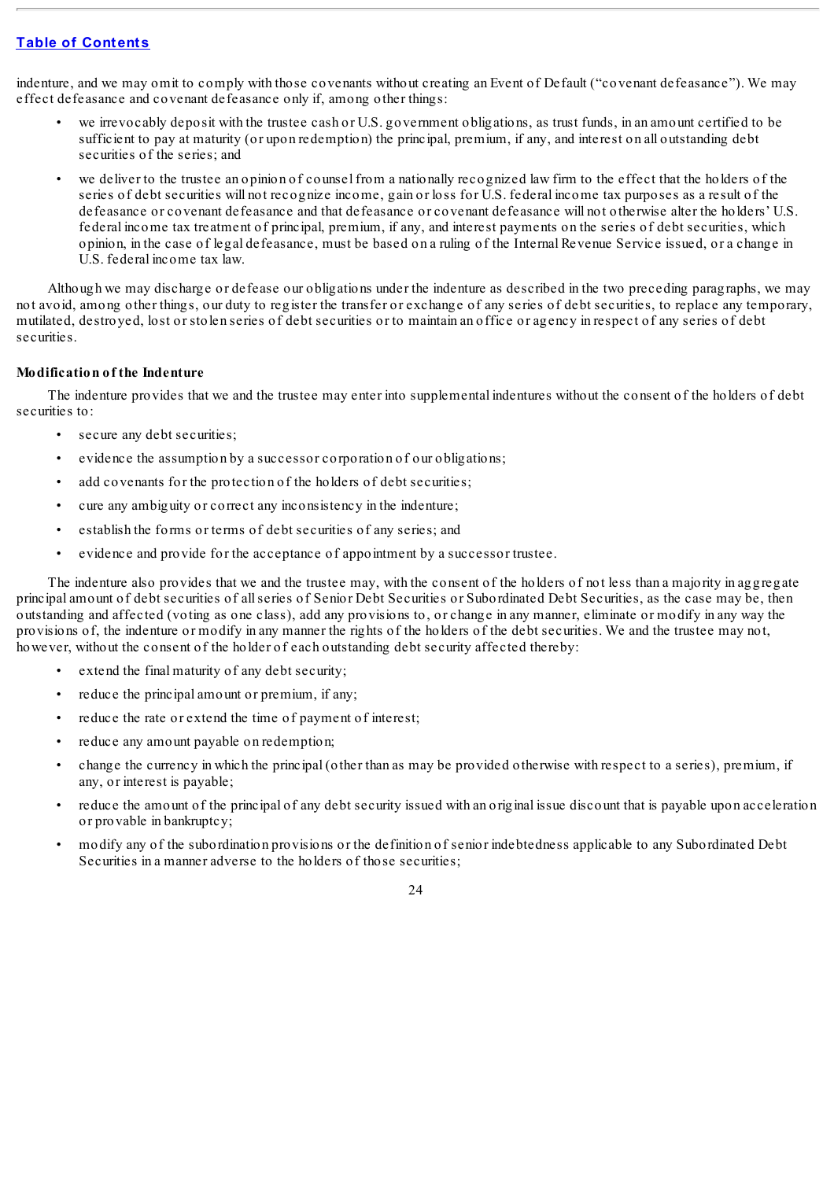indenture, and we may omit to comply with those covenants without creating an Event of Default ("covenant defeasance"). We may effect defeasance and covenant defeasance only if, among other things:

- we irrevocably deposit with the trustee cash or U.S. government obligations, as trust funds, in an amount certified to be sufficient to pay at maturity (or upon redemption) the principal, premium, if any, and interest on all outstanding debt securities of the series; and
- we deliver to the trustee an opinion of counsel from a nationally recognized law firm to the effect that the holders of the series of debt securities will not recognize income, gain or loss for U.S. federal income tax purposes as a result of the defeasance or covenant defeasance and that defeasance or covenant defeasance will not otherwise alter the holders' U.S. federal income tax treatment of principal, premium, if any, and interest payments on the series of debt securities, which opinion, in the case of legal defeasance, must be based on a ruling of the Internal Revenue Service issued, or a change in U.S. federal income tax law.

Although we may discharge or defease our obligations under the indenture as described in the two preceding paragraphs, we may not avoid, among other things, our duty to register the transfer or exchange of any series of debt securities, to replace any temporary, mutilated, destroyed, lost or stolen series of debt securities or to maintain an office or agency in respect of any series of debt securities.

**Modification of the Indenture**

The indenture provides that we and the trustee may enter into supplemental indentures without the consent of the holders of debt securities to:

- secure any debt securities;
- evidence the assumption by a successor corporation of our obligations;
- add covenants for the protection of the holders of debt securities;
- cure any ambiguity or correct any inconsistency in the indenture;
- establish the forms or terms of debt securities of any series; and
- evidence and provide for the acceptance of appointment by a successor trustee.

The indenture also provides that we and the trustee may, with the consent of the holders of not less than a majority in aggregate principal amount of debt securities of all series of Senior Debt Securities or Subordinated Debt Securities, as the case may be, then outstanding and affected (voting as one class), add any provisions to, or change in any manner, eliminate or modify in any way the provisions of, the indenture or modify in any manner the rights of the holders of the debt securities. We and the trustee may not, however, without the consent of the holder of each outstanding debt security affected thereby:

- extend the final maturity of any debt security;
- reduce the principal amount or premium, if any;
- reduce the rate or extend the time of payment of interest;
- reduce any amount payable on redemption;
- change the currency in which the principal (other than as may be provided otherwise with respect to a series), premium, if any, or interest is payable;
- reduce the amount of the principal of any debt security issued with an original issue discount that is payable upon acceleration or provable in bankruptcy;
- modify any of the subordination provisions or the definition of senior indebtedness applicable to any Subordinated Debt Securities in a manner adverse to the holders of those securities;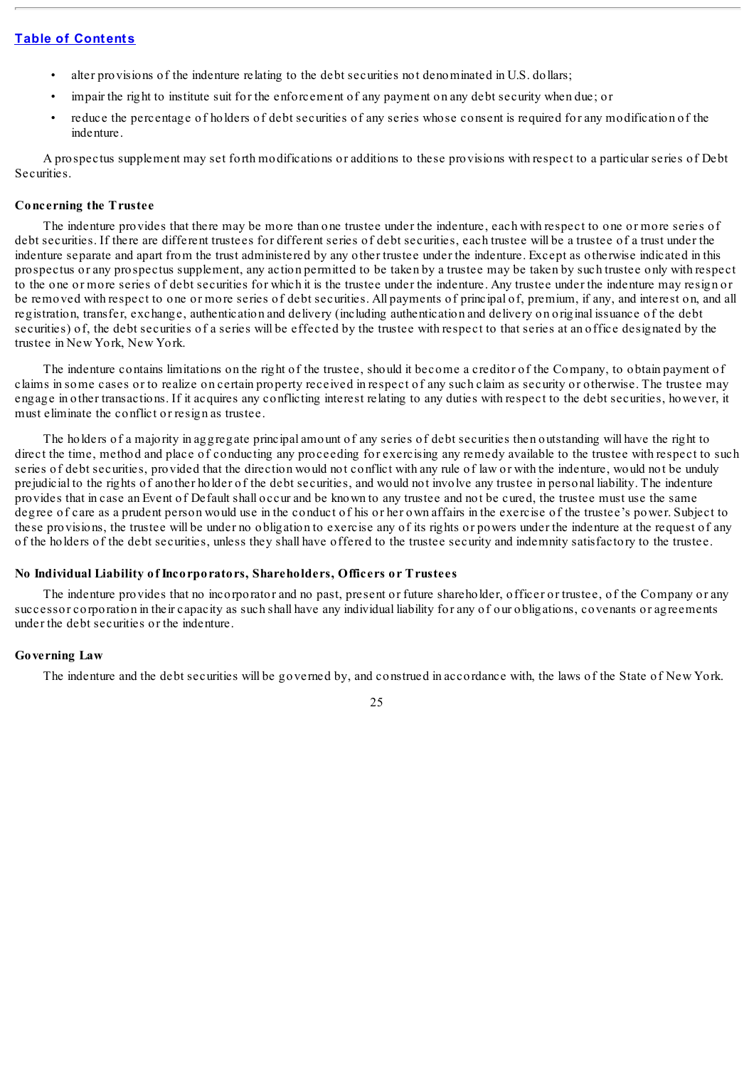- alter provisions of the indenture relating to the debt securities not denominated in U.S. dollars;
- impair the right to institute suit for the enforcement of any payment on any debt security when due; or
- reduce the percentage of holders of debt securities of any series whose consent is required for any modification of the indenture.

A prospectus supplement may set forth modifications or additions to these provisions with respect to a particular series of Debt Securities.

### Concerning the Trustee

The indenture provides that there may be more than one trustee under the indenture, each with respect to one or more series of debt securities. If there are different trustees for different series of debt securities, each trustee will be a trustee of a trust under the indenture separate and apart from the trust administered by any other trustee under the indenture. Except as otherwise indicated in this prospectus or any prospectus supplement, any action permitted to be taken by a trustee may be taken by such trustee only with respect to the one or more series of debt securities for which it is the trustee under the indenture. Any trustee under the indenture may resign or be removed with respect to one or more series of debt securities. All payments of principal of, premium, if any, and interest on, and all registration, transfer, exchange, authentication and delivery (including authentication and delivery on original issuance of the debt securities) of, the debt securities of a series will be effected by the trustee with respect to that series at an office designated by the trustee in New York, New York.

The indenture contains limitations on the right of the trustee, should it become a creditor of the Company, to obtain payment of claims in some cases or to realize on certain property received in respect of any such claim as security or otherwise. The trustee may engage in other transactions. If it acquires any conflicting interest relating to any duties with respect to the debt securities, however, it must eliminate the conflict or resign as trustee.

The holders of a majority in aggregate principal amount of any series of debt securities then outstanding will have the right to direct the time, method and place of conducting any proceeding for exercising any remedy available to the trustee with respect to such series of debt securities, provided that the direction would not conflict with any rule of law or with the indenture, would not be unduly prejudicial to the rights of another holder of the debt securities, and would not involve any trustee in personal liability. The indenture provides that in case an Event of Default shall occur and be known to any trustee and not be cured, the trustee must use the same degree of care as a prudent person would use in the conduct of his or her own affairs in the exercise of the trustee's power. Subject to these provisions, the trustee will be under no obligation to exercise any of its rights or powers under the indenture at the request of any of the holders of the debt securities, unless they shall have offered to the trustee security and indemnity satisfactory to the trustee.

### No Individual Liability of Incorporators, Shareholders, Officers or Trustees

The indenture provides that no incorporator and no past, present or future shareholder, officer or trustee, of the Company or any successor corporation in their capacity as such shall have any individual liability for any of our obligations, covenants or agreements under the debt securities or the indenture.

### Governing Law

The indenture and the debt securities will be governed by, and construed in accordance with, the laws of the State of New York.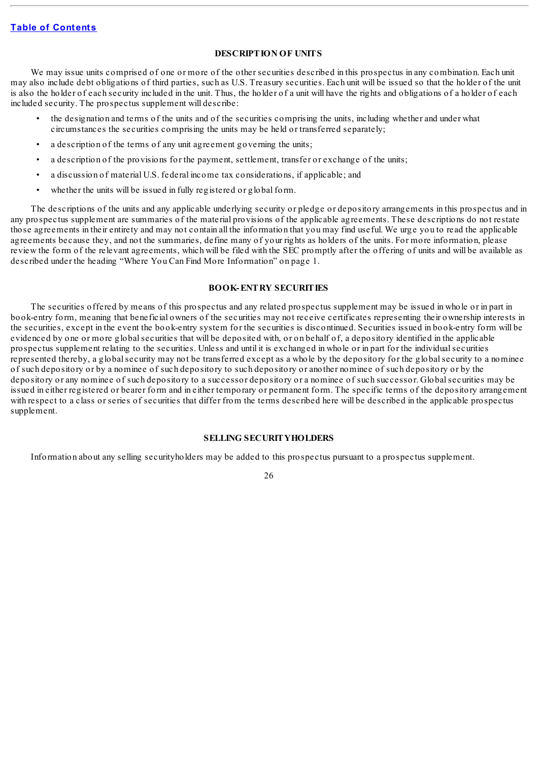[Table of Contents](#)

## DESCRIPTION OF UNITS

We may issue units comprised of one or more of the other securities described in this prospectus in any combination. Each unit may also include debt obligations of third parties, such as U.S. Treasury securities. Each unit will be issued so that the holder of the unit is also the holder of each security included in the unit. Thus, the holder of a unit will have the rights and obligations of a holder of each included security. The prospectus supplement will describe:

- the designation and terms of the units and of the securities comprising the units, including whether and under what circumstances the securities comprising the units may be held or transferred separately;
- a description of the terms of any unit agreement governing the units;
- a description of the provisions for the payment, settlement, transfer or exchange of the units;
- a discussion of material U.S. federal income tax considerations, if applicable; and
- whether the units will be issued in fully registered or global form.

The descriptions of the units and any applicable underlying security or pledge or depository arrangements in this prospectus and in any prospectus supplement are summaries of the material provisions of the applicable agreements. These descriptions do not restate those agreements in their entirety and may not contain all the information that you may find useful. We urge you to read the applicable agreements because they, and not the summaries, define many of your rights as holders of the units. For more information, please review the form of the relevant agreements, which will be filed with the SEC promptly after the offering of units and will be available as described under the heading "Where You Can Find More Information" on page 1.

## BOOK-ENTRY SECURITIES

The securities offered by means of this prospectus and any related prospectus supplement may be issued in whole or in part in book-entry form, meaning that beneficial owners of the securities may not receive certificates representing their ownership interests in the securities, except in the event the book-entry system for the securities is discontinued. Securities issued in book-entry form will be evidenced by one or more global securities that will be deposited with, or on behalf of, a depository identified in the applicable prospectus supplement relating to the securities. Unless and until it is exchanged in whole or in part for the individual securities represented thereby, a global security may not be transferred except as a whole by the depository for the global security to a nominee of such depository or by a nominee of such depository to such depository or another nominee of such depository or by the depository or any nominee of such depository to a successor depository or a nominee of such successor. Global securities may be issued in either registered or bearer form and in either temporary or permanent form. The specific terms of the depository arrangement with respect to a class or series of securities that differ from the terms described here will be described in the applicable prospectus supplement.

## SELLING SECURITYHOLDERS

Information about any selling securityholders may be added to this prospectus pursuant to a prospectus supplement.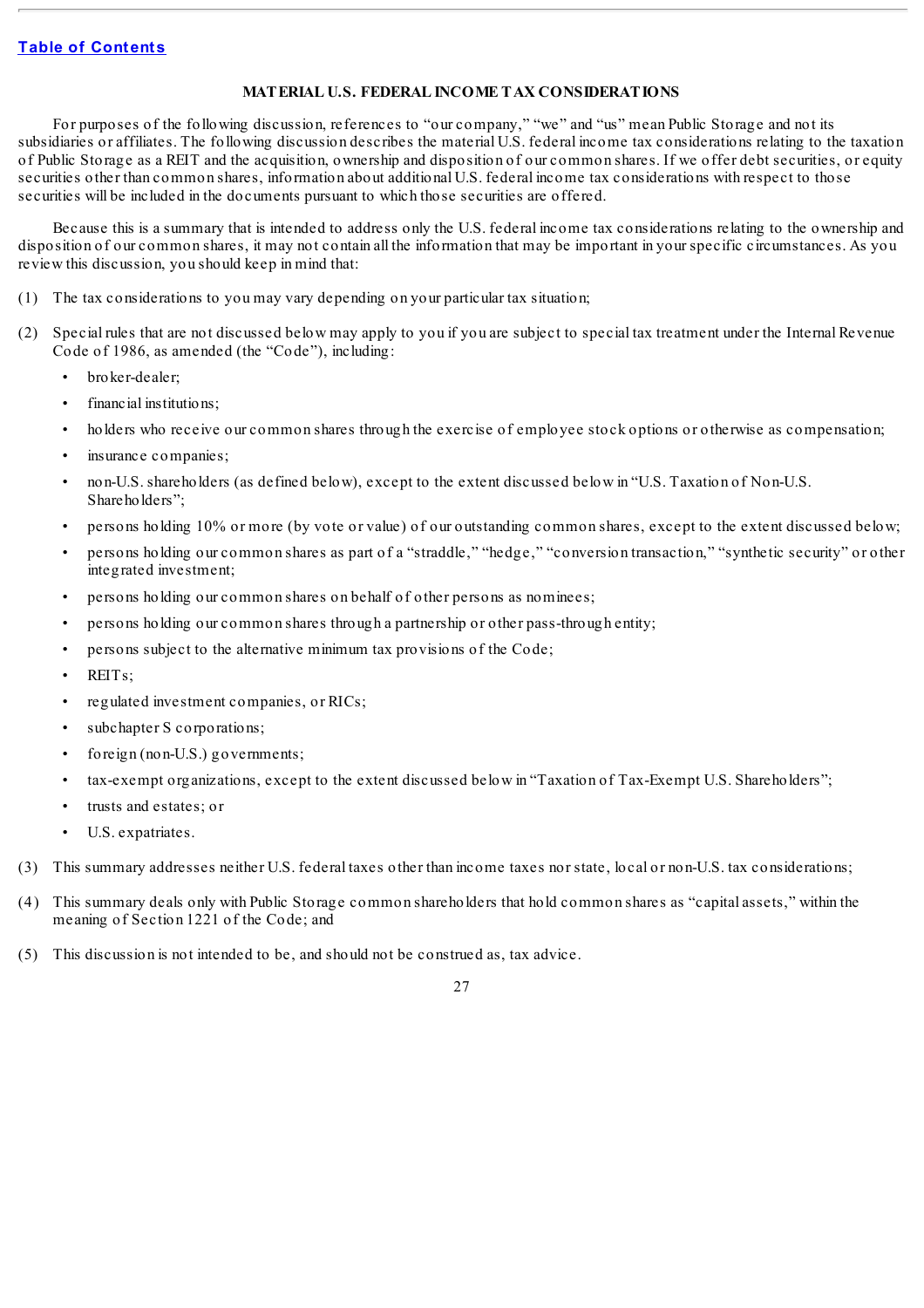[Table of Contents](#)

## MATERIAL U.S. FEDERAL INCOME TAX CONSIDERATIONS

For purposes of the following discussion, references to "our company," "we" and "us" mean Public Storage and not its subsidiaries or affiliates. The following discussion describes the material U.S. federal income tax considerations relating to the taxation of Public Storage as a REIT and the acquisition, ownership and disposition of our common shares. If we offer debt securities, or equity securities other than common shares, information about additional U.S. federal income tax considerations with respect to those securities will be included in the documents pursuant to which those securities are offered.

Because this is a summary that is intended to address only the U.S. federal income tax considerations relating to the ownership and disposition of our common shares, it may not contain all the information that may be important in your specific circumstances. As you review this discussion, you should keep in mind that:

(1) The tax considerations to you may vary depending on your particular tax situation;

(2) Special rules that are not discussed below may apply to you if you are subject to special tax treatment under the Internal Revenue Code of 1986, as amended (the "Code"), including:

- broker-dealer;
- financial institutions;
- holders who receive our common shares through the exercise of employee stock options or otherwise as compensation;
- insurance companies;
- non-U.S. shareholders (as defined below), except to the extent discussed below in "U.S. Taxation of Non-U.S. Shareholders";
- persons holding 10% or more (by vote or value) of our outstanding common shares, except to the extent discussed below;
- persons holding our common shares as part of a "straddle," "hedge," "conversion transaction," "synthetic security" or other integrated investment;
- persons holding our common shares on behalf of other persons as nominees;
- persons holding our common shares through a partnership or other pass-through entity;
- persons subject to the alternative minimum tax provisions of the Code;
- REITs;
- regulated investment companies, or RICs;
- subchapter S corporations;
- foreign (non-U.S.) governments;
- tax-exempt organizations, except to the extent discussed below in "Taxation of Tax-Exempt U.S. Shareholders";
- trusts and estates; or
- U.S. expatriates.

(3) This summary addresses neither U.S. federal taxes other than income taxes nor state, local or non-U.S. tax considerations;

(4) This summary deals only with Public Storage common shareholders that hold common shares as "capital assets," within the meaning of Section 1221 of the Code; and

(5) This discussion is not intended to be, and should not be construed as, tax advice.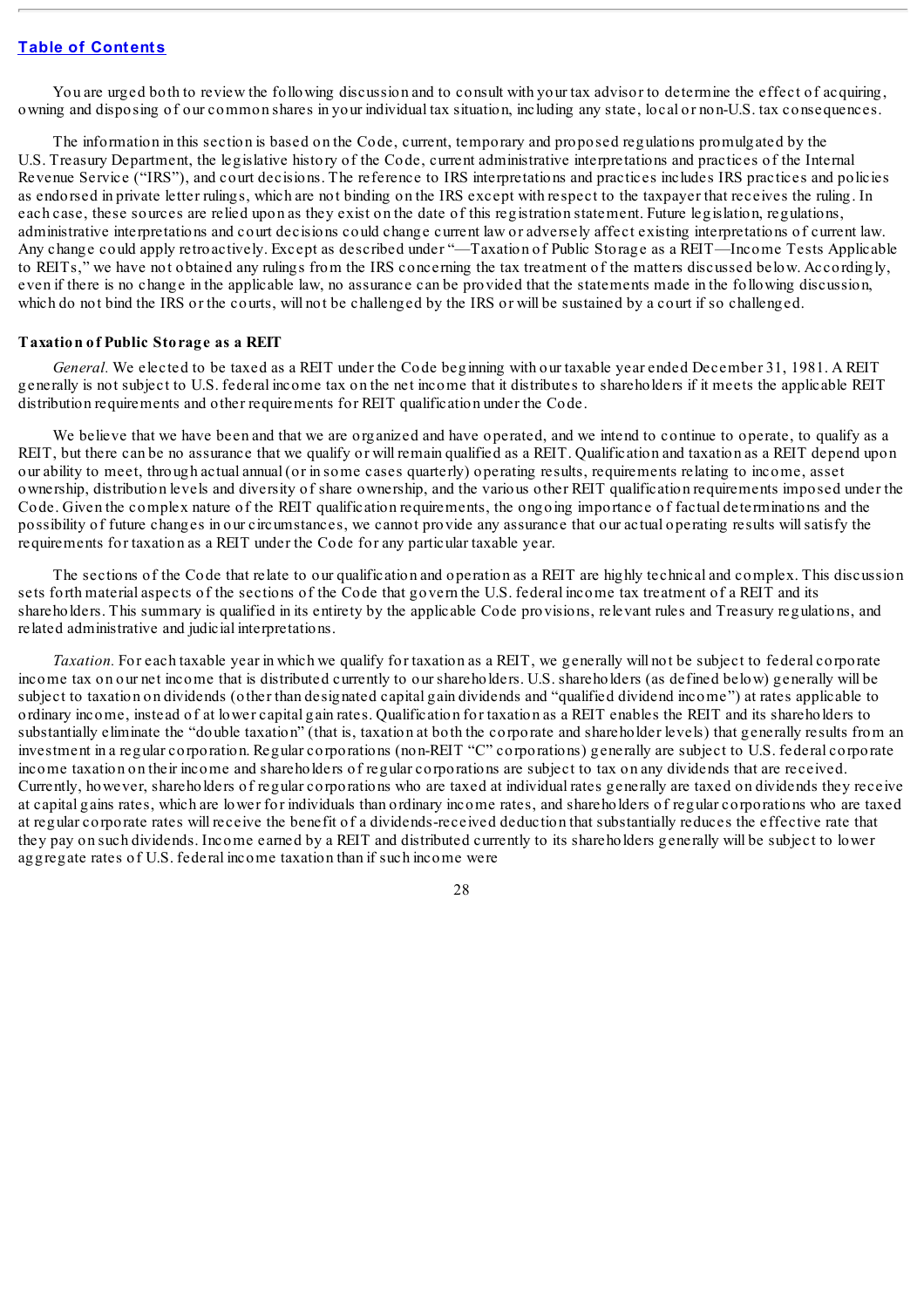You are urged both to review the following discussion and to consult with your tax advisor to determine the effect of acquiring, owning and disposing of our common shares in your individual tax situation, including any state, local or non-U.S. tax consequences.

The information in this section is based on the Code, current, temporary and proposed regulations promulgated by the U.S. Treasury Department, the legislative history of the Code, current administrative interpretations and practices of the Internal Revenue Service ("IRS"), and court decisions. The reference to IRS interpretations and practices includes IRS practices and policies as endorsed in private letter rulings, which are not binding on the IRS except with respect to the taxpayer that receives the ruling. In each case, these sources are relied upon as they exist on the date of this registration statement. Future legislation, regulations, administrative interpretations and court decisions could change current law or adversely affect existing interpretations of current law. Any change could apply retroactively. Except as described under "—Taxation of Public Storage as a REIT—Income Tests Applicable to REITs," we have not obtained any rulings from the IRS concerning the tax treatment of the matters discussed below. Accordingly, even if there is no change in the applicable law, no assurance can be provided that the statements made in the following discussion, which do not bind the IRS or the courts, will not be challenged by the IRS or will be sustained by a court if so challenged.

### Taxation of Public Storage as a REIT

*General.* We elected to be taxed as a REIT under the Code beginning with our taxable year ended December 31, 1981. A REIT generally is not subject to U.S. federal income tax on the net income that it distributes to shareholders if it meets the applicable REIT distribution requirements and other requirements for REIT qualification under the Code.

We believe that we have been and that we are organized and have operated, and we intend to continue to operate, to qualify as a REIT, but there can be no assurance that we qualify or will remain qualified as a REIT. Qualification and taxation as a REIT depend upon our ability to meet, through actual annual (or in some cases quarterly) operating results, requirements relating to income, asset ownership, distribution levels and diversity of share ownership, and the various other REIT qualification requirements imposed under the Code. Given the complex nature of the REIT qualification requirements, the ongoing importance of factual determinations and the possibility of future changes in our circumstances, we cannot provide any assurance that our actual operating results will satisfy the requirements for taxation as a REIT under the Code for any particular taxable year.

The sections of the Code that relate to our qualification and operation as a REIT are highly technical and complex. This discussion sets forth material aspects of the sections of the Code that govern the U.S. federal income tax treatment of a REIT and its shareholders. This summary is qualified in its entirety by the applicable Code provisions, relevant rules and Treasury regulations, and related administrative and judicial interpretations.

*Taxation.* For each taxable year in which we qualify for taxation as a REIT, we generally will not be subject to federal corporate income tax on our net income that is distributed currently to our shareholders. U.S. shareholders (as defined below) generally will be subject to taxation on dividends (other than designated capital gain dividends and "qualified dividend income") at rates applicable to ordinary income, instead of at lower capital gain rates. Qualification for taxation as a REIT enables the REIT and its shareholders to substantially eliminate the "double taxation" (that is, taxation at both the corporate and shareholder levels) that generally results from an investment in a regular corporation. Regular corporations (non-REIT "C" corporations) generally are subject to U.S. federal corporate income taxation on their income and shareholders of regular corporations are subject to tax on any dividends that are received. Currently, however, shareholders of regular corporations who are taxed at individual rates generally are taxed on dividends they receive at capital gains rates, which are lower for individuals than ordinary income rates, and shareholders of regular corporations who are taxed at regular corporate rates will receive the benefit of a dividends-received deduction that substantially reduces the effective rate that they pay on such dividends. Income earned by a REIT and distributed currently to its shareholders generally will be subject to lower aggregate rates of U.S. federal income taxation than if such income were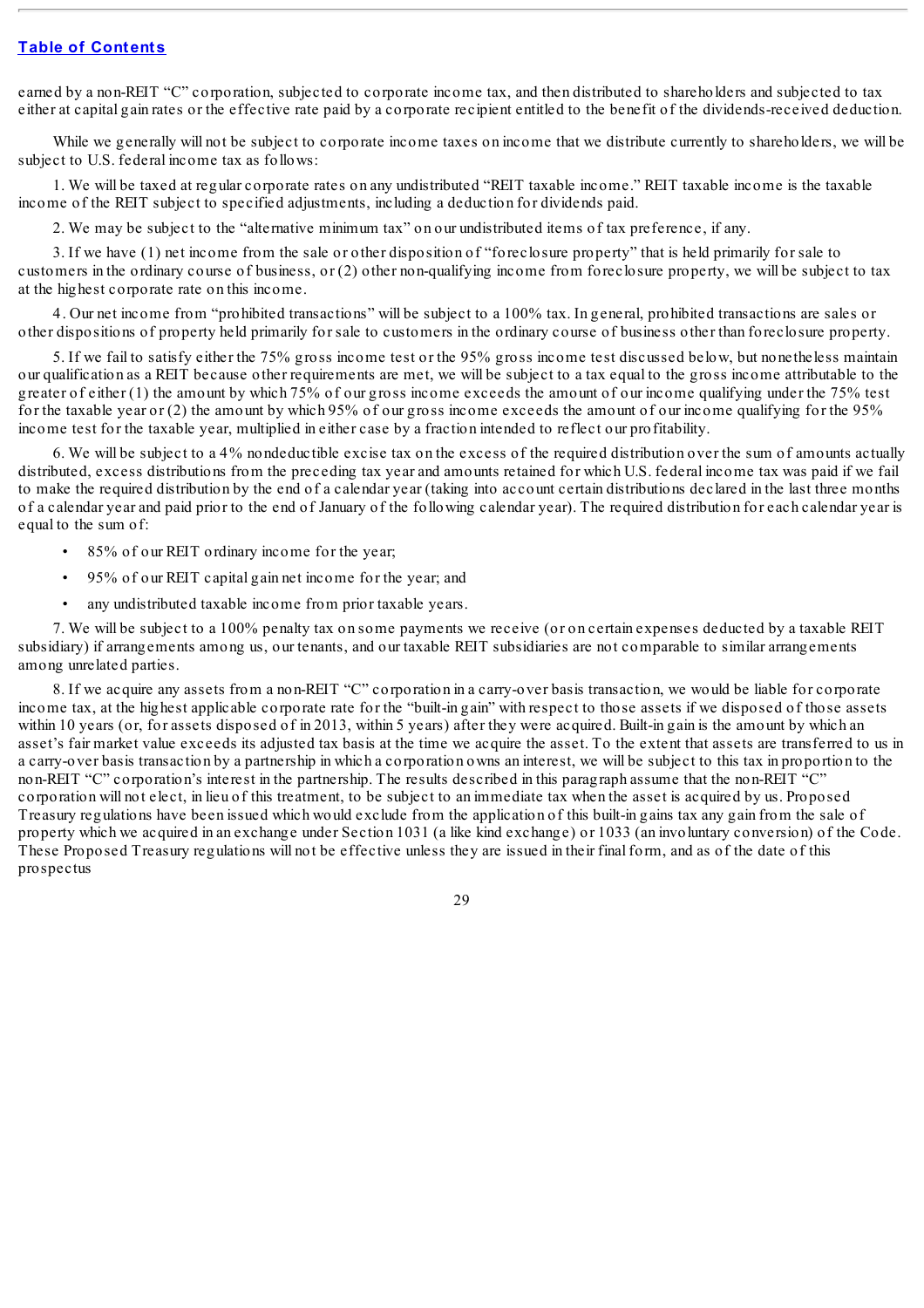earned by a non-REIT "C" corporation, subjected to corporate income tax, and then distributed to shareholders and subjected to tax either at capital gain rates or the effective rate paid by a corporate recipient entitled to the benefit of the dividends-received deduction.

While we generally will not be subject to corporate income taxes on income that we distribute currently to shareholders, we will be subject to U.S. federal income tax as follows:

1. We will be taxed at regular corporate rates on any undistributed "REIT taxable income." REIT taxable income is the taxable income of the REIT subject to specified adjustments, including a deduction for dividends paid.

2. We may be subject to the "alternative minimum tax" on our undistributed items of tax preference, if any.

3. If we have (1) net income from the sale or other disposition of "foreclosure property" that is held primarily for sale to customers in the ordinary course of business, or (2) other non-qualifying income from foreclosure property, we will be subject to tax at the highest corporate rate on this income.

4. Our net income from "prohibited transactions" will be subject to a 100% tax. In general, prohibited transactions are sales or other dispositions of property held primarily for sale to customers in the ordinary course of business other than foreclosure property.

5. If we fail to satisfy either the 75% gross income test or the 95% gross income test discussed below, but nonetheless maintain our qualification as a REIT because other requirements are met, we will be subject to a tax equal to the gross income attributable to the greater of either (1) the amount by which 75% of our gross income exceeds the amount of our income qualifying under the 75% test for the taxable year or (2) the amount by which 95% of our gross income exceeds the amount of our income qualifying for the 95% income test for the taxable year, multiplied in either case by a fraction intended to reflect our profitability.

6. We will be subject to a 4% nondeductible excise tax on the excess of the required distribution over the sum of amounts actually distributed, excess distributions from the preceding tax year and amounts retained for which U.S. federal income tax was paid if we fail to make the required distribution by the end of a calendar year (taking into account certain distributions declared in the last three months of a calendar year and paid prior to the end of January of the following calendar year). The required distribution for each calendar year is equal to the sum of:

- 85% of our REIT ordinary income for the year;
- 95% of our REIT capital gain net income for the year; and
- any undistributed taxable income from prior taxable years.

7. We will be subject to a 100% penalty tax on some payments we receive (or on certain expenses deducted by a taxable REIT subsidiary) if arrangements among us, our tenants, and our taxable REIT subsidiaries are not comparable to similar arrangements among unrelated parties.

8. If we acquire any assets from a non-REIT "C" corporation in a carry-over basis transaction, we would be liable for corporate income tax, at the highest applicable corporate rate for the "built-in gain" with respect to those assets if we disposed of those assets within 10 years (or, for assets disposed of in 2013, within 5 years) after they were acquired. Built-in gain is the amount by which an asset's fair market value exceeds its adjusted tax basis at the time we acquire the asset. To the extent that assets are transferred to us in a carry-over basis transaction by a partnership in which a corporation owns an interest, we will be subject to this tax in proportion to the non-REIT "C" corporation's interest in the partnership. The results described in this paragraph assume that the non-REIT "C" corporation will not elect, in lieu of this treatment, to be subject to an immediate tax when the asset is acquired by us. Proposed Treasury regulations have been issued which would exclude from the application of this built-in gains tax any gain from the sale of property which we acquired in an exchange under Section 1031 (a like kind exchange) or 1033 (an involuntary conversion) of the Code. These Proposed Treasury regulations will not be effective unless they are issued in their final form, and as of the date of this prospectus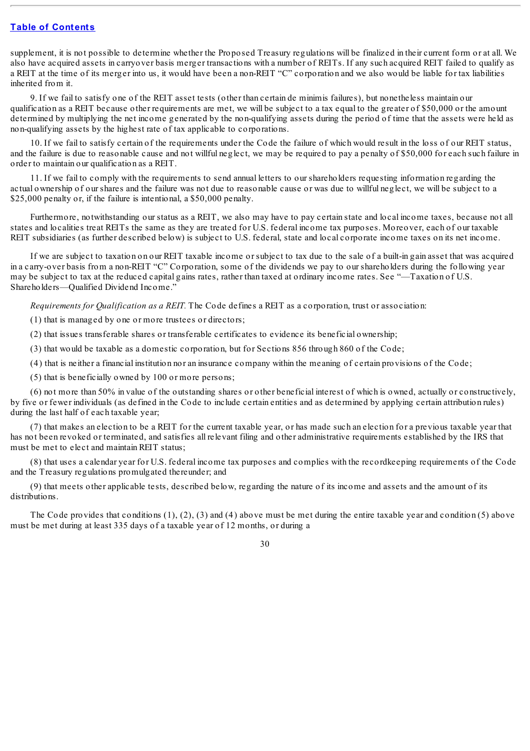supplement, it is not possible to determine whether the Proposed Treasury regulations will be finalized in their current form or at all. We also have acquired assets in carryover basis merger transactions with a number of REITs. If any such acquired REIT failed to qualify as a REIT at the time of its merger into us, it would have been a non-REIT "C" corporation and we also would be liable for tax liabilities inherited from it.

9. If we fail to satisfy one of the REIT asset tests (other than certain de minimis failures), but nonetheless maintain our qualification as a REIT because other requirements are met, we will be subject to a tax equal to the greater of $50,000 or the amount determined by multiplying the net income generated by the non-qualifying assets during the period of time that the assets were held as non-qualifying assets by the highest rate of tax applicable to corporations.

10. If we fail to satisfy certain of the requirements under the Code the failure of which would result in the loss of our REIT status, and the failure is due to reasonable cause and not willful neglect, we may be required to pay a penalty of $50,000 for each such failure in order to maintain our qualification as a REIT.

11. If we fail to comply with the requirements to send annual letters to our shareholders requesting information regarding the actual ownership of our shares and the failure was not due to reasonable cause or was due to willful neglect, we will be subject to a $25,000 penalty or, if the failure is intentional, a $50,000 penalty.

Furthermore, notwithstanding our status as a REIT, we also may have to pay certain state and local income taxes, because not all states and localities treat REITs the same as they are treated for U.S. federal income tax purposes. Moreover, each of our taxable REIT subsidiaries (as further described below) is subject to U.S. federal, state and local corporate income taxes on its net income.

If we are subject to taxation on our REIT taxable income or subject to tax due to the sale of a built-in gain asset that was acquired in a carry-over basis from a non-REIT "C" Corporation, some of the dividends we pay to our shareholders during the following year may be subject to tax at the reduced capital gains rates, rather than taxed at ordinary income rates. See "—Taxation of U.S. Shareholders—Qualified Dividend Income."

*Requirements for Qualification as a REIT.* The Code defines a REIT as a corporation, trust or association:

(1) that is managed by one or more trustees or directors;

(2) that issues transferable shares or transferable certificates to evidence its beneficial ownership;

(3) that would be taxable as a domestic corporation, but for Sections 856 through 860 of the Code;

(4) that is neither a financial institution nor an insurance company within the meaning of certain provisions of the Code;

(5) that is beneficially owned by 100 or more persons;

(6) not more than 50% in value of the outstanding shares or other beneficial interest of which is owned, actually or constructively, by five or fewer individuals (as defined in the Code to include certain entities and as determined by applying certain attribution rules) during the last half of each taxable year;

(7) that makes an election to be a REIT for the current taxable year, or has made such an election for a previous taxable year that has not been revoked or terminated, and satisfies all relevant filing and other administrative requirements established by the IRS that must be met to elect and maintain REIT status;

(8) that uses a calendar year for U.S. federal income tax purposes and complies with the recordkeeping requirements of the Code and the Treasury regulations promulgated thereunder; and

(9) that meets other applicable tests, described below, regarding the nature of its income and assets and the amount of its distributions.

The Code provides that conditions (1), (2), (3) and (4) above must be met during the entire taxable year and condition (5) above must be met during at least 335 days of a taxable year of 12 months, or during a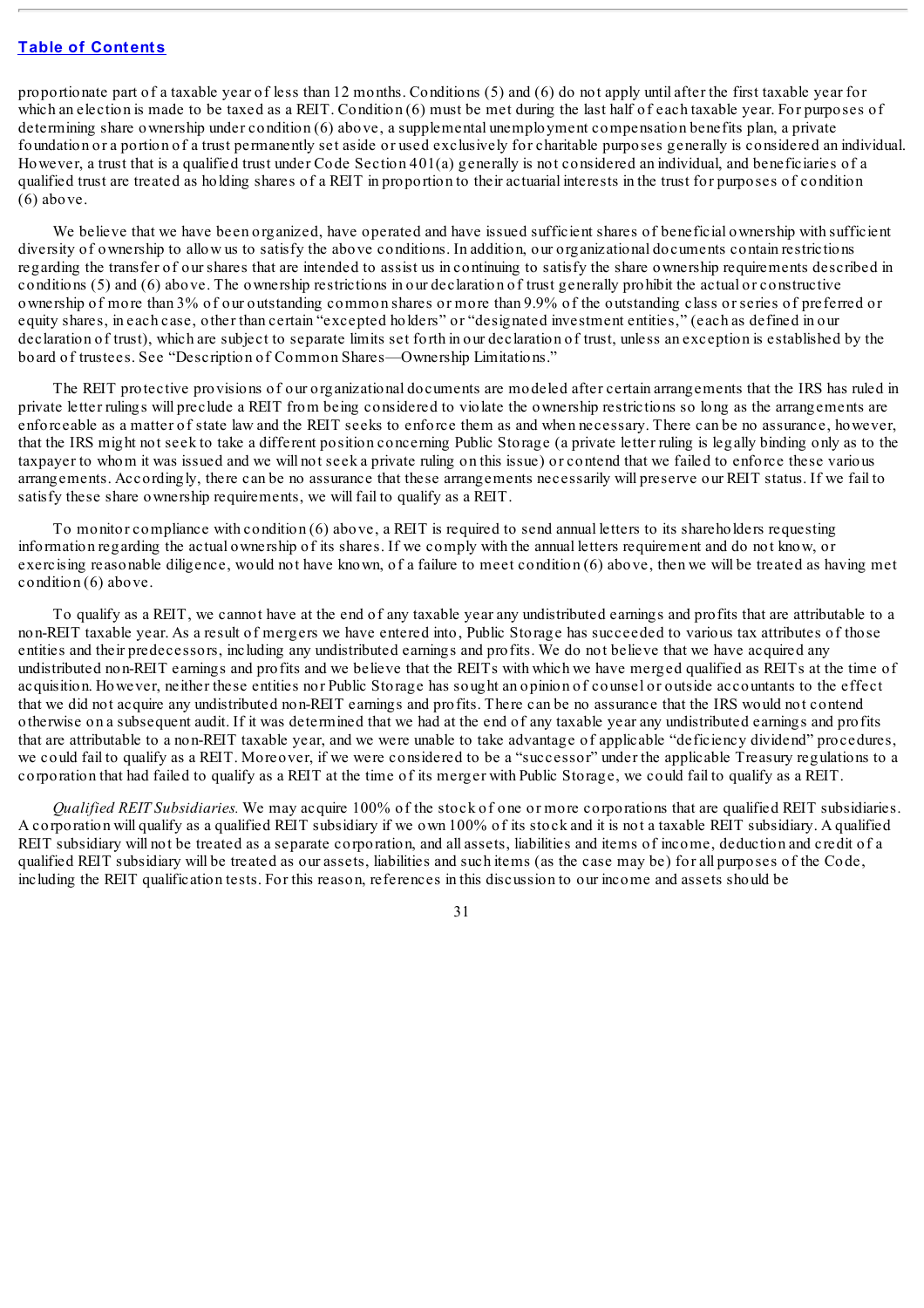proportionate part of a taxable year of less than 12 months. Conditions (5) and (6) do not apply until after the first taxable year for which an election is made to be taxed as a REIT. Condition (6) must be met during the last half of each taxable year. For purposes of determining share ownership under condition (6) above, a supplemental unemployment compensation benefits plan, a private foundation or a portion of a trust permanently set aside or used exclusively for charitable purposes generally is considered an individual. However, a trust that is a qualified trust under Code Section 401(a) generally is not considered an individual, and beneficiaries of a qualified trust are treated as holding shares of a REIT in proportion to their actuarial interests in the trust for purposes of condition (6) above.

We believe that we have been organized, have operated and have issued sufficient shares of beneficial ownership with sufficient diversity of ownership to allow us to satisfy the above conditions. In addition, our organizational documents contain restrictions regarding the transfer of our shares that are intended to assist us in continuing to satisfy the share ownership requirements described in conditions (5) and (6) above. The ownership restrictions in our declaration of trust generally prohibit the actual or constructive ownership of more than 3% of our outstanding common shares or more than 9.9% of the outstanding class or series of preferred or equity shares, in each case, other than certain "excepted holders" or "designated investment entities," (each as defined in our declaration of trust), which are subject to separate limits set forth in our declaration of trust, unless an exception is established by the board of trustees. See "Description of Common Shares—Ownership Limitations."

The REIT protective provisions of our organizational documents are modeled after certain arrangements that the IRS has ruled in private letter rulings will preclude a REIT from being considered to violate the ownership restrictions so long as the arrangements are enforceable as a matter of state law and the REIT seeks to enforce them as and when necessary. There can be no assurance, however, that the IRS might not seek to take a different position concerning Public Storage (a private letter ruling is legally binding only as to the taxpayer to whom it was issued and we will not seek a private ruling on this issue) or contend that we failed to enforce these various arrangements. Accordingly, there can be no assurance that these arrangements necessarily will preserve our REIT status. If we fail to satisfy these share ownership requirements, we will fail to qualify as a REIT.

To monitor compliance with condition (6) above, a REIT is required to send annual letters to its shareholders requesting information regarding the actual ownership of its shares. If we comply with the annual letters requirement and do not know, or exercising reasonable diligence, would not have known, of a failure to meet condition (6) above, then we will be treated as having met condition (6) above.

To qualify as a REIT, we cannot have at the end of any taxable year any undistributed earnings and profits that are attributable to a non-REIT taxable year. As a result of mergers we have entered into, Public Storage has succeeded to various tax attributes of those entities and their predecessors, including any undistributed earnings and profits. We do not believe that we have acquired any undistributed non-REIT earnings and profits and we believe that the REITs with which we have merged qualified as REITs at the time of acquisition. However, neither these entities nor Public Storage has sought an opinion of counsel or outside accountants to the effect that we did not acquire any undistributed non-REIT earnings and profits. There can be no assurance that the IRS would not contend otherwise on a subsequent audit. If it was determined that we had at the end of any taxable year any undistributed earnings and profits that are attributable to a non-REIT taxable year, and we were unable to take advantage of applicable "deficiency dividend" procedures, we could fail to qualify as a REIT. Moreover, if we were considered to be a "successor" under the applicable Treasury regulations to a corporation that had failed to qualify as a REIT at the time of its merger with Public Storage, we could fail to qualify as a REIT.

*Qualified REIT Subsidiaries.* We may acquire 100% of the stock of one or more corporations that are qualified REIT subsidiaries. A corporation will qualify as a qualified REIT subsidiary if we own 100% of its stock and it is not a taxable REIT subsidiary. A qualified REIT subsidiary will not be treated as a separate corporation, and all assets, liabilities and items of income, deduction and credit of a qualified REIT subsidiary will be treated as our assets, liabilities and such items (as the case may be) for all purposes of the Code, including the REIT qualification tests. For this reason, references in this discussion to our income and assets should be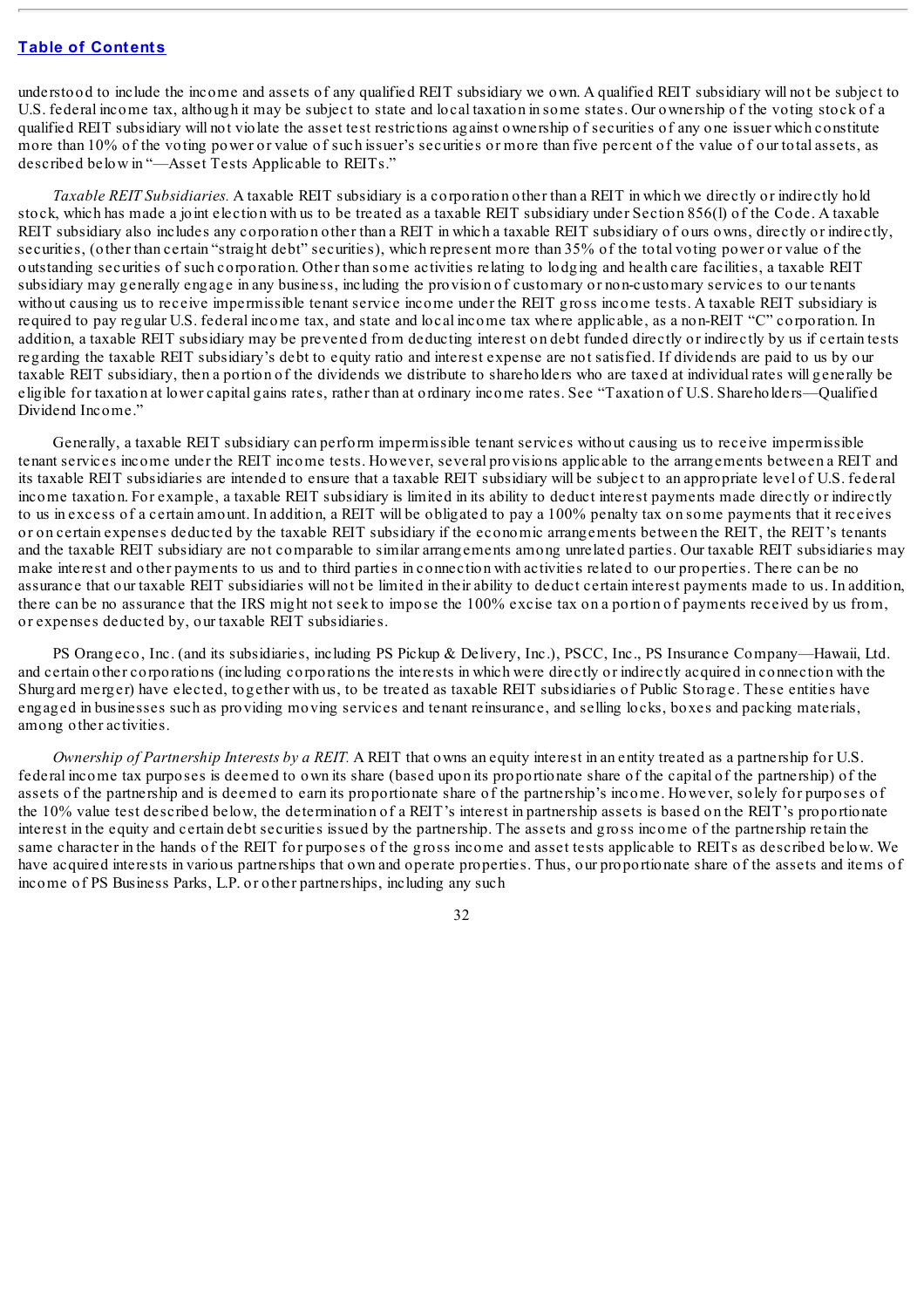understood to include the income and assets of any qualified REIT subsidiary we own. A qualified REIT subsidiary will not be subject to U.S. federal income tax, although it may be subject to state and local taxation in some states. Our ownership of the voting stock of a qualified REIT subsidiary will not violate the asset test restrictions against ownership of securities of any one issuer which constitute more than 10% of the voting power or value of such issuer's securities or more than five percent of the value of our total assets, as described below in "—Asset Tests Applicable to REITs."

*Taxable REIT Subsidiaries.* A taxable REIT subsidiary is a corporation other than a REIT in which we directly or indirectly hold stock, which has made a joint election with us to be treated as a taxable REIT subsidiary under Section 856(l) of the Code. A taxable REIT subsidiary also includes any corporation other than a REIT in which a taxable REIT subsidiary of ours owns, directly or indirectly, securities, (other than certain "straight debt" securities), which represent more than 35% of the total voting power or value of the outstanding securities of such corporation. Other than some activities relating to lodging and health care facilities, a taxable REIT subsidiary may generally engage in any business, including the provision of customary or non-customary services to our tenants without causing us to receive impermissible tenant service income under the REIT gross income tests. A taxable REIT subsidiary is required to pay regular U.S. federal income tax, and state and local income tax where applicable, as a non-REIT "C" corporation. In addition, a taxable REIT subsidiary may be prevented from deducting interest on debt funded directly or indirectly by us if certain tests regarding the taxable REIT subsidiary's debt to equity ratio and interest expense are not satisfied. If dividends are paid to us by our taxable REIT subsidiary, then a portion of the dividends we distribute to shareholders who are taxed at individual rates will generally be eligible for taxation at lower capital gains rates, rather than at ordinary income rates. See "Taxation of U.S. Shareholders—Qualified Dividend Income."

Generally, a taxable REIT subsidiary can perform impermissible tenant services without causing us to receive impermissible tenant services income under the REIT income tests. However, several provisions applicable to the arrangements between a REIT and its taxable REIT subsidiaries are intended to ensure that a taxable REIT subsidiary will be subject to an appropriate level of U.S. federal income taxation. For example, a taxable REIT subsidiary is limited in its ability to deduct interest payments made directly or indirectly to us in excess of a certain amount. In addition, a REIT will be obligated to pay a 100% penalty tax on some payments that it receives or on certain expenses deducted by the taxable REIT subsidiary if the economic arrangements between the REIT, the REIT's tenants and the taxable REIT subsidiary are not comparable to similar arrangements among unrelated parties. Our taxable REIT subsidiaries may make interest and other payments to us and to third parties in connection with activities related to our properties. There can be no assurance that our taxable REIT subsidiaries will not be limited in their ability to deduct certain interest payments made to us. In addition, there can be no assurance that the IRS might not seek to impose the 100% excise tax on a portion of payments received by us from, or expenses deducted by, our taxable REIT subsidiaries.

PS Orangeco, Inc. (and its subsidiaries, including PS Pickup & Delivery, Inc.), PSCC, Inc., PS Insurance Company—Hawaii, Ltd. and certain other corporations (including corporations the interests in which were directly or indirectly acquired in connection with the Shurgard merger) have elected, together with us, to be treated as taxable REIT subsidiaries of Public Storage. These entities have engaged in businesses such as providing moving services and tenant reinsurance, and selling locks, boxes and packing materials, among other activities.

*Ownership of Partnership Interests by a REIT.* A REIT that owns an equity interest in an entity treated as a partnership for U.S. federal income tax purposes is deemed to own its share (based upon its proportionate share of the capital of the partnership) of the assets of the partnership and is deemed to earn its proportionate share of the partnership's income. However, solely for purposes of the 10% value test described below, the determination of a REIT's interest in partnership assets is based on the REIT's proportionate interest in the equity and certain debt securities issued by the partnership. The assets and gross income of the partnership retain the same character in the hands of the REIT for purposes of the gross income and asset tests applicable to REITs as described below. We have acquired interests in various partnerships that own and operate properties. Thus, our proportionate share of the assets and items of income of PS Business Parks, L.P. or other partnerships, including any such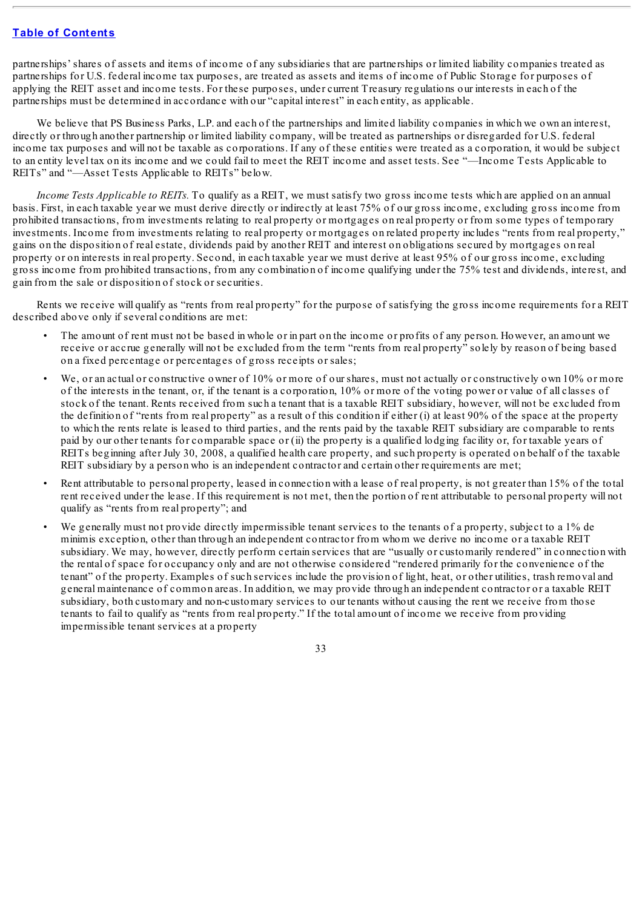partnerships' shares of assets and items of income of any subsidiaries that are partnerships or limited liability companies treated as partnerships for U.S. federal income tax purposes, are treated as assets and items of income of Public Storage for purposes of applying the REIT asset and income tests. For these purposes, under current Treasury regulations our interests in each of the partnerships must be determined in accordance with our "capital interest" in each entity, as applicable.

We believe that PS Business Parks, L.P. and each of the partnerships and limited liability companies in which we own an interest, directly or through another partnership or limited liability company, will be treated as partnerships or disregarded for U.S. federal income tax purposes and will not be taxable as corporations. If any of these entities were treated as a corporation, it would be subject to an entity level tax on its income and we could fail to meet the REIT income and asset tests. See "—Income Tests Applicable to REITs" and "—Asset Tests Applicable to REITs" below.

*Income Tests Applicable to REITs.* To qualify as a REIT, we must satisfy two gross income tests which are applied on an annual basis. First, in each taxable year we must derive directly or indirectly at least 75% of our gross income, excluding gross income from prohibited transactions, from investments relating to real property or mortgages on real property or from some types of temporary investments. Income from investments relating to real property or mortgages on related property includes "rents from real property," gains on the disposition of real estate, dividends paid by another REIT and interest on obligations secured by mortgages on real property or on interests in real property. Second, in each taxable year we must derive at least 95% of our gross income, excluding gross income from prohibited transactions, from any combination of income qualifying under the 75% test and dividends, interest, and gain from the sale or disposition of stock or securities.

Rents we receive will qualify as "rents from real property" for the purpose of satisfying the gross income requirements for a REIT described above only if several conditions are met:

- The amount of rent must not be based in whole or in part on the income or profits of any person. However, an amount we receive or accrue generally will not be excluded from the term "rents from real property" solely by reason of being based on a fixed percentage or percentages of gross receipts or sales;
- We, or an actual or constructive owner of 10% or more of our shares, must not actually or constructively own 10% or more of the interests in the tenant, or, if the tenant is a corporation, 10% or more of the voting power or value of all classes of stock of the tenant. Rents received from such a tenant that is a taxable REIT subsidiary, however, will not be excluded from the definition of "rents from real property" as a result of this condition if either (i) at least 90% of the space at the property to which the rents relate is leased to third parties, and the rents paid by the taxable REIT subsidiary are comparable to rents paid by our other tenants for comparable space or (ii) the property is a qualified lodging facility or, for taxable years of REITs beginning after July 30, 2008, a qualified health care property, and such property is operated on behalf of the taxable REIT subsidiary by a person who is an independent contractor and certain other requirements are met;
- Rent attributable to personal property, leased in connection with a lease of real property, is not greater than 15% of the total rent received under the lease. If this requirement is not met, then the portion of rent attributable to personal property will not qualify as "rents from real property"; and
- We generally must not provide directly impermissible tenant services to the tenants of a property, subject to a 1% de minimis exception, other than through an independent contractor from whom we derive no income or a taxable REIT subsidiary. We may, however, directly perform certain services that are "usually or customarily rendered" in connection with the rental of space for occupancy only and are not otherwise considered "rendered primarily for the convenience of the tenant" of the property. Examples of such services include the provision of light, heat, or other utilities, trash removal and general maintenance of common areas. In addition, we may provide through an independent contractor or a taxable REIT subsidiary, both customary and non-customary services to our tenants without causing the rent we receive from those tenants to fail to qualify as "rents from real property." If the total amount of income we receive from providing impermissible tenant services at a property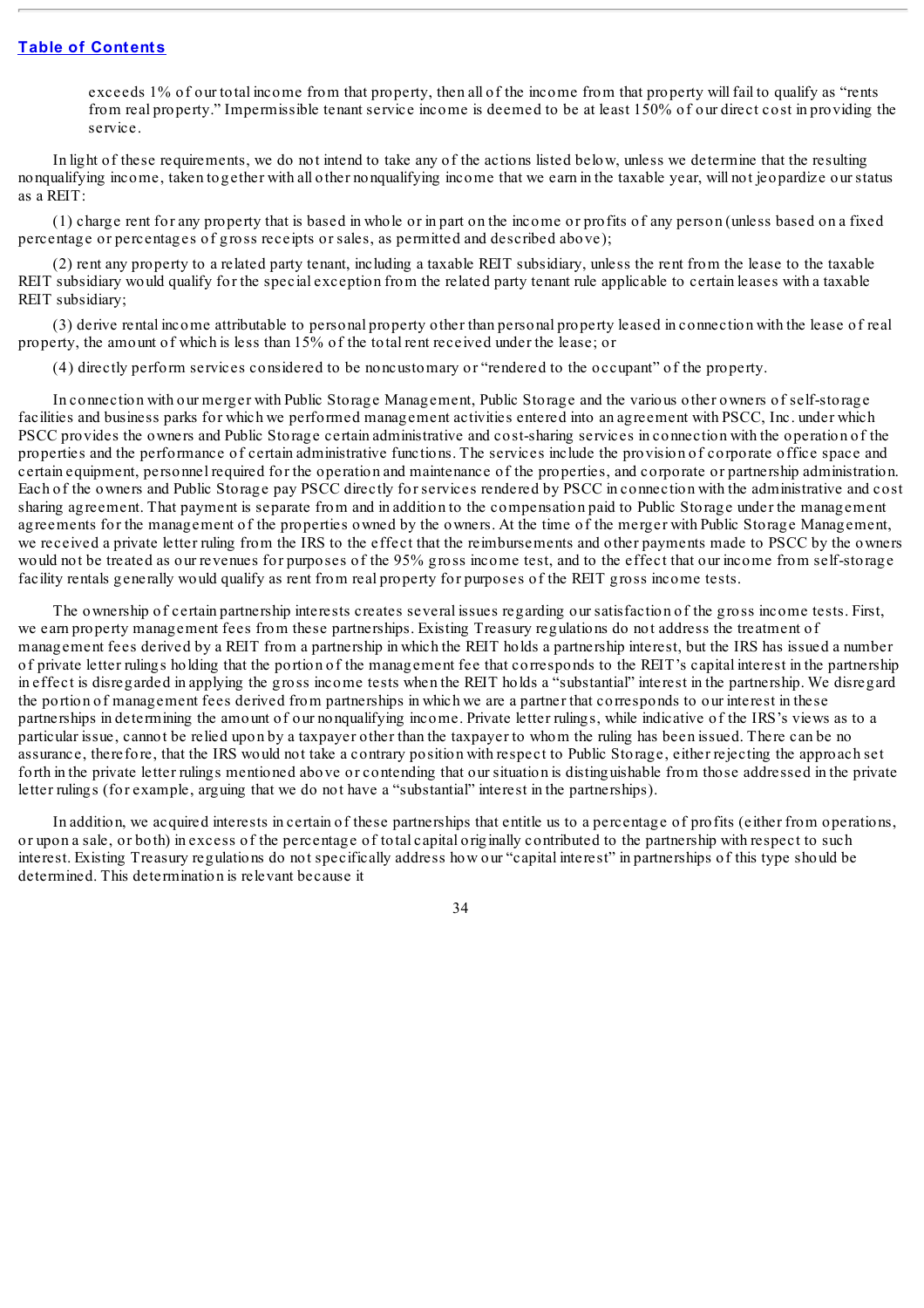exceeds 1% of our total income from that property, then all of the income from that property will fail to qualify as "rents from real property." Impermissible tenant service income is deemed to be at least 150% of our direct cost in providing the service.

In light of these requirements, we do not intend to take any of the actions listed below, unless we determine that the resulting nonqualifying income, taken together with all other nonqualifying income that we earn in the taxable year, will not jeopardize our status as a REIT:

(1) charge rent for any property that is based in whole or in part on the income or profits of any person (unless based on a fixed percentage or percentages of gross receipts or sales, as permitted and described above);

(2) rent any property to a related party tenant, including a taxable REIT subsidiary, unless the rent from the lease to the taxable REIT subsidiary would qualify for the special exception from the related party tenant rule applicable to certain leases with a taxable REIT subsidiary;

(3) derive rental income attributable to personal property other than personal property leased in connection with the lease of real property, the amount of which is less than 15% of the total rent received under the lease; or

(4) directly perform services considered to be noncustomary or "rendered to the occupant" of the property.

In connection with our merger with Public Storage Management, Public Storage and the various other owners of self-storage facilities and business parks for which we performed management activities entered into an agreement with PSCC, Inc. under which PSCC provides the owners and Public Storage certain administrative and cost-sharing services in connection with the operation of the properties and the performance of certain administrative functions. The services include the provision of corporate office space and certain equipment, personnel required for the operation and maintenance of the properties, and corporate or partnership administration. Each of the owners and Public Storage pay PSCC directly for services rendered by PSCC in connection with the administrative and cost sharing agreement. That payment is separate from and in addition to the compensation paid to Public Storage under the management agreements for the management of the properties owned by the owners. At the time of the merger with Public Storage Management, we received a private letter ruling from the IRS to the effect that the reimbursements and other payments made to PSCC by the owners would not be treated as our revenues for purposes of the 95% gross income test, and to the effect that our income from self-storage facility rentals generally would qualify as rent from real property for purposes of the REIT gross income tests.

The ownership of certain partnership interests creates several issues regarding our satisfaction of the gross income tests. First, we earn property management fees from these partnerships. Existing Treasury regulations do not address the treatment of management fees derived by a REIT from a partnership in which the REIT holds a partnership interest, but the IRS has issued a number of private letter rulings holding that the portion of the management fee that corresponds to the REIT's capital interest in the partnership in effect is disregarded in applying the gross income tests when the REIT holds a "substantial" interest in the partnership. We disregard the portion of management fees derived from partnerships in which we are a partner that corresponds to our interest in these partnerships in determining the amount of our nonqualifying income. Private letter rulings, while indicative of the IRS's views as to a particular issue, cannot be relied upon by a taxpayer other than the taxpayer to whom the ruling has been issued. There can be no assurance, therefore, that the IRS would not take a contrary position with respect to Public Storage, either rejecting the approach set forth in the private letter rulings mentioned above or contending that our situation is distinguishable from those addressed in the private letter rulings (for example, arguing that we do not have a "substantial" interest in the partnerships).

In addition, we acquired interests in certain of these partnerships that entitle us to a percentage of profits (either from operations, or upon a sale, or both) in excess of the percentage of total capital originally contributed to the partnership with respect to such interest. Existing Treasury regulations do not specifically address how our "capital interest" in partnerships of this type should be determined. This determination is relevant because it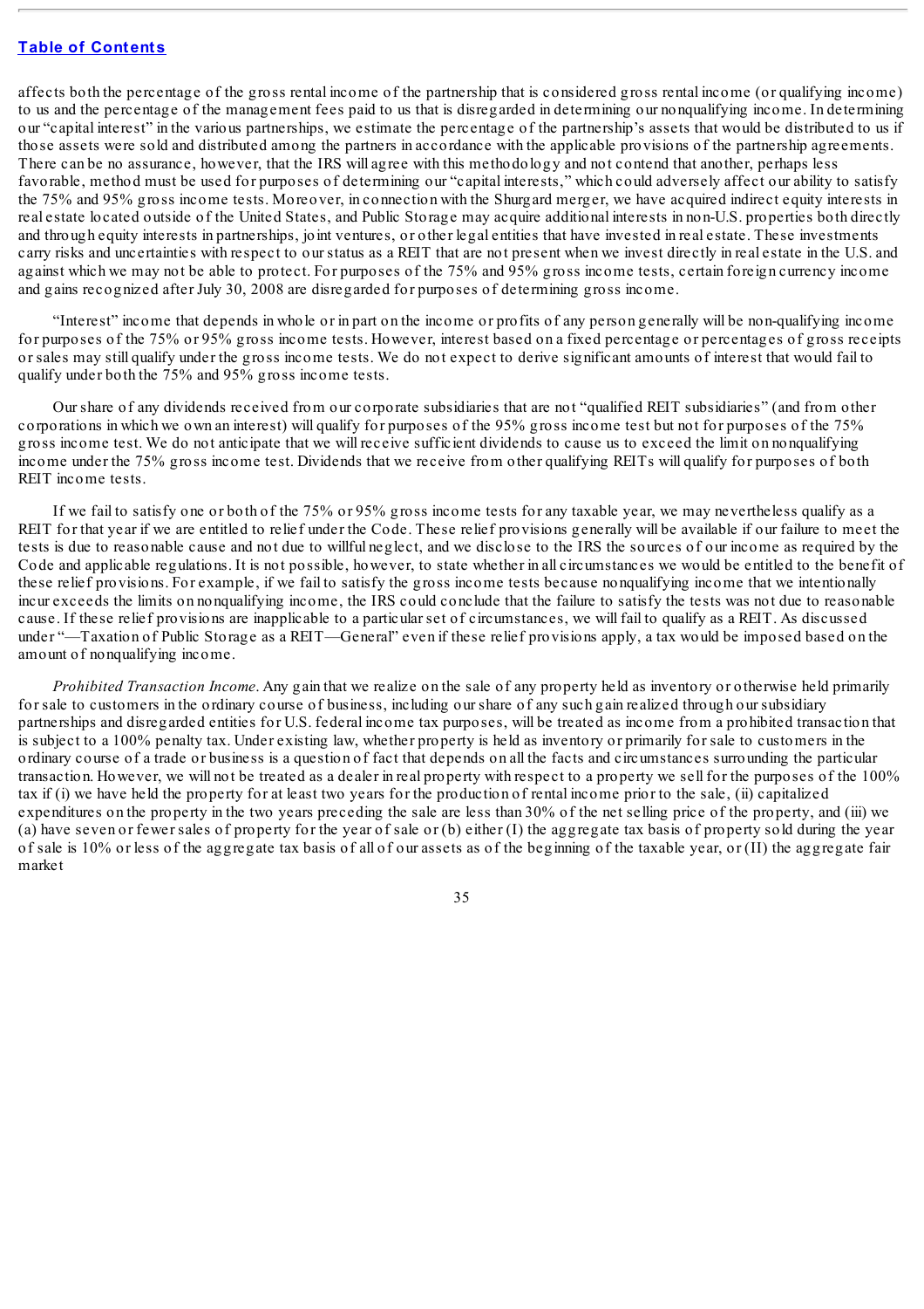affects both the percentage of the gross rental income of the partnership that is considered gross rental income (or qualifying income) to us and the percentage of the management fees paid to us that is disregarded in determining our nonqualifying income. In determining our "capital interest" in the various partnerships, we estimate the percentage of the partnership's assets that would be distributed to us if those assets were sold and distributed among the partners in accordance with the applicable provisions of the partnership agreements. There can be no assurance, however, that the IRS will agree with this methodology and not contend that another, perhaps less favorable, method must be used for purposes of determining our "capital interests," which could adversely affect our ability to satisfy the 75% and 95% gross income tests. Moreover, in connection with the Shurgard merger, we have acquired indirect equity interests in real estate located outside of the United States, and Public Storage may acquire additional interests in non-U.S. properties both directly and through equity interests in partnerships, joint ventures, or other legal entities that have invested in real estate. These investments carry risks and uncertainties with respect to our status as a REIT that are not present when we invest directly in real estate in the U.S. and against which we may not be able to protect. For purposes of the 75% and 95% gross income tests, certain foreign currency income and gains recognized after July 30, 2008 are disregarded for purposes of determining gross income.

"Interest" income that depends in whole or in part on the income or profits of any person generally will be non-qualifying income for purposes of the 75% or 95% gross income tests. However, interest based on a fixed percentage or percentages of gross receipts or sales may still qualify under the gross income tests. We do not expect to derive significant amounts of interest that would fail to qualify under both the 75% and 95% gross income tests.

Our share of any dividends received from our corporate subsidiaries that are not "qualified REIT subsidiaries" (and from other corporations in which we own an interest) will qualify for purposes of the 95% gross income test but not for purposes of the 75% gross income test. We do not anticipate that we will receive sufficient dividends to cause us to exceed the limit on nonqualifying income under the 75% gross income test. Dividends that we receive from other qualifying REITs will qualify for purposes of both REIT income tests.

If we fail to satisfy one or both of the 75% or 95% gross income tests for any taxable year, we may nevertheless qualify as a REIT for that year if we are entitled to relief under the Code. These relief provisions generally will be available if our failure to meet the tests is due to reasonable cause and not due to willful neglect, and we disclose to the IRS the sources of our income as required by the Code and applicable regulations. It is not possible, however, to state whether in all circumstances we would be entitled to the benefit of these relief provisions. For example, if we fail to satisfy the gross income tests because nonqualifying income that we intentionally incur exceeds the limits on nonqualifying income, the IRS could conclude that the failure to satisfy the tests was not due to reasonable cause. If these relief provisions are inapplicable to a particular set of circumstances, we will fail to qualify as a REIT. As discussed under "—Taxation of Public Storage as a REIT—General" even if these relief provisions apply, a tax would be imposed based on the amount of nonqualifying income.

*Prohibited Transaction Income*. Any gain that we realize on the sale of any property held as inventory or otherwise held primarily for sale to customers in the ordinary course of business, including our share of any such gain realized through our subsidiary partnerships and disregarded entities for U.S. federal income tax purposes, will be treated as income from a prohibited transaction that is subject to a 100% penalty tax. Under existing law, whether property is held as inventory or primarily for sale to customers in the ordinary course of a trade or business is a question of fact that depends on all the facts and circumstances surrounding the particular transaction. However, we will not be treated as a dealer in real property with respect to a property we sell for the purposes of the 100% tax if (i) we have held the property for at least two years for the production of rental income prior to the sale, (ii) capitalized expenditures on the property in the two years preceding the sale are less than 30% of the net selling price of the property, and (iii) we (a) have seven or fewer sales of property for the year of sale or (b) either (I) the aggregate tax basis of property sold during the year of sale is 10% or less of the aggregate tax basis of all of our assets as of the beginning of the taxable year, or (II) the aggregate fair market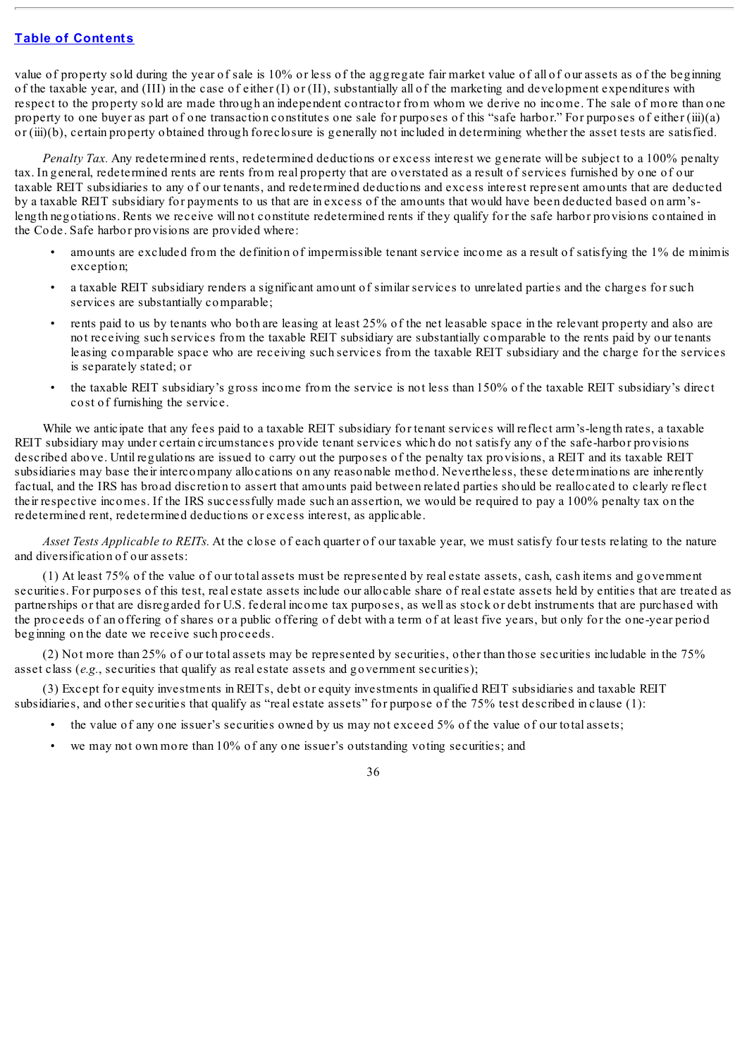value of property sold during the year of sale is 10% or less of the aggregate fair market value of all of our assets as of the beginning of the taxable year, and (III) in the case of either (I) or (II), substantially all of the marketing and development expenditures with respect to the property sold are made through an independent contractor from whom we derive no income. The sale of more than one property to one buyer as part of one transaction constitutes one sale for purposes of this "safe harbor." For purposes of either (iii)(a) or (iii)(b), certain property obtained through foreclosure is generally not included in determining whether the asset tests are satisfied.

*Penalty Tax.* Any redetermined rents, redetermined deductions or excess interest we generate will be subject to a 100% penalty tax. In general, redetermined rents are rents from real property that are overstated as a result of services furnished by one of our taxable REIT subsidiaries to any of our tenants, and redetermined deductions and excess interest represent amounts that are deducted by a taxable REIT subsidiary for payments to us that are in excess of the amounts that would have been deducted based on arm's-length negotiations. Rents we receive will not constitute redetermined rents if they qualify for the safe harbor provisions contained in the Code. Safe harbor provisions are provided where:

- amounts are excluded from the definition of impermissible tenant service income as a result of satisfying the 1% de minimis exception;
- a taxable REIT subsidiary renders a significant amount of similar services to unrelated parties and the charges for such services are substantially comparable;
- rents paid to us by tenants who both are leasing at least 25% of the net leasable space in the relevant property and also are not receiving such services from the taxable REIT subsidiary are substantially comparable to the rents paid by our tenants leasing comparable space who are receiving such services from the taxable REIT subsidiary and the charge for the services is separately stated; or
- the taxable REIT subsidiary's gross income from the service is not less than 150% of the taxable REIT subsidiary's direct cost of furnishing the service.

While we anticipate that any fees paid to a taxable REIT subsidiary for tenant services will reflect arm's-length rates, a taxable REIT subsidiary may under certain circumstances provide tenant services which do not satisfy any of the safe-harbor provisions described above. Until regulations are issued to carry out the purposes of the penalty tax provisions, a REIT and its taxable REIT subsidiaries may base their intercompany allocations on any reasonable method. Nevertheless, these determinations are inherently factual, and the IRS has broad discretion to assert that amounts paid between related parties should be reallocated to clearly reflect their respective incomes. If the IRS successfully made such an assertion, we would be required to pay a 100% penalty tax on the redetermined rent, redetermined deductions or excess interest, as applicable.

*Asset Tests Applicable to REITs.* At the close of each quarter of our taxable year, we must satisfy four tests relating to the nature and diversification of our assets:

(1) At least 75% of the value of our total assets must be represented by real estate assets, cash, cash items and government securities. For purposes of this test, real estate assets include our allocable share of real estate assets held by entities that are treated as partnerships or that are disregarded for U.S. federal income tax purposes, as well as stock or debt instruments that are purchased with the proceeds of an offering of shares or a public offering of debt with a term of at least five years, but only for the one-year period beginning on the date we receive such proceeds.

(2) Not more than 25% of our total assets may be represented by securities, other than those securities includable in the 75% asset class (*e.g.*, securities that qualify as real estate assets and government securities);

(3) Except for equity investments in REITs, debt or equity investments in qualified REIT subsidiaries and taxable REIT subsidiaries, and other securities that qualify as "real estate assets" for purpose of the 75% test described in clause (1):

- the value of any one issuer's securities owned by us may not exceed 5% of the value of our total assets;
- we may not own more than 10% of any one issuer's outstanding voting securities; and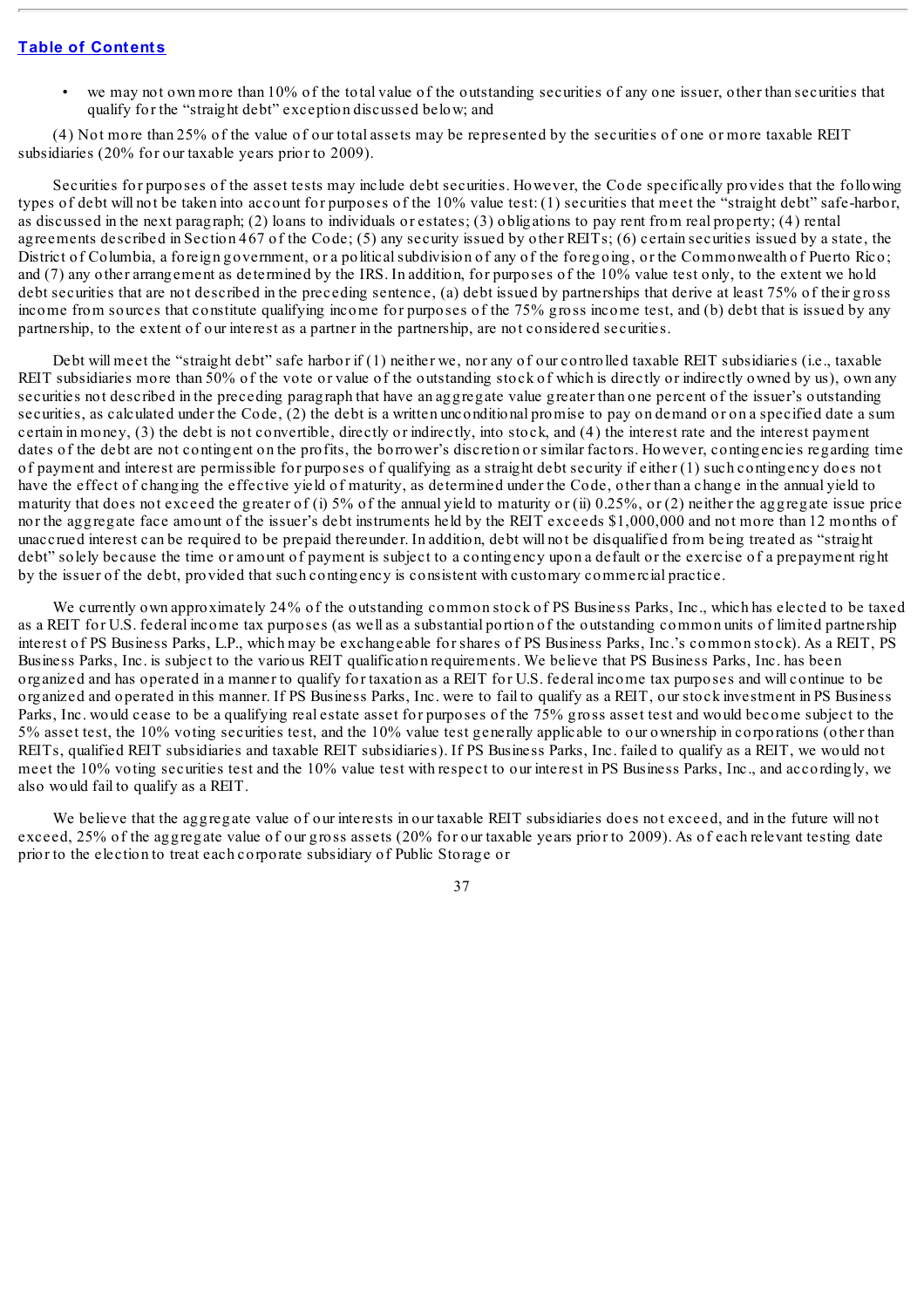- we may not own more than 10% of the total value of the outstanding securities of any one issuer, other than securities that qualify for the "straight debt" exception discussed below; and

(4) Not more than 25% of the value of our total assets may be represented by the securities of one or more taxable REIT subsidiaries (20% for our taxable years prior to 2009).

Securities for purposes of the asset tests may include debt securities. However, the Code specifically provides that the following types of debt will not be taken into account for purposes of the 10% value test: (1) securities that meet the "straight debt" safe-harbor, as discussed in the next paragraph; (2) loans to individuals or estates; (3) obligations to pay rent from real property; (4) rental agreements described in Section 467 of the Code; (5) any security issued by other REITs; (6) certain securities issued by a state, the District of Columbia, a foreign government, or a political subdivision of any of the foregoing, or the Commonwealth of Puerto Rico; and (7) any other arrangement as determined by the IRS. In addition, for purposes of the 10% value test only, to the extent we hold debt securities that are not described in the preceding sentence, (a) debt issued by partnerships that derive at least 75% of their gross income from sources that constitute qualifying income for purposes of the 75% gross income test, and (b) debt that is issued by any partnership, to the extent of our interest as a partner in the partnership, are not considered securities.

Debt will meet the "straight debt" safe harbor if (1) neither we, nor any of our controlled taxable REIT subsidiaries (i.e., taxable REIT subsidiaries more than 50% of the vote or value of the outstanding stock of which is directly or indirectly owned by us), own any securities not described in the preceding paragraph that have an aggregate value greater than one percent of the issuer's outstanding securities, as calculated under the Code, (2) the debt is a written unconditional promise to pay on demand or on a specified date a sum certain in money, (3) the debt is not convertible, directly or indirectly, into stock, and (4) the interest rate and the interest payment dates of the debt are not contingent on the profits, the borrower's discretion or similar factors. However, contingencies regarding time of payment and interest are permissible for purposes of qualifying as a straight debt security if either (1) such contingency does not have the effect of changing the effective yield of maturity, as determined under the Code, other than a change in the annual yield to maturity that does not exceed the greater of (i) 5% of the annual yield to maturity or (ii) 0.25%, or (2) neither the aggregate issue price nor the aggregate face amount of the issuer's debt instruments held by the REIT exceeds $1,000,000 and not more than 12 months of unaccrued interest can be required to be prepaid thereunder. In addition, debt will not be disqualified from being treated as "straight debt" solely because the time or amount of payment is subject to a contingency upon a default or the exercise of a prepayment right by the issuer of the debt, provided that such contingency is consistent with customary commercial practice.

We currently own approximately 24% of the outstanding common stock of PS Business Parks, Inc., which has elected to be taxed as a REIT for U.S. federal income tax purposes (as well as a substantial portion of the outstanding common units of limited partnership interest of PS Business Parks, L.P., which may be exchangeable for shares of PS Business Parks, Inc.'s common stock). As a REIT, PS Business Parks, Inc. is subject to the various REIT qualification requirements. We believe that PS Business Parks, Inc. has been organized and has operated in a manner to qualify for taxation as a REIT for U.S. federal income tax purposes and will continue to be organized and operated in this manner. If PS Business Parks, Inc. were to fail to qualify as a REIT, our stock investment in PS Business Parks, Inc. would cease to be a qualifying real estate asset for purposes of the 75% gross asset test and would become subject to the 5% asset test, the 10% voting securities test, and the 10% value test generally applicable to our ownership in corporations (other than REITs, qualified REIT subsidiaries and taxable REIT subsidiaries). If PS Business Parks, Inc. failed to qualify as a REIT, we would not meet the 10% voting securities test and the 10% value test with respect to our interest in PS Business Parks, Inc., and accordingly, we also would fail to qualify as a REIT.

We believe that the aggregate value of our interests in our taxable REIT subsidiaries does not exceed, and in the future will not exceed, 25% of the aggregate value of our gross assets (20% for our taxable years prior to 2009). As of each relevant testing date prior to the election to treat each corporate subsidiary of Public Storage or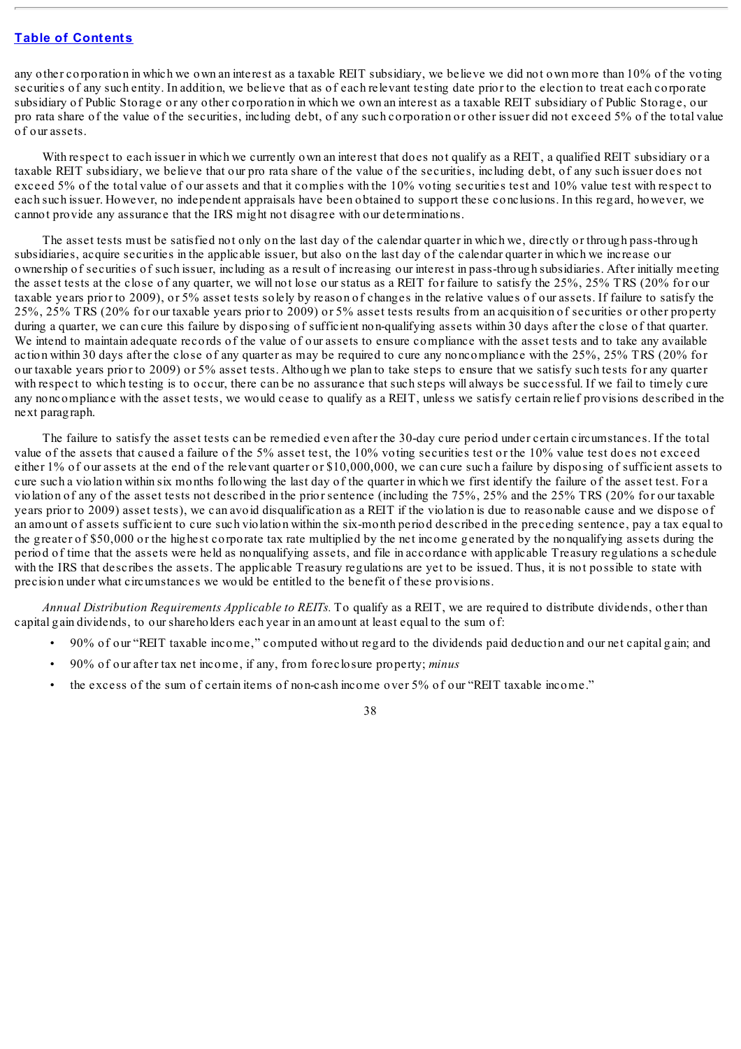any other corporation in which we own an interest as a taxable REIT subsidiary, we believe we did not own more than 10% of the voting securities of any such entity. In addition, we believe that as of each relevant testing date prior to the election to treat each corporate subsidiary of Public Storage or any other corporation in which we own an interest as a taxable REIT subsidiary of Public Storage, our pro rata share of the value of the securities, including debt, of any such corporation or other issuer did not exceed 5% of the total value of our assets.

With respect to each issuer in which we currently own an interest that does not qualify as a REIT, a qualified REIT subsidiary or a taxable REIT subsidiary, we believe that our pro rata share of the value of the securities, including debt, of any such issuer does not exceed 5% of the total value of our assets and that it complies with the 10% voting securities test and 10% value test with respect to each such issuer. However, no independent appraisals have been obtained to support these conclusions. In this regard, however, we cannot provide any assurance that the IRS might not disagree with our determinations.

The asset tests must be satisfied not only on the last day of the calendar quarter in which we, directly or through pass-through subsidiaries, acquire securities in the applicable issuer, but also on the last day of the calendar quarter in which we increase our ownership of securities of such issuer, including as a result of increasing our interest in pass-through subsidiaries. After initially meeting the asset tests at the close of any quarter, we will not lose our status as a REIT for failure to satisfy the 25%, 25% TRS (20% for our taxable years prior to 2009), or 5% asset tests solely by reason of changes in the relative values of our assets. If failure to satisfy the 25%, 25% TRS (20% for our taxable years prior to 2009) or 5% asset tests results from an acquisition of securities or other property during a quarter, we can cure this failure by disposing of sufficient non-qualifying assets within 30 days after the close of that quarter. We intend to maintain adequate records of the value of our assets to ensure compliance with the asset tests and to take any available action within 30 days after the close of any quarter as may be required to cure any noncompliance with the 25%, 25% TRS (20% for our taxable years prior to 2009) or 5% asset tests. Although we plan to take steps to ensure that we satisfy such tests for any quarter with respect to which testing is to occur, there can be no assurance that such steps will always be successful. If we fail to timely cure any noncompliance with the asset tests, we would cease to qualify as a REIT, unless we satisfy certain relief provisions described in the next paragraph.

The failure to satisfy the asset tests can be remedied even after the 30-day cure period under certain circumstances. If the total value of the assets that caused a failure of the 5% asset test, the 10% voting securities test or the 10% value test does not exceed either 1% of our assets at the end of the relevant quarter or $10,000,000, we can cure such a failure by disposing of sufficient assets to cure such a violation within six months following the last day of the quarter in which we first identify the failure of the asset test. For a violation of any of the asset tests not described in the prior sentence (including the 75%, 25% and the 25% TRS (20% for our taxable years prior to 2009) asset tests), we can avoid disqualification as a REIT if the violation is due to reasonable cause and we dispose of an amount of assets sufficient to cure such violation within the six-month period described in the preceding sentence, pay a tax equal to the greater of $50,000 or the highest corporate tax rate multiplied by the net income generated by the nonqualifying assets during the period of time that the assets were held as nonqualifying assets, and file in accordance with applicable Treasury regulations a schedule with the IRS that describes the assets. The applicable Treasury regulations are yet to be issued. Thus, it is not possible to state with precision under what circumstances we would be entitled to the benefit of these provisions.

*Annual Distribution Requirements Applicable to REITs.* To qualify as a REIT, we are required to distribute dividends, other than capital gain dividends, to our shareholders each year in an amount at least equal to the sum of:

- 90% of our "REIT taxable income," computed without regard to the dividends paid deduction and our net capital gain; and
- 90% of our after tax net income, if any, from foreclosure property; *minus*
- the excess of the sum of certain items of non-cash income over 5% of our "REIT taxable income."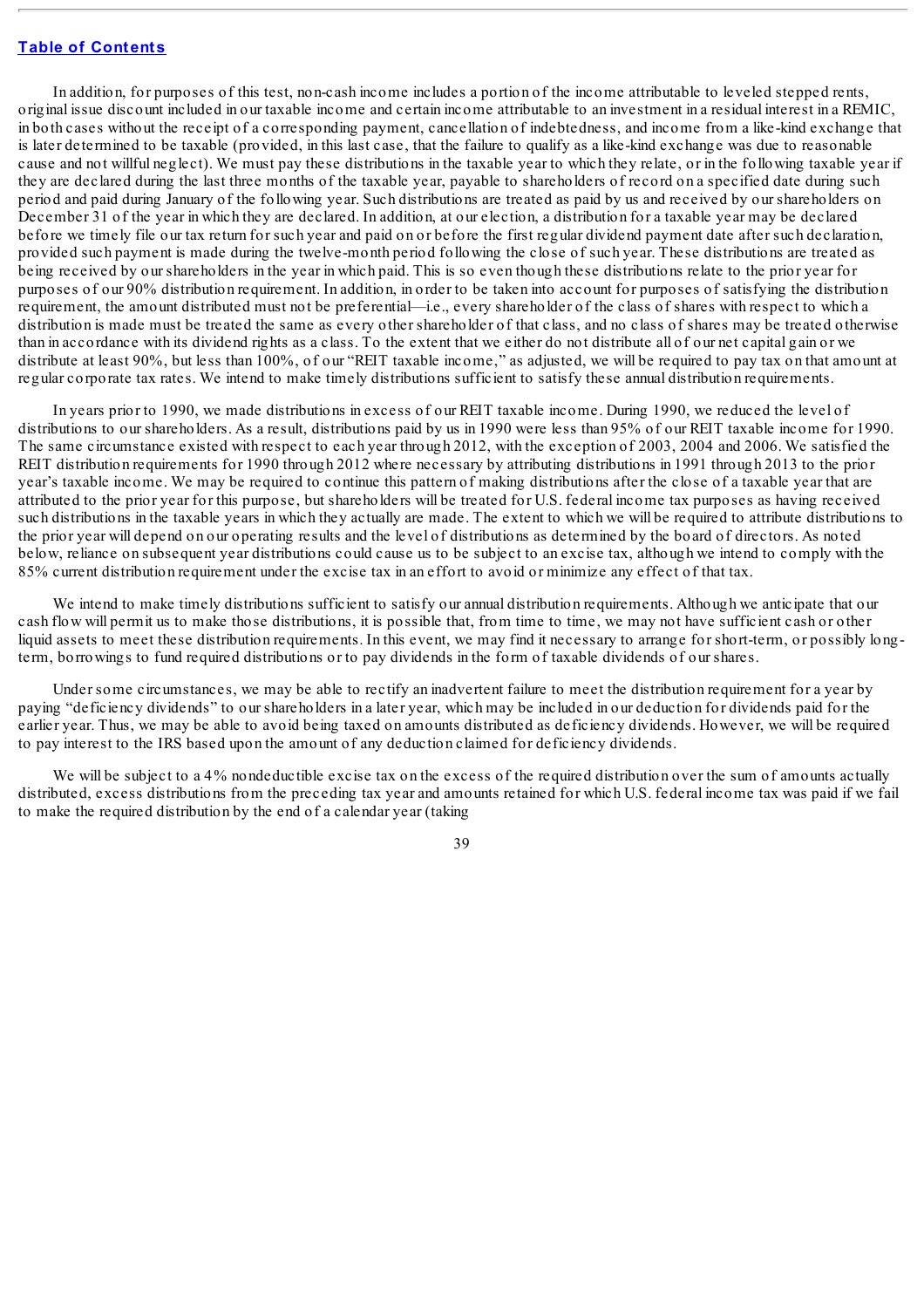In addition, for purposes of this test, non-cash income includes a portion of the income attributable to leveled stepped rents, original issue discount included in our taxable income and certain income attributable to an investment in a residual interest in a REMIC, in both cases without the receipt of a corresponding payment, cancellation of indebtedness, and income from a like-kind exchange that is later determined to be taxable (provided, in this last case, that the failure to qualify as a like-kind exchange was due to reasonable cause and not willful neglect). We must pay these distributions in the taxable year to which they relate, or in the following taxable year if they are declared during the last three months of the taxable year, payable to shareholders of record on a specified date during such period and paid during January of the following year. Such distributions are treated as paid by us and received by our shareholders on December 31 of the year in which they are declared. In addition, at our election, a distribution for a taxable year may be declared before we timely file our tax return for such year and paid on or before the first regular dividend payment date after such declaration, provided such payment is made during the twelve-month period following the close of such year. These distributions are treated as being received by our shareholders in the year in which paid. This is so even though these distributions relate to the prior year for purposes of our 90% distribution requirement. In addition, in order to be taken into account for purposes of satisfying the distribution requirement, the amount distributed must not be preferential—i.e., every shareholder of the class of shares with respect to which a distribution is made must be treated the same as every other shareholder of that class, and no class of shares may be treated otherwise than in accordance with its dividend rights as a class. To the extent that we either do not distribute all of our net capital gain or we distribute at least 90%, but less than 100%, of our "REIT taxable income," as adjusted, we will be required to pay tax on that amount at regular corporate tax rates. We intend to make timely distributions sufficient to satisfy these annual distribution requirements.

In years prior to 1990, we made distributions in excess of our REIT taxable income. During 1990, we reduced the level of distributions to our shareholders. As a result, distributions paid by us in 1990 were less than 95% of our REIT taxable income for 1990. The same circumstance existed with respect to each year through 2012, with the exception of 2003, 2004 and 2006. We satisfied the REIT distribution requirements for 1990 through 2012 where necessary by attributing distributions in 1991 through 2013 to the prior year's taxable income. We may be required to continue this pattern of making distributions after the close of a taxable year that are attributed to the prior year for this purpose, but shareholders will be treated for U.S. federal income tax purposes as having received such distributions in the taxable years in which they actually are made. The extent to which we will be required to attribute distributions to the prior year will depend on our operating results and the level of distributions as determined by the board of directors. As noted below, reliance on subsequent year distributions could cause us to be subject to an excise tax, although we intend to comply with the 85% current distribution requirement under the excise tax in an effort to avoid or minimize any effect of that tax.

We intend to make timely distributions sufficient to satisfy our annual distribution requirements. Although we anticipate that our cash flow will permit us to make those distributions, it is possible that, from time to time, we may not have sufficient cash or other liquid assets to meet these distribution requirements. In this event, we may find it necessary to arrange for short-term, or possibly long-term, borrowings to fund required distributions or to pay dividends in the form of taxable dividends of our shares.

Under some circumstances, we may be able to rectify an inadvertent failure to meet the distribution requirement for a year by paying "deficiency dividends" to our shareholders in a later year, which may be included in our deduction for dividends paid for the earlier year. Thus, we may be able to avoid being taxed on amounts distributed as deficiency dividends. However, we will be required to pay interest to the IRS based upon the amount of any deduction claimed for deficiency dividends.

We will be subject to a 4% nondeductible excise tax on the excess of the required distribution over the sum of amounts actually distributed, excess distributions from the preceding tax year and amounts retained for which U.S. federal income tax was paid if we fail to make the required distribution by the end of a calendar year (taking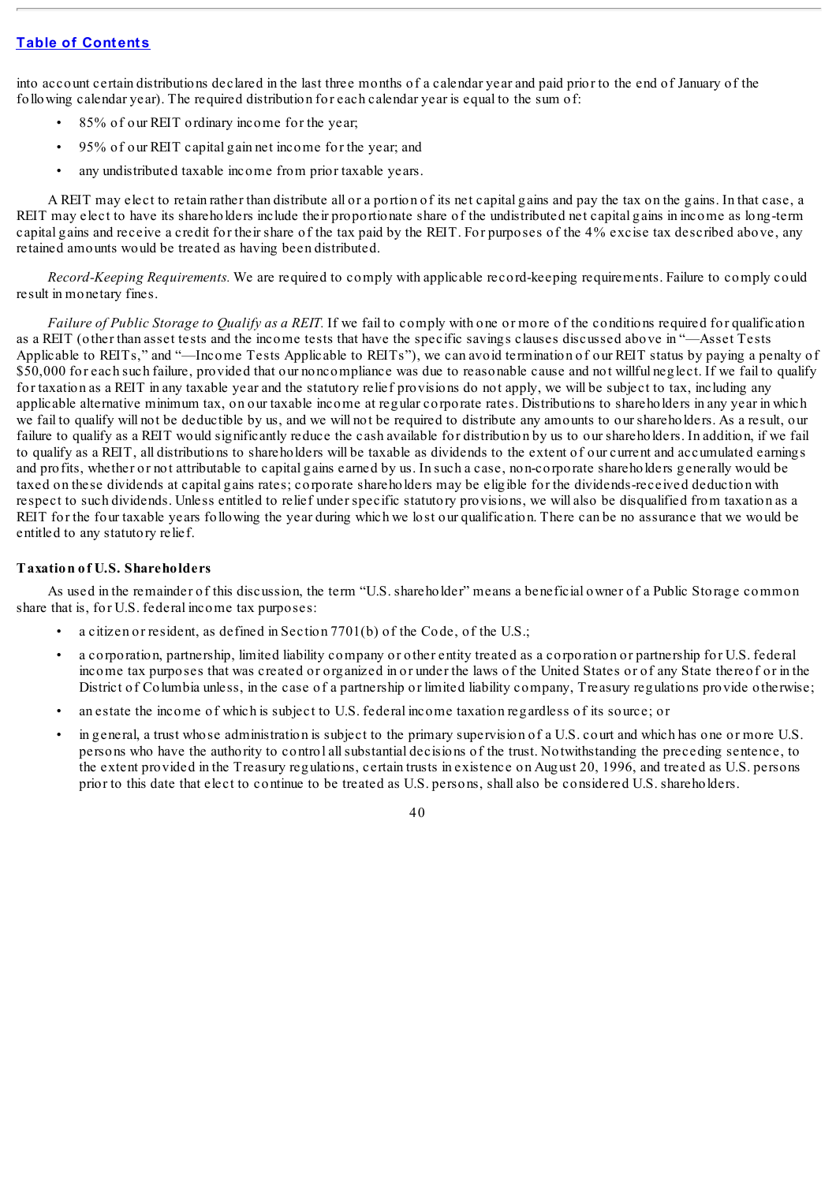into account certain distributions declared in the last three months of a calendar year and paid prior to the end of January of the following calendar year). The required distribution for each calendar year is equal to the sum of:

- 85% of our REIT ordinary income for the year;
- 95% of our REIT capital gain net income for the year; and
- any undistributed taxable income from prior taxable years.

A REIT may elect to retain rather than distribute all or a portion of its net capital gains and pay the tax on the gains. In that case, a REIT may elect to have its shareholders include their proportionate share of the undistributed net capital gains in income as long-term capital gains and receive a credit for their share of the tax paid by the REIT. For purposes of the 4% excise tax described above, any retained amounts would be treated as having been distributed.

*Record-Keeping Requirements.* We are required to comply with applicable record-keeping requirements. Failure to comply could result in monetary fines.

*Failure of Public Storage to Qualify as a REIT.* If we fail to comply with one or more of the conditions required for qualification as a REIT (other than asset tests and the income tests that have the specific savings clauses discussed above in "—Asset Tests Applicable to REITs," and "—Income Tests Applicable to REITs"), we can avoid termination of our REIT status by paying a penalty of $50,000 for each such failure, provided that our noncompliance was due to reasonable cause and not willful neglect. If we fail to qualify for taxation as a REIT in any taxable year and the statutory relief provisions do not apply, we will be subject to tax, including any applicable alternative minimum tax, on our taxable income at regular corporate rates. Distributions to shareholders in any year in which we fail to qualify will not be deductible by us, and we will not be required to distribute any amounts to our shareholders. As a result, our failure to qualify as a REIT would significantly reduce the cash available for distribution by us to our shareholders. In addition, if we fail to qualify as a REIT, all distributions to shareholders will be taxable as dividends to the extent of our current and accumulated earnings and profits, whether or not attributable to capital gains earned by us. In such a case, non-corporate shareholders generally would be taxed on these dividends at capital gains rates; corporate shareholders may be eligible for the dividends-received deduction with respect to such dividends. Unless entitled to relief under specific statutory provisions, we will also be disqualified from taxation as a REIT for the four taxable years following the year during which we lost our qualification. There can be no assurance that we would be entitled to any statutory relief.

**Taxation of U.S. Shareholders**

As used in the remainder of this discussion, the term "U.S. shareholder" means a beneficial owner of a Public Storage common share that is, for U.S. federal income tax purposes:

- a citizen or resident, as defined in Section 7701(b) of the Code, of the U.S.;
- a corporation, partnership, limited liability company or other entity treated as a corporation or partnership for U.S. federal income tax purposes that was created or organized in or under the laws of the United States or of any State thereof or in the District of Columbia unless, in the case of a partnership or limited liability company, Treasury regulations provide otherwise;
- an estate the income of which is subject to U.S. federal income taxation regardless of its source; or
- in general, a trust whose administration is subject to the primary supervision of a U.S. court and which has one or more U.S. persons who have the authority to control all substantial decisions of the trust. Notwithstanding the preceding sentence, to the extent provided in the Treasury regulations, certain trusts in existence on August 20, 1996, and treated as U.S. persons prior to this date that elect to continue to be treated as U.S. persons, shall also be considered U.S. shareholders.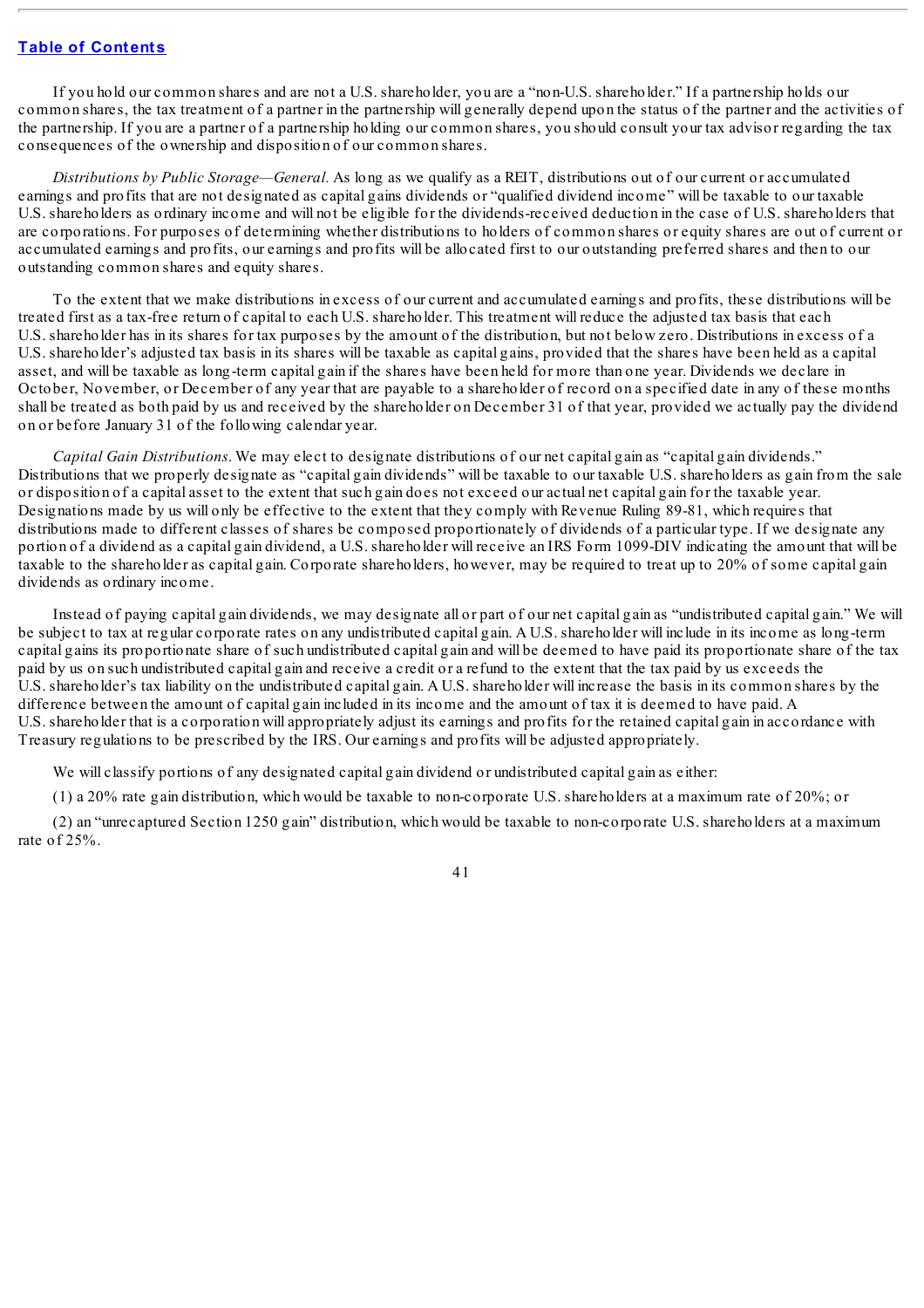If you hold our common shares and are not a U.S. shareholder, you are a "non-U.S. shareholder." If a partnership holds our common shares, the tax treatment of a partner in the partnership will generally depend upon the status of the partner and the activities of the partnership. If you are a partner of a partnership holding our common shares, you should consult your tax advisor regarding the tax consequences of the ownership and disposition of our common shares.

*Distributions by Public Storage—General.* As long as we qualify as a REIT, distributions out of our current or accumulated earnings and profits that are not designated as capital gains dividends or "qualified dividend income" will be taxable to our taxable U.S. shareholders as ordinary income and will not be eligible for the dividends-received deduction in the case of U.S. shareholders that are corporations. For purposes of determining whether distributions to holders of common shares or equity shares are out of current or accumulated earnings and profits, our earnings and profits will be allocated first to our outstanding preferred shares and then to our outstanding common shares and equity shares.

To the extent that we make distributions in excess of our current and accumulated earnings and profits, these distributions will be treated first as a tax-free return of capital to each U.S. shareholder. This treatment will reduce the adjusted tax basis that each U.S. shareholder has in its shares for tax purposes by the amount of the distribution, but not below zero. Distributions in excess of a U.S. shareholder's adjusted tax basis in its shares will be taxable as capital gains, provided that the shares have been held as a capital asset, and will be taxable as long-term capital gain if the shares have been held for more than one year. Dividends we declare in October, November, or December of any year that are payable to a shareholder of record on a specified date in any of these months shall be treated as both paid by us and received by the shareholder on December 31 of that year, provided we actually pay the dividend on or before January 31 of the following calendar year.

*Capital Gain Distributions.* We may elect to designate distributions of our net capital gain as "capital gain dividends." Distributions that we properly designate as "capital gain dividends" will be taxable to our taxable U.S. shareholders as gain from the sale or disposition of a capital asset to the extent that such gain does not exceed our actual net capital gain for the taxable year. Designations made by us will only be effective to the extent that they comply with Revenue Ruling 89-81, which requires that distributions made to different classes of shares be composed proportionately of dividends of a particular type. If we designate any portion of a dividend as a capital gain dividend, a U.S. shareholder will receive an IRS Form 1099-DIV indicating the amount that will be taxable to the shareholder as capital gain. Corporate shareholders, however, may be required to treat up to 20% of some capital gain dividends as ordinary income.

Instead of paying capital gain dividends, we may designate all or part of our net capital gain as "undistributed capital gain." We will be subject to tax at regular corporate rates on any undistributed capital gain. A U.S. shareholder will include in its income as long-term capital gains its proportionate share of such undistributed capital gain and will be deemed to have paid its proportionate share of the tax paid by us on such undistributed capital gain and receive a credit or a refund to the extent that the tax paid by us exceeds the U.S. shareholder's tax liability on the undistributed capital gain. A U.S. shareholder will increase the basis in its common shares by the difference between the amount of capital gain included in its income and the amount of tax it is deemed to have paid. A U.S. shareholder that is a corporation will appropriately adjust its earnings and profits for the retained capital gain in accordance with Treasury regulations to be prescribed by the IRS. Our earnings and profits will be adjusted appropriately.

We will classify portions of any designated capital gain dividend or undistributed capital gain as either:

(1) a 20% rate gain distribution, which would be taxable to non-corporate U.S. shareholders at a maximum rate of 20%; or

(2) an "unrecaptured Section 1250 gain" distribution, which would be taxable to non-corporate U.S. shareholders at a maximum rate of 25%.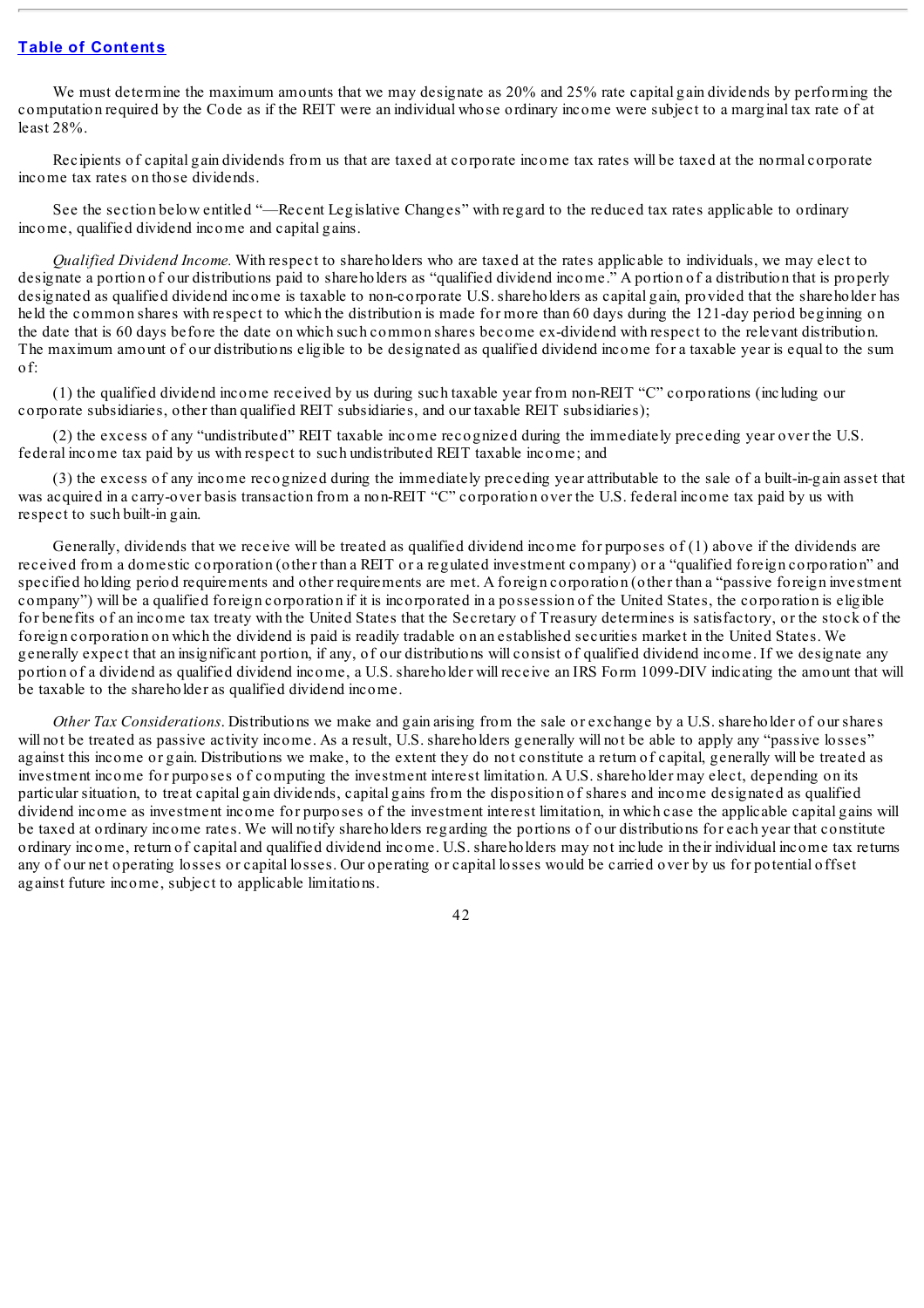We must determine the maximum amounts that we may designate as 20% and 25% rate capital gain dividends by performing the computation required by the Code as if the REIT were an individual whose ordinary income were subject to a marginal tax rate of at least 28%.

Recipients of capital gain dividends from us that are taxed at corporate income tax rates will be taxed at the normal corporate income tax rates on those dividends.

See the section below entitled "—Recent Legislative Changes" with regard to the reduced tax rates applicable to ordinary income, qualified dividend income and capital gains.

*Qualified Dividend Income.* With respect to shareholders who are taxed at the rates applicable to individuals, we may elect to designate a portion of our distributions paid to shareholders as "qualified dividend income." A portion of a distribution that is properly designated as qualified dividend income is taxable to non-corporate U.S. shareholders as capital gain, provided that the shareholder has held the common shares with respect to which the distribution is made for more than 60 days during the 121-day period beginning on the date that is 60 days before the date on which such common shares become ex-dividend with respect to the relevant distribution. The maximum amount of our distributions eligible to be designated as qualified dividend income for a taxable year is equal to the sum of:

(1) the qualified dividend income received by us during such taxable year from non-REIT "C" corporations (including our corporate subsidiaries, other than qualified REIT subsidiaries, and our taxable REIT subsidiaries);

(2) the excess of any "undistributed" REIT taxable income recognized during the immediately preceding year over the U.S. federal income tax paid by us with respect to such undistributed REIT taxable income; and

(3) the excess of any income recognized during the immediately preceding year attributable to the sale of a built-in-gain asset that was acquired in a carry-over basis transaction from a non-REIT "C" corporation over the U.S. federal income tax paid by us with respect to such built-in gain.

Generally, dividends that we receive will be treated as qualified dividend income for purposes of (1) above if the dividends are received from a domestic corporation (other than a REIT or a regulated investment company) or a "qualified foreign corporation" and specified holding period requirements and other requirements are met. A foreign corporation (other than a "passive foreign investment company") will be a qualified foreign corporation if it is incorporated in a possession of the United States, the corporation is eligible for benefits of an income tax treaty with the United States that the Secretary of Treasury determines is satisfactory, or the stock of the foreign corporation on which the dividend is paid is readily tradable on an established securities market in the United States. We generally expect that an insignificant portion, if any, of our distributions will consist of qualified dividend income. If we designate any portion of a dividend as qualified dividend income, a U.S. shareholder will receive an IRS Form 1099-DIV indicating the amount that will be taxable to the shareholder as qualified dividend income.

*Other Tax Considerations.* Distributions we make and gain arising from the sale or exchange by a U.S. shareholder of our shares will not be treated as passive activity income. As a result, U.S. shareholders generally will not be able to apply any "passive losses" against this income or gain. Distributions we make, to the extent they do not constitute a return of capital, generally will be treated as investment income for purposes of computing the investment interest limitation. A U.S. shareholder may elect, depending on its particular situation, to treat capital gain dividends, capital gains from the disposition of shares and income designated as qualified dividend income as investment income for purposes of the investment interest limitation, in which case the applicable capital gains will be taxed at ordinary income rates. We will notify shareholders regarding the portions of our distributions for each year that constitute ordinary income, return of capital and qualified dividend income. U.S. shareholders may not include in their individual income tax returns any of our net operating losses or capital losses. Our operating or capital losses would be carried over by us for potential offset against future income, subject to applicable limitations.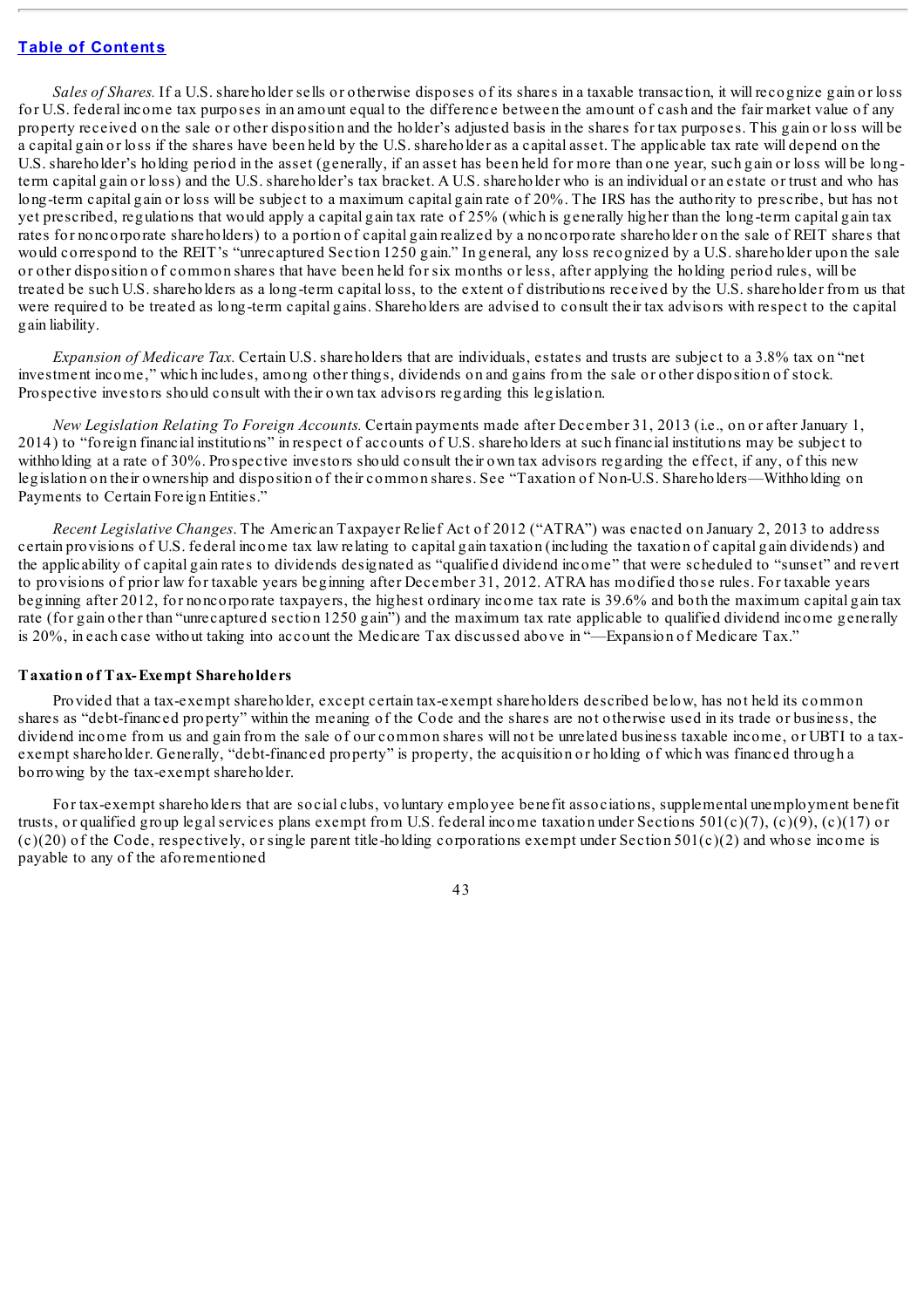*Sales of Shares.* If a U.S. shareholder sells or otherwise disposes of its shares in a taxable transaction, it will recognize gain or loss for U.S. federal income tax purposes in an amount equal to the difference between the amount of cash and the fair market value of any property received on the sale or other disposition and the holder's adjusted basis in the shares for tax purposes. This gain or loss will be a capital gain or loss if the shares have been held by the U.S. shareholder as a capital asset. The applicable tax rate will depend on the U.S. shareholder's holding period in the asset (generally, if an asset has been held for more than one year, such gain or loss will be long-term capital gain or loss) and the U.S. shareholder's tax bracket. A U.S. shareholder who is an individual or an estate or trust and who has long-term capital gain or loss will be subject to a maximum capital gain rate of 20%. The IRS has the authority to prescribe, but has not yet prescribed, regulations that would apply a capital gain tax rate of 25% (which is generally higher than the long-term capital gain tax rates for noncorporate shareholders) to a portion of capital gain realized by a noncorporate shareholder on the sale of REIT shares that would correspond to the REIT's "unrecaptured Section 1250 gain." In general, any loss recognized by a U.S. shareholder upon the sale or other disposition of common shares that have been held for six months or less, after applying the holding period rules, will be treated be such U.S. shareholders as a long-term capital loss, to the extent of distributions received by the U.S. shareholder from us that were required to be treated as long-term capital gains. Shareholders are advised to consult their tax advisors with respect to the capital gain liability.

*Expansion of Medicare Tax.* Certain U.S. shareholders that are individuals, estates and trusts are subject to a 3.8% tax on "net investment income," which includes, among other things, dividends on and gains from the sale or other disposition of stock. Prospective investors should consult with their own tax advisors regarding this legislation.

*New Legislation Relating To Foreign Accounts.* Certain payments made after December 31, 2013 (i.e., on or after January 1, 2014) to "foreign financial institutions" in respect of accounts of U.S. shareholders at such financial institutions may be subject to withholding at a rate of 30%. Prospective investors should consult their own tax advisors regarding the effect, if any, of this new legislation on their ownership and disposition of their common shares. See "Taxation of Non-U.S. Shareholders—Withholding on Payments to Certain Foreign Entities."

*Recent Legislative Changes.* The American Taxpayer Relief Act of 2012 ("ATRA") was enacted on January 2, 2013 to address certain provisions of U.S. federal income tax law relating to capital gain taxation (including the taxation of capital gain dividends) and the applicability of capital gain rates to dividends designated as "qualified dividend income" that were scheduled to "sunset" and revert to provisions of prior law for taxable years beginning after December 31, 2012. ATRA has modified those rules. For taxable years beginning after 2012, for noncorporate taxpayers, the highest ordinary income tax rate is 39.6% and both the maximum capital gain tax rate (for gain other than "unrecaptured section 1250 gain") and the maximum tax rate applicable to qualified dividend income generally is 20%, in each case without taking into account the Medicare Tax discussed above in "—Expansion of Medicare Tax."

**Taxation of Tax-Exempt Shareholders**

Provided that a tax-exempt shareholder, except certain tax-exempt shareholders described below, has not held its common shares as "debt-financed property" within the meaning of the Code and the shares are not otherwise used in its trade or business, the dividend income from us and gain from the sale of our common shares will not be unrelated business taxable income, or UBTI to a tax-exempt shareholder. Generally, "debt-financed property" is property, the acquisition or holding of which was financed through a borrowing by the tax-exempt shareholder.

For tax-exempt shareholders that are social clubs, voluntary employee benefit associations, supplemental unemployment benefit trusts, or qualified group legal services plans exempt from U.S. federal income taxation under Sections 501(c)(7), (c)(9), (c)(17) or (c)(20) of the Code, respectively, or single parent title-holding corporations exempt under Section 501(c)(2) and whose income is payable to any of the aforementioned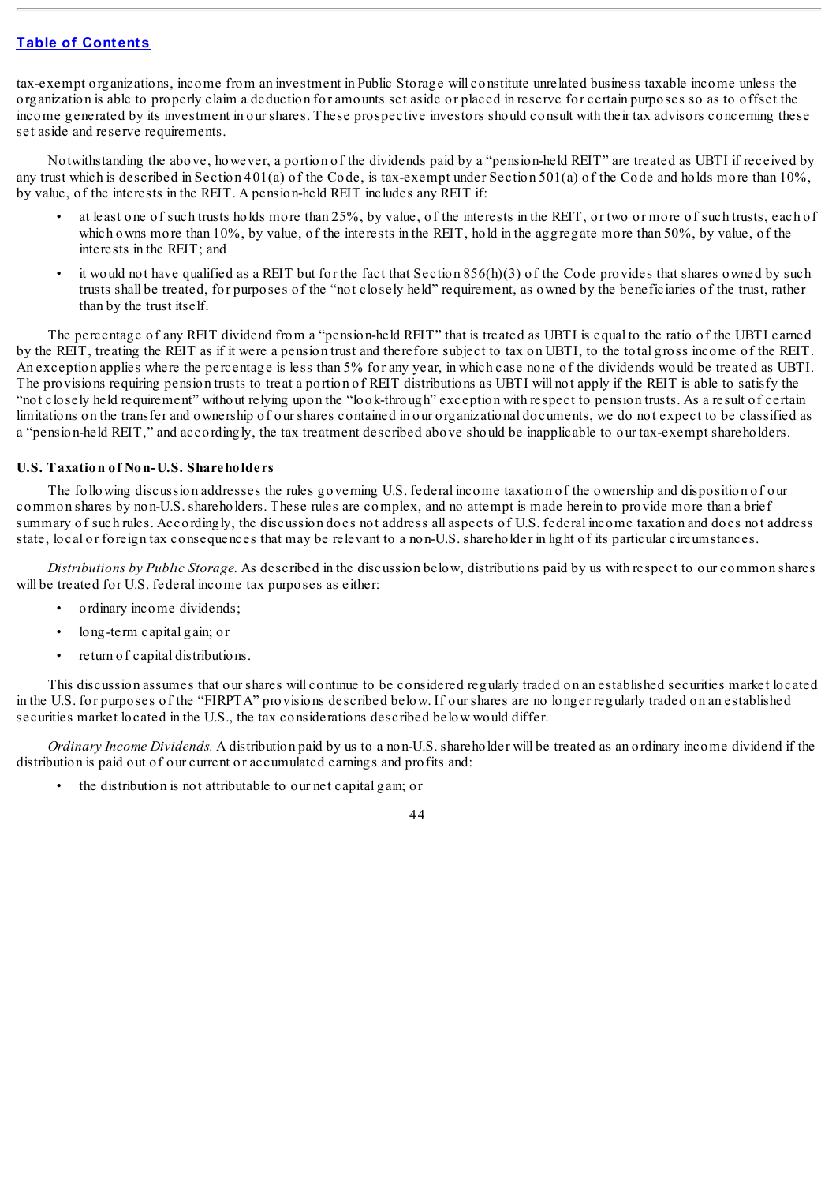tax-exempt organizations, income from an investment in Public Storage will constitute unrelated business taxable income unless the organization is able to properly claim a deduction for amounts set aside or placed in reserve for certain purposes so as to offset the income generated by its investment in our shares. These prospective investors should consult with their tax advisors concerning these set aside and reserve requirements.

Notwithstanding the above, however, a portion of the dividends paid by a "pension-held REIT" are treated as UBTI if received by any trust which is described in Section 401(a) of the Code, is tax-exempt under Section 501(a) of the Code and holds more than 10%, by value, of the interests in the REIT. A pension-held REIT includes any REIT if:

- at least one of such trusts holds more than 25%, by value, of the interests in the REIT, or two or more of such trusts, each of which owns more than 10%, by value, of the interests in the REIT, hold in the aggregate more than 50%, by value, of the interests in the REIT; and
- it would not have qualified as a REIT but for the fact that Section 856(h)(3) of the Code provides that shares owned by such trusts shall be treated, for purposes of the "not closely held" requirement, as owned by the beneficiaries of the trust, rather than by the trust itself.

The percentage of any REIT dividend from a "pension-held REIT" that is treated as UBTI is equal to the ratio of the UBTI earned by the REIT, treating the REIT as if it were a pension trust and therefore subject to tax on UBTI, to the total gross income of the REIT. An exception applies where the percentage is less than 5% for any year, in which case none of the dividends would be treated as UBTI. The provisions requiring pension trusts to treat a portion of REIT distributions as UBTI will not apply if the REIT is able to satisfy the "not closely held requirement" without relying upon the "look-through" exception with respect to pension trusts. As a result of certain limitations on the transfer and ownership of our shares contained in our organizational documents, we do not expect to be classified as a "pension-held REIT," and accordingly, the tax treatment described above should be inapplicable to our tax-exempt shareholders.

### U.S. Taxation of Non-U.S. Shareholders

The following discussion addresses the rules governing U.S. federal income taxation of the ownership and disposition of our common shares by non-U.S. shareholders. These rules are complex, and no attempt is made herein to provide more than a brief summary of such rules. Accordingly, the discussion does not address all aspects of U.S. federal income taxation and does not address state, local or foreign tax consequences that may be relevant to a non-U.S. shareholder in light of its particular circumstances.

*Distributions by Public Storage.* As described in the discussion below, distributions paid by us with respect to our common shares will be treated for U.S. federal income tax purposes as either:

- ordinary income dividends;
- long-term capital gain; or
- return of capital distributions.

This discussion assumes that our shares will continue to be considered regularly traded on an established securities market located in the U.S. for purposes of the "FIRPTA" provisions described below. If our shares are no longer regularly traded on an established securities market located in the U.S., the tax considerations described below would differ.

*Ordinary Income Dividends.* A distribution paid by us to a non-U.S. shareholder will be treated as an ordinary income dividend if the distribution is paid out of our current or accumulated earnings and profits and:

- the distribution is not attributable to our net capital gain; or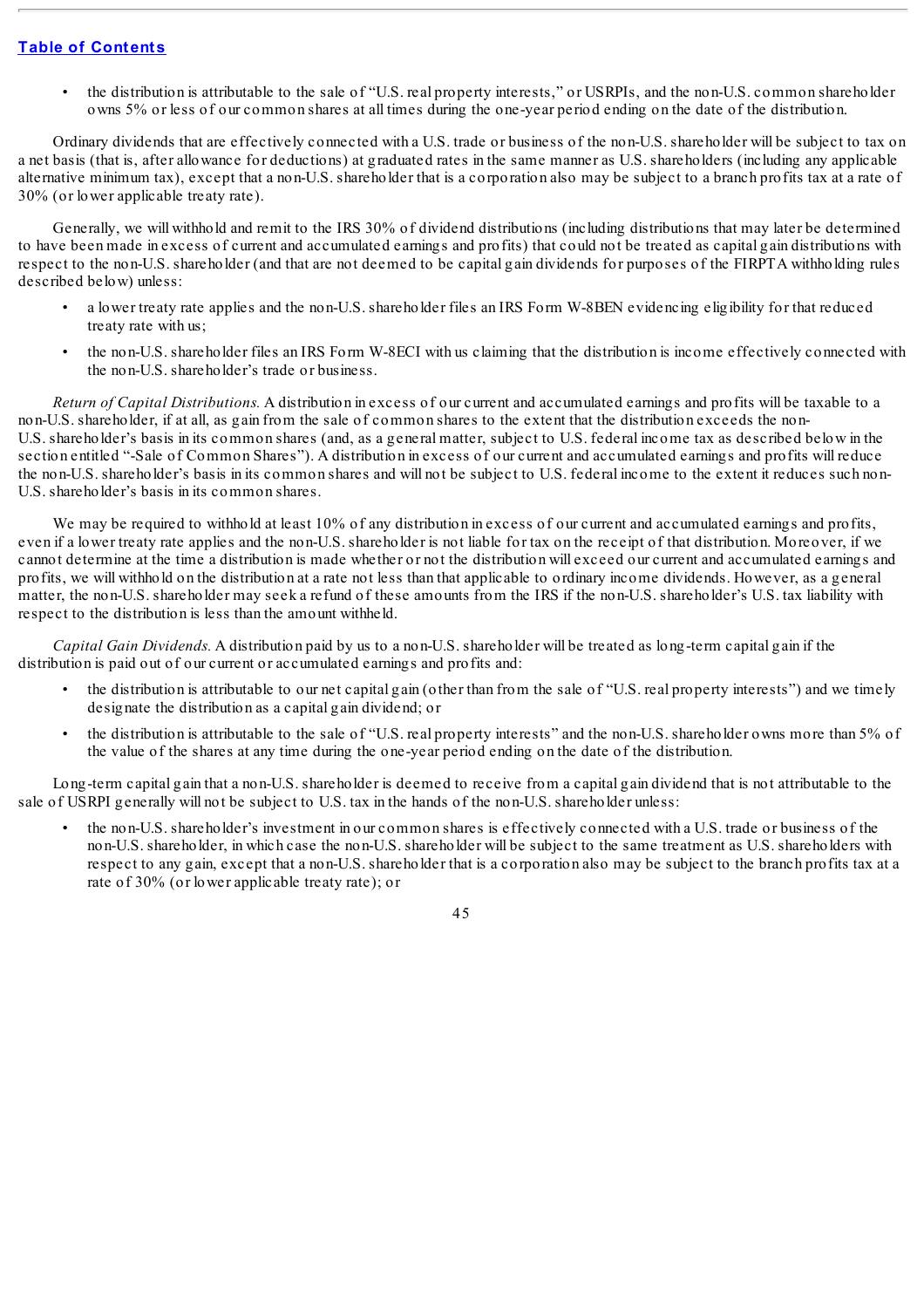- the distribution is attributable to the sale of "U.S. real property interests," or USRPIs, and the non-U.S. common shareholder owns 5% or less of our common shares at all times during the one-year period ending on the date of the distribution.

Ordinary dividends that are effectively connected with a U.S. trade or business of the non-U.S. shareholder will be subject to tax on a net basis (that is, after allowance for deductions) at graduated rates in the same manner as U.S. shareholders (including any applicable alternative minimum tax), except that a non-U.S. shareholder that is a corporation also may be subject to a branch profits tax at a rate of 30% (or lower applicable treaty rate).

Generally, we will withhold and remit to the IRS 30% of dividend distributions (including distributions that may later be determined to have been made in excess of current and accumulated earnings and profits) that could not be treated as capital gain distributions with respect to the non-U.S. shareholder (and that are not deemed to be capital gain dividends for purposes of the FIRPTA withholding rules described below) unless:

- a lower treaty rate applies and the non-U.S. shareholder files an IRS Form W-8BEN evidencing eligibility for that reduced treaty rate with us;
- the non-U.S. shareholder files an IRS Form W-8ECI with us claiming that the distribution is income effectively connected with the non-U.S. shareholder's trade or business.

*Return of Capital Distributions.* A distribution in excess of our current and accumulated earnings and profits will be taxable to a non-U.S. shareholder, if at all, as gain from the sale of common shares to the extent that the distribution exceeds the non-U.S. shareholder's basis in its common shares (and, as a general matter, subject to U.S. federal income tax as described below in the section entitled "-Sale of Common Shares"). A distribution in excess of our current and accumulated earnings and profits will reduce the non-U.S. shareholder's basis in its common shares and will not be subject to U.S. federal income to the extent it reduces such non-U.S. shareholder's basis in its common shares.

We may be required to withhold at least 10% of any distribution in excess of our current and accumulated earnings and profits, even if a lower treaty rate applies and the non-U.S. shareholder is not liable for tax on the receipt of that distribution. Moreover, if we cannot determine at the time a distribution is made whether or not the distribution will exceed our current and accumulated earnings and profits, we will withhold on the distribution at a rate not less than that applicable to ordinary income dividends. However, as a general matter, the non-U.S. shareholder may seek a refund of these amounts from the IRS if the non-U.S. shareholder's U.S. tax liability with respect to the distribution is less than the amount withheld.

*Capital Gain Dividends.* A distribution paid by us to a non-U.S. shareholder will be treated as long-term capital gain if the distribution is paid out of our current or accumulated earnings and profits and:

- the distribution is attributable to our net capital gain (other than from the sale of "U.S. real property interests") and we timely designate the distribution as a capital gain dividend; or
- the distribution is attributable to the sale of "U.S. real property interests" and the non-U.S. shareholder owns more than 5% of the value of the shares at any time during the one-year period ending on the date of the distribution.

Long-term capital gain that a non-U.S. shareholder is deemed to receive from a capital gain dividend that is not attributable to the sale of USRPI generally will not be subject to U.S. tax in the hands of the non-U.S. shareholder unless:

- the non-U.S. shareholder's investment in our common shares is effectively connected with a U.S. trade or business of the non-U.S. shareholder, in which case the non-U.S. shareholder will be subject to the same treatment as U.S. shareholders with respect to any gain, except that a non-U.S. shareholder that is a corporation also may be subject to the branch profits tax at a rate of 30% (or lower applicable treaty rate); or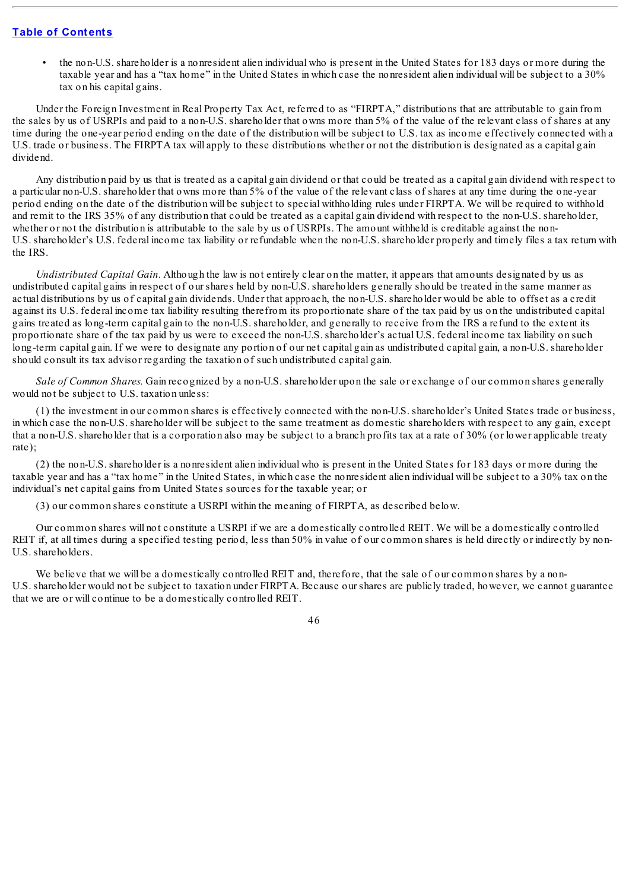- the non-U.S. shareholder is a nonresident alien individual who is present in the United States for 183 days or more during the taxable year and has a "tax home" in the United States in which case the nonresident alien individual will be subject to a 30% tax on his capital gains.

Under the Foreign Investment in Real Property Tax Act, referred to as "FIRPTA," distributions that are attributable to gain from the sales by us of USRPIs and paid to a non-U.S. shareholder that owns more than 5% of the value of the relevant class of shares at any time during the one-year period ending on the date of the distribution will be subject to U.S. tax as income effectively connected with a U.S. trade or business. The FIRPTA tax will apply to these distributions whether or not the distribution is designated as a capital gain dividend.

Any distribution paid by us that is treated as a capital gain dividend or that could be treated as a capital gain dividend with respect to a particular non-U.S. shareholder that owns more than 5% of the value of the relevant class of shares at any time during the one-year period ending on the date of the distribution will be subject to special withholding rules under FIRPTA. We will be required to withhold and remit to the IRS 35% of any distribution that could be treated as a capital gain dividend with respect to the non-U.S. shareholder, whether or not the distribution is attributable to the sale by us of USRPIs. The amount withheld is creditable against the non-U.S. shareholder's U.S. federal income tax liability or refundable when the non-U.S. shareholder properly and timely files a tax return with the IRS.

*Undistributed Capital Gain.* Although the law is not entirely clear on the matter, it appears that amounts designated by us as undistributed capital gains in respect of our shares held by non-U.S. shareholders generally should be treated in the same manner as actual distributions by us of capital gain dividends. Under that approach, the non-U.S. shareholder would be able to offset as a credit against its U.S. federal income tax liability resulting therefrom its proportionate share of the tax paid by us on the undistributed capital gains treated as long-term capital gain to the non-U.S. shareholder, and generally to receive from the IRS a refund to the extent its proportionate share of the tax paid by us were to exceed the non-U.S. shareholder's actual U.S. federal income tax liability on such long-term capital gain. If we were to designate any portion of our net capital gain as undistributed capital gain, a non-U.S. shareholder should consult its tax advisor regarding the taxation of such undistributed capital gain.

*Sale of Common Shares.* Gain recognized by a non-U.S. shareholder upon the sale or exchange of our common shares generally would not be subject to U.S. taxation unless:

(1) the investment in our common shares is effectively connected with the non-U.S. shareholder's United States trade or business, in which case the non-U.S. shareholder will be subject to the same treatment as domestic shareholders with respect to any gain, except that a non-U.S. shareholder that is a corporation also may be subject to a branch profits tax at a rate of 30% (or lower applicable treaty rate);

(2) the non-U.S. shareholder is a nonresident alien individual who is present in the United States for 183 days or more during the taxable year and has a "tax home" in the United States, in which case the nonresident alien individual will be subject to a 30% tax on the individual's net capital gains from United States sources for the taxable year; or

(3) our common shares constitute a USRPI within the meaning of FIRPTA, as described below.

Our common shares will not constitute a USRPI if we are a domestically controlled REIT. We will be a domestically controlled REIT if, at all times during a specified testing period, less than 50% in value of our common shares is held directly or indirectly by non-U.S. shareholders.

We believe that we will be a domestically controlled REIT and, therefore, that the sale of our common shares by a non-U.S. shareholder would not be subject to taxation under FIRPTA. Because our shares are publicly traded, however, we cannot guarantee that we are or will continue to be a domestically controlled REIT.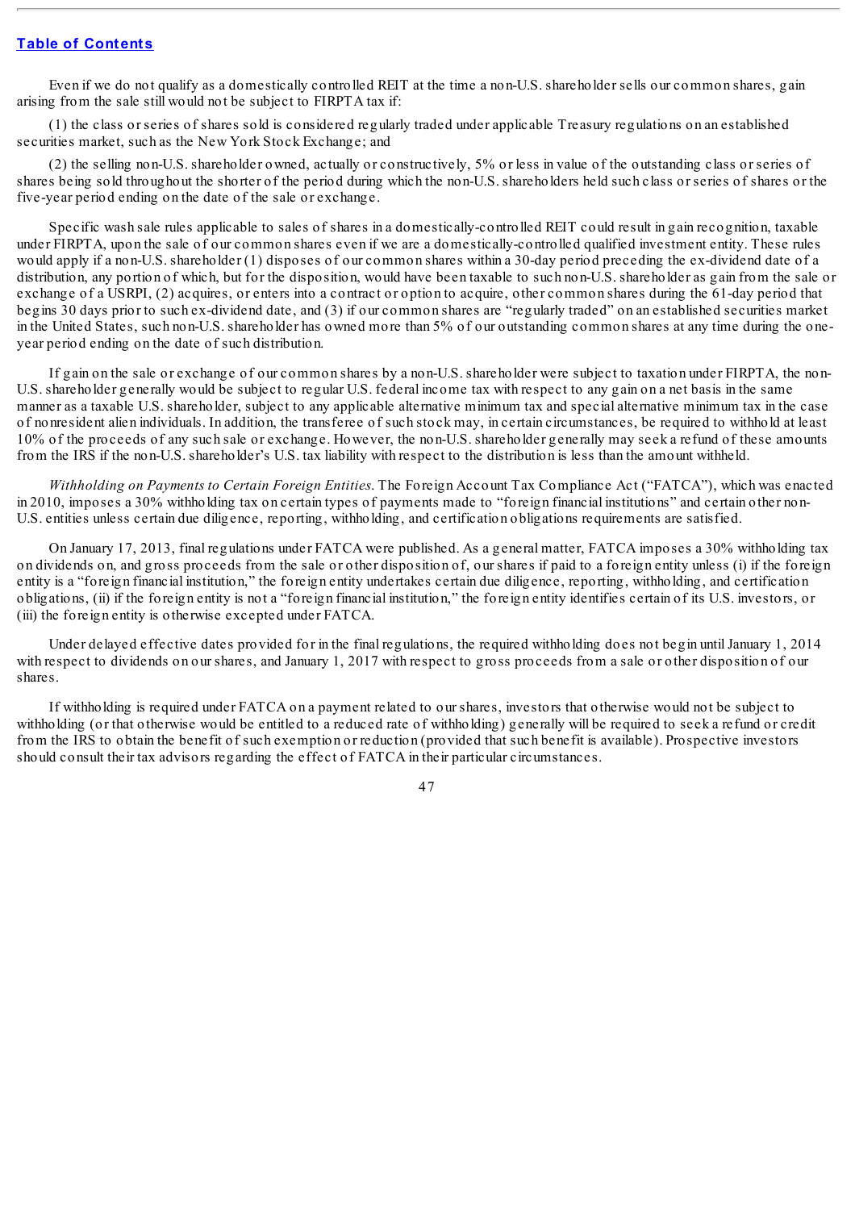Even if we do not qualify as a domestically controlled REIT at the time a non-U.S. shareholder sells our common shares, gain arising from the sale still would not be subject to FIRPTA tax if:

(1) the class or series of shares sold is considered regularly traded under applicable Treasury regulations on an established securities market, such as the New York Stock Exchange; and

(2) the selling non-U.S. shareholder owned, actually or constructively, 5% or less in value of the outstanding class or series of shares being sold throughout the shorter of the period during which the non-U.S. shareholders held such class or series of shares or the five-year period ending on the date of the sale or exchange.

Specific wash sale rules applicable to sales of shares in a domestically-controlled REIT could result in gain recognition, taxable under FIRPTA, upon the sale of our common shares even if we are a domestically-controlled qualified investment entity. These rules would apply if a non-U.S. shareholder (1) disposes of our common shares within a 30-day period preceding the ex-dividend date of a distribution, any portion of which, but for the disposition, would have been taxable to such non-U.S. shareholder as gain from the sale or exchange of a USRPI, (2) acquires, or enters into a contract or option to acquire, other common shares during the 61-day period that begins 30 days prior to such ex-dividend date, and (3) if our common shares are "regularly traded" on an established securities market in the United States, such non-U.S. shareholder has owned more than 5% of our outstanding common shares at any time during the one-year period ending on the date of such distribution.

If gain on the sale or exchange of our common shares by a non-U.S. shareholder were subject to taxation under FIRPTA, the non-U.S. shareholder generally would be subject to regular U.S. federal income tax with respect to any gain on a net basis in the same manner as a taxable U.S. shareholder, subject to any applicable alternative minimum tax and special alternative minimum tax in the case of nonresident alien individuals. In addition, the transferee of such stock may, in certain circumstances, be required to withhold at least 10% of the proceeds of any such sale or exchange. However, the non-U.S. shareholder generally may seek a refund of these amounts from the IRS if the non-U.S. shareholder's U.S. tax liability with respect to the distribution is less than the amount withheld.

*Withholding on Payments to Certain Foreign Entities.* The Foreign Account Tax Compliance Act ("FATCA"), which was enacted in 2010, imposes a 30% withholding tax on certain types of payments made to "foreign financial institutions" and certain other non-U.S. entities unless certain due diligence, reporting, withholding, and certification obligations requirements are satisfied.

On January 17, 2013, final regulations under FATCA were published. As a general matter, FATCA imposes a 30% withholding tax on dividends on, and gross proceeds from the sale or other disposition of, our shares if paid to a foreign entity unless (i) if the foreign entity is a "foreign financial institution," the foreign entity undertakes certain due diligence, reporting, withholding, and certification obligations, (ii) if the foreign entity is not a "foreign financial institution," the foreign entity identifies certain of its U.S. investors, or (iii) the foreign entity is otherwise excepted under FATCA.

Under delayed effective dates provided for in the final regulations, the required withholding does not begin until January 1, 2014 with respect to dividends on our shares, and January 1, 2017 with respect to gross proceeds from a sale or other disposition of our shares.

If withholding is required under FATCA on a payment related to our shares, investors that otherwise would not be subject to withholding (or that otherwise would be entitled to a reduced rate of withholding) generally will be required to seek a refund or credit from the IRS to obtain the benefit of such exemption or reduction (provided that such benefit is available). Prospective investors should consult their tax advisors regarding the effect of FATCA in their particular circumstances.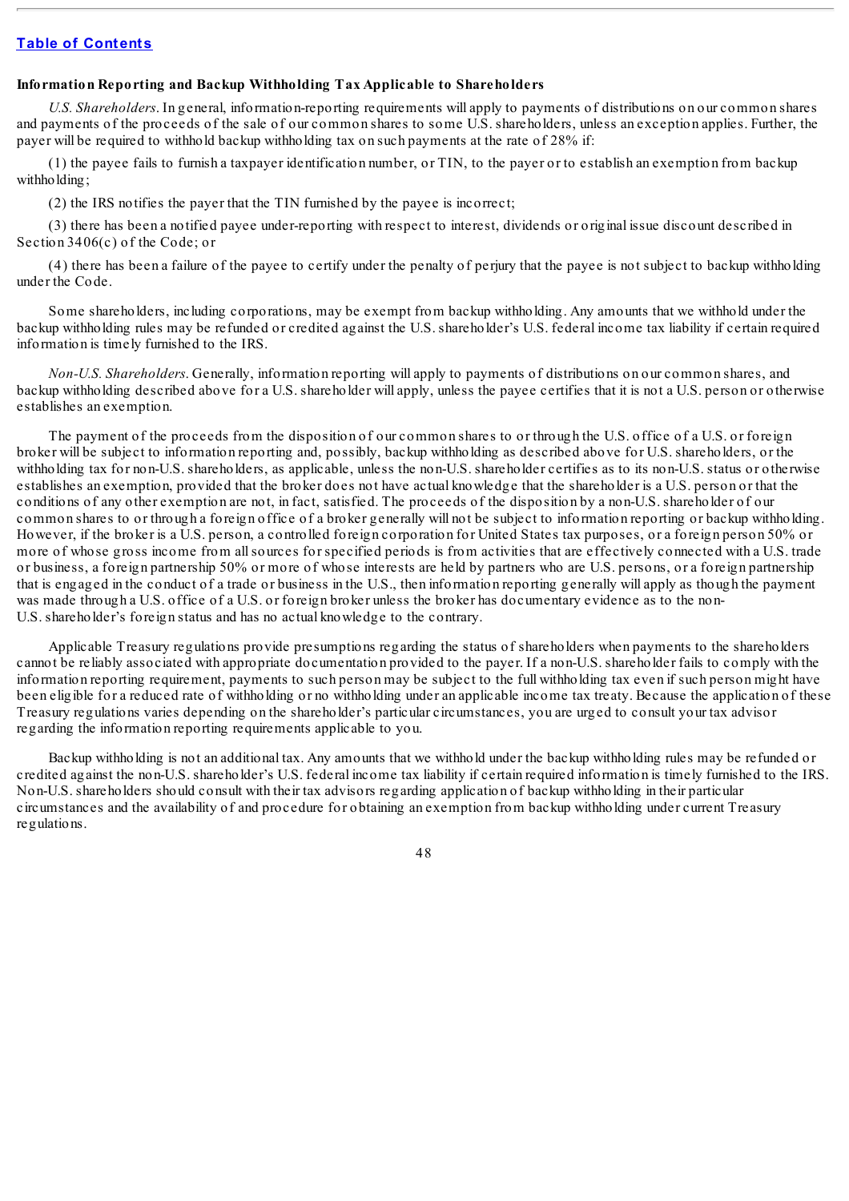**Information Reporting and Backup Withholding Tax Applicable to Shareholders**

*U.S. Shareholders*. In general, information-reporting requirements will apply to payments of distributions on our common shares and payments of the proceeds of the sale of our common shares to some U.S. shareholders, unless an exception applies. Further, the payer will be required to withhold backup withholding tax on such payments at the rate of 28% if:

(1) the payee fails to furnish a taxpayer identification number, or TIN, to the payer or to establish an exemption from backup withholding;

(2) the IRS notifies the payer that the TIN furnished by the payee is incorrect;

(3) there has been a notified payee under-reporting with respect to interest, dividends or original issue discount described in Section 3406(c) of the Code; or

(4) there has been a failure of the payee to certify under the penalty of perjury that the payee is not subject to backup withholding under the Code.

Some shareholders, including corporations, may be exempt from backup withholding. Any amounts that we withhold under the backup withholding rules may be refunded or credited against the U.S. shareholder's U.S. federal income tax liability if certain required information is timely furnished to the IRS.

*Non-U.S. Shareholders*. Generally, information reporting will apply to payments of distributions on our common shares, and backup withholding described above for a U.S. shareholder will apply, unless the payee certifies that it is not a U.S. person or otherwise establishes an exemption.

The payment of the proceeds from the disposition of our common shares to or through the U.S. office of a U.S. or foreign broker will be subject to information reporting and, possibly, backup withholding as described above for U.S. shareholders, or the withholding tax for non-U.S. shareholders, as applicable, unless the non-U.S. shareholder certifies as to its non-U.S. status or otherwise establishes an exemption, provided that the broker does not have actual knowledge that the shareholder is a U.S. person or that the conditions of any other exemption are not, in fact, satisfied. The proceeds of the disposition by a non-U.S. shareholder of our common shares to or through a foreign office of a broker generally will not be subject to information reporting or backup withholding. However, if the broker is a U.S. person, a controlled foreign corporation for United States tax purposes, or a foreign person 50% or more of whose gross income from all sources for specified periods is from activities that are effectively connected with a U.S. trade or business, a foreign partnership 50% or more of whose interests are held by partners who are U.S. persons, or a foreign partnership that is engaged in the conduct of a trade or business in the U.S., then information reporting generally will apply as though the payment was made through a U.S. office of a U.S. or foreign broker unless the broker has documentary evidence as to the non-U.S. shareholder's foreign status and has no actual knowledge to the contrary.

Applicable Treasury regulations provide presumptions regarding the status of shareholders when payments to the shareholders cannot be reliably associated with appropriate documentation provided to the payer. If a non-U.S. shareholder fails to comply with the information reporting requirement, payments to such person may be subject to the full withholding tax even if such person might have been eligible for a reduced rate of withholding or no withholding under an applicable income tax treaty. Because the application of these Treasury regulations varies depending on the shareholder's particular circumstances, you are urged to consult your tax advisor regarding the information reporting requirements applicable to you.

Backup withholding is not an additional tax. Any amounts that we withhold under the backup withholding rules may be refunded or credited against the non-U.S. shareholder's U.S. federal income tax liability if certain required information is timely furnished to the IRS. Non-U.S. shareholders should consult with their tax advisors regarding application of backup withholding in their particular circumstances and the availability of and procedure for obtaining an exemption from backup withholding under current Treasury regulations.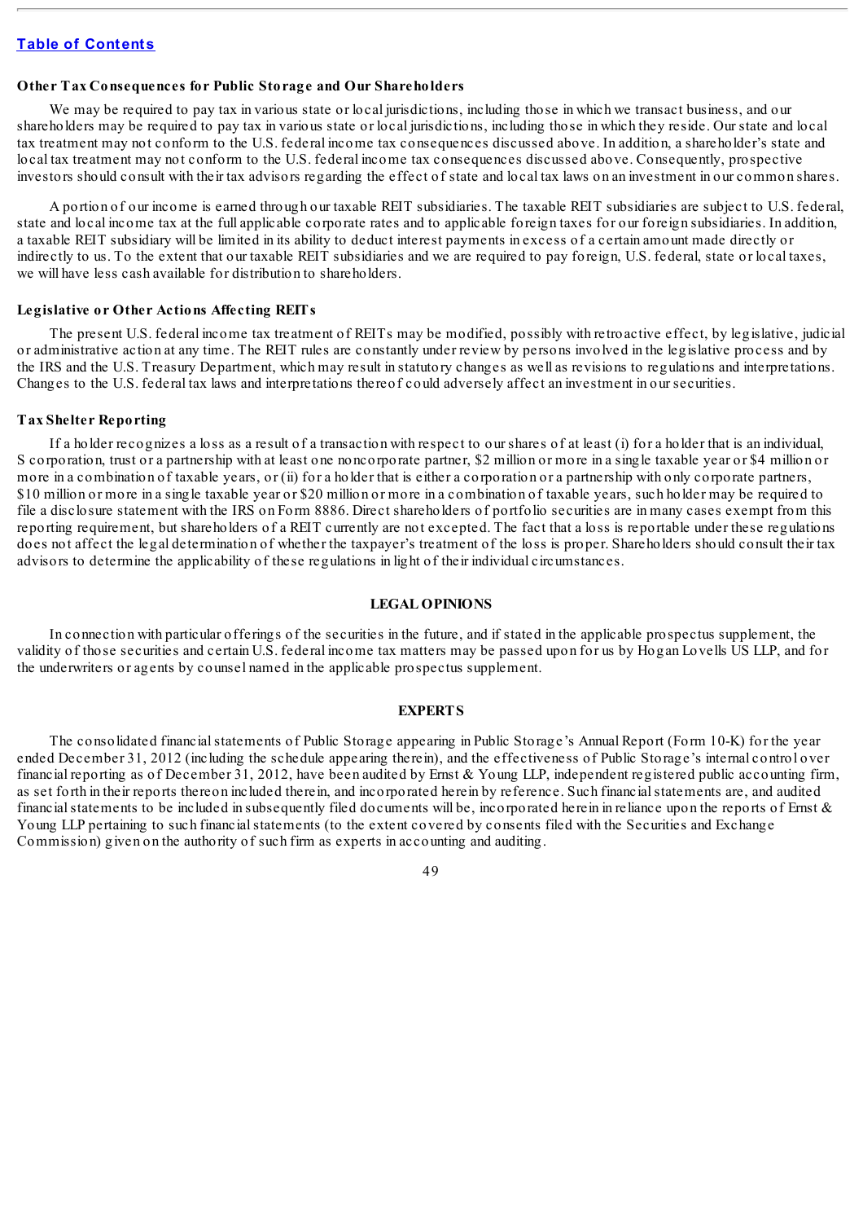**Other Tax Consequences for Public Storage and Our Shareholders**

We may be required to pay tax in various state or local jurisdictions, including those in which we transact business, and our shareholders may be required to pay tax in various state or local jurisdictions, including those in which they reside. Our state and local tax treatment may not conform to the U.S. federal income tax consequences discussed above. In addition, a shareholder's state and local tax treatment may not conform to the U.S. federal income tax consequences discussed above. Consequently, prospective investors should consult with their tax advisors regarding the effect of state and local tax laws on an investment in our common shares.

A portion of our income is earned through our taxable REIT subsidiaries. The taxable REIT subsidiaries are subject to U.S. federal, state and local income tax at the full applicable corporate rates and to applicable foreign taxes for our foreign subsidiaries. In addition, a taxable REIT subsidiary will be limited in its ability to deduct interest payments in excess of a certain amount made directly or indirectly to us. To the extent that our taxable REIT subsidiaries and we are required to pay foreign, U.S. federal, state or local taxes, we will have less cash available for distribution to shareholders.

**Legislative or Other Actions Affecting REITs**

The present U.S. federal income tax treatment of REITs may be modified, possibly with retroactive effect, by legislative, judicial or administrative action at any time. The REIT rules are constantly under review by persons involved in the legislative process and by the IRS and the U.S. Treasury Department, which may result in statutory changes as well as revisions to regulations and interpretations. Changes to the U.S. federal tax laws and interpretations thereof could adversely affect an investment in our securities.

**Tax Shelter Reporting**

If a holder recognizes a loss as a result of a transaction with respect to our shares of at least (i) for a holder that is an individual, S corporation, trust or a partnership with at least one noncorporate partner, \$2 million or more in a single taxable year or \$4 million or more in a combination of taxable years, or (ii) for a holder that is either a corporation or a partnership with only corporate partners, \$10 million or more in a single taxable year or \$20 million or more in a combination of taxable years, such holder may be required to file a disclosure statement with the IRS on Form 8886. Direct shareholders of portfolio securities are in many cases exempt from this reporting requirement, but shareholders of a REIT currently are not excepted. The fact that a loss is reportable under these regulations does not affect the legal determination of whether the taxpayer's treatment of the loss is proper. Shareholders should consult their tax advisors to determine the applicability of these regulations in light of their individual circumstances.

## LEGAL OPINIONS

In connection with particular offerings of the securities in the future, and if stated in the applicable prospectus supplement, the validity of those securities and certain U.S. federal income tax matters may be passed upon for us by Hogan Lovells US LLP, and for the underwriters or agents by counsel named in the applicable prospectus supplement.

## EXPERTS

The consolidated financial statements of Public Storage appearing in Public Storage's Annual Report (Form 10-K) for the year ended December 31, 2012 (including the schedule appearing therein), and the effectiveness of Public Storage's internal control over financial reporting as of December 31, 2012, have been audited by Ernst & Young LLP, independent registered public accounting firm, as set forth in their reports thereon included therein, and incorporated herein by reference. Such financial statements are, and audited financial statements to be included in subsequently filed documents will be, incorporated herein in reliance upon the reports of Ernst & Young LLP pertaining to such financial statements (to the extent covered by consents filed with the Securities and Exchange Commission) given on the authority of such firm as experts in accounting and auditing.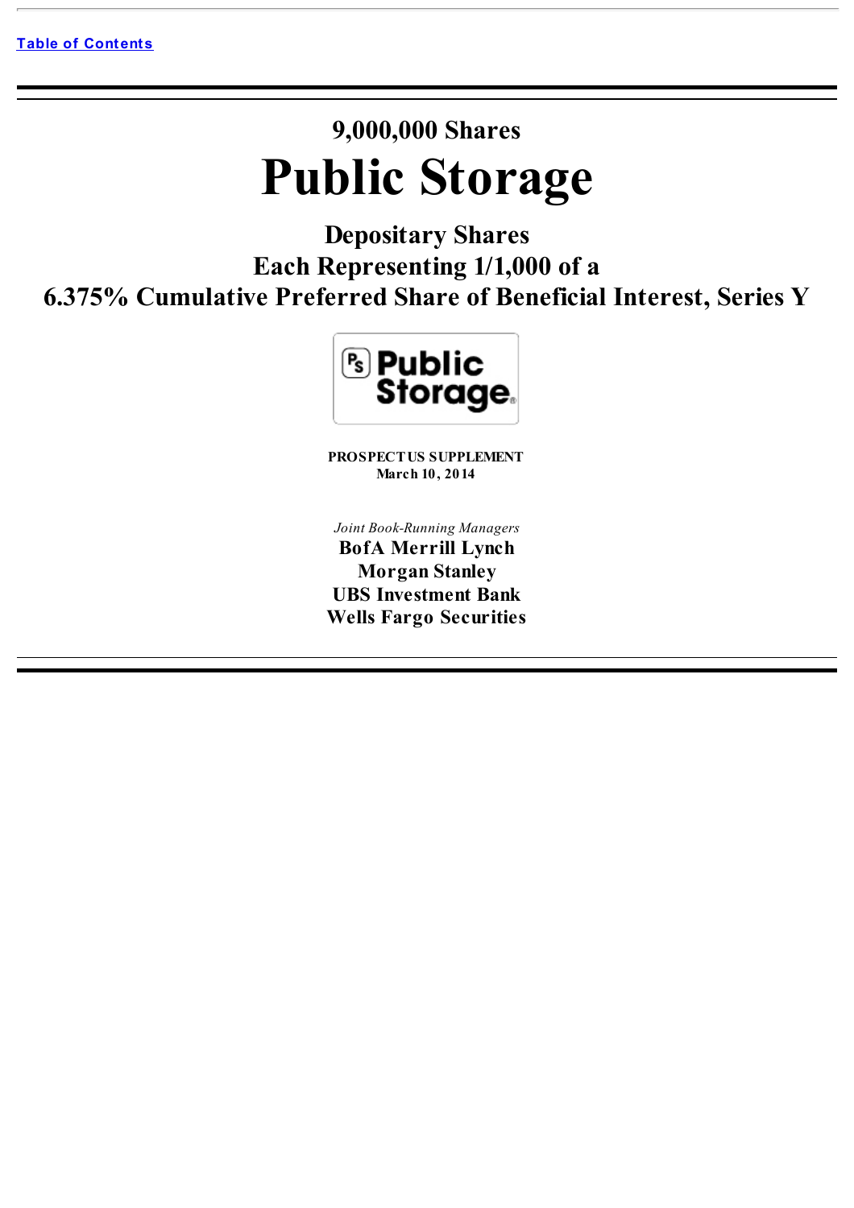Table of Contents

# 9,000,000 Shares

# Public Storage

## Depositary Shares
## Each Representing 1/1,000 of a
## 6.375% Cumulative Preferred Share of Beneficial Interest, Series Y

Public Storage

**PROSPECTUS SUPPLEMENT**
**March 10, 2014**

*Joint Book-Running Managers*

**BofA Merrill Lynch**
**Morgan Stanley**
**UBS Investment Bank**
**Wells Fargo Securities**